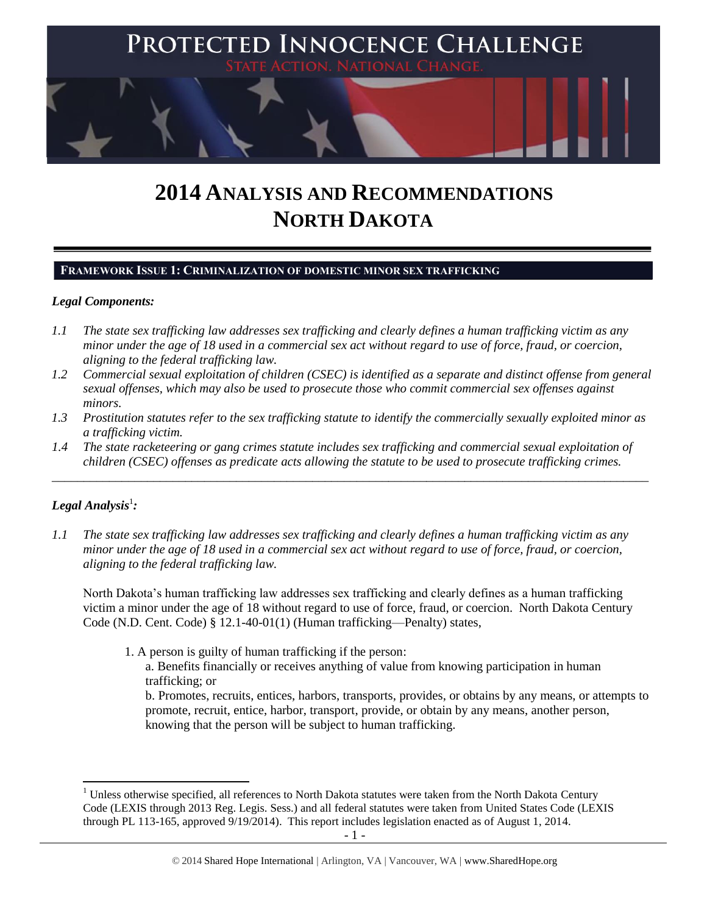# PROTECTED INNOCENCE CHALLENGE

STATE ACTION. NATIONAL CHANGE.

# 2014 ANALYSIS AND RECOMMENDATIONS NORTH DAKOTA

## FRAMEWORK ISSUE 1: CRIMINALIZATION OF DOMESTIC MINOR SEX TRAFFICKING

### *Legal Components:*

*1.1 The state sex trafficking law addresses sex trafficking and clearly defines a human trafficking victim as any minor under the age of 18 used in a commercial sex act without regard to use of force, fraud, or coercion, aligning to the federal trafficking law.*

*1.2 Commercial sexual exploitation of children (CSEC) is identified as a separate and distinct offense from general sexual offenses, which may also be used to prosecute those who commit commercial sex offenses against minors.*

*1.3 Prostitution statutes refer to the sex trafficking statute to identify the commercially sexually exploited minor as a trafficking victim.*

*1.4 The state racketeering or gang crimes statute includes sex trafficking and commercial sexual exploitation of children (CSEC) offenses as predicate acts allowing the statute to be used to prosecute trafficking crimes.*

---

### *Legal Analysis*[1]*:*

*1.1 The state sex trafficking law addresses sex trafficking and clearly defines a human trafficking victim as any minor under the age of 18 used in a commercial sex act without regard to use of force, fraud, or coercion, aligning to the federal trafficking law.*

North Dakota's human trafficking law addresses sex trafficking and clearly defines as a human trafficking victim a minor under the age of 18 without regard to use of force, fraud, or coercion. North Dakota Century Code (N.D. Cent. Code) § 12.1-40-01(1) (Human trafficking—Penalty) states,

> 1. A person is guilty of human trafficking if the person:
>
> a. Benefits financially or receives anything of value from knowing participation in human trafficking; or
>
> b. Promotes, recruits, entices, harbors, transports, provides, or obtains by any means, or attempts to promote, recruit, entice, harbor, transport, provide, or obtain by any means, another person, knowing that the person will be subject to human trafficking.

[1] Unless otherwise specified, all references to North Dakota statutes were taken from the North Dakota Century Code (LEXIS through 2013 Reg. Legis. Sess.) and all federal statutes were taken from United States Code (LEXIS through PL 113-165, approved 9/19/2014). This report includes legislation enacted as of August 1, 2014.

© 2014 Shared Hope International | Arlington, VA | Vancouver, WA | www.SharedHope.org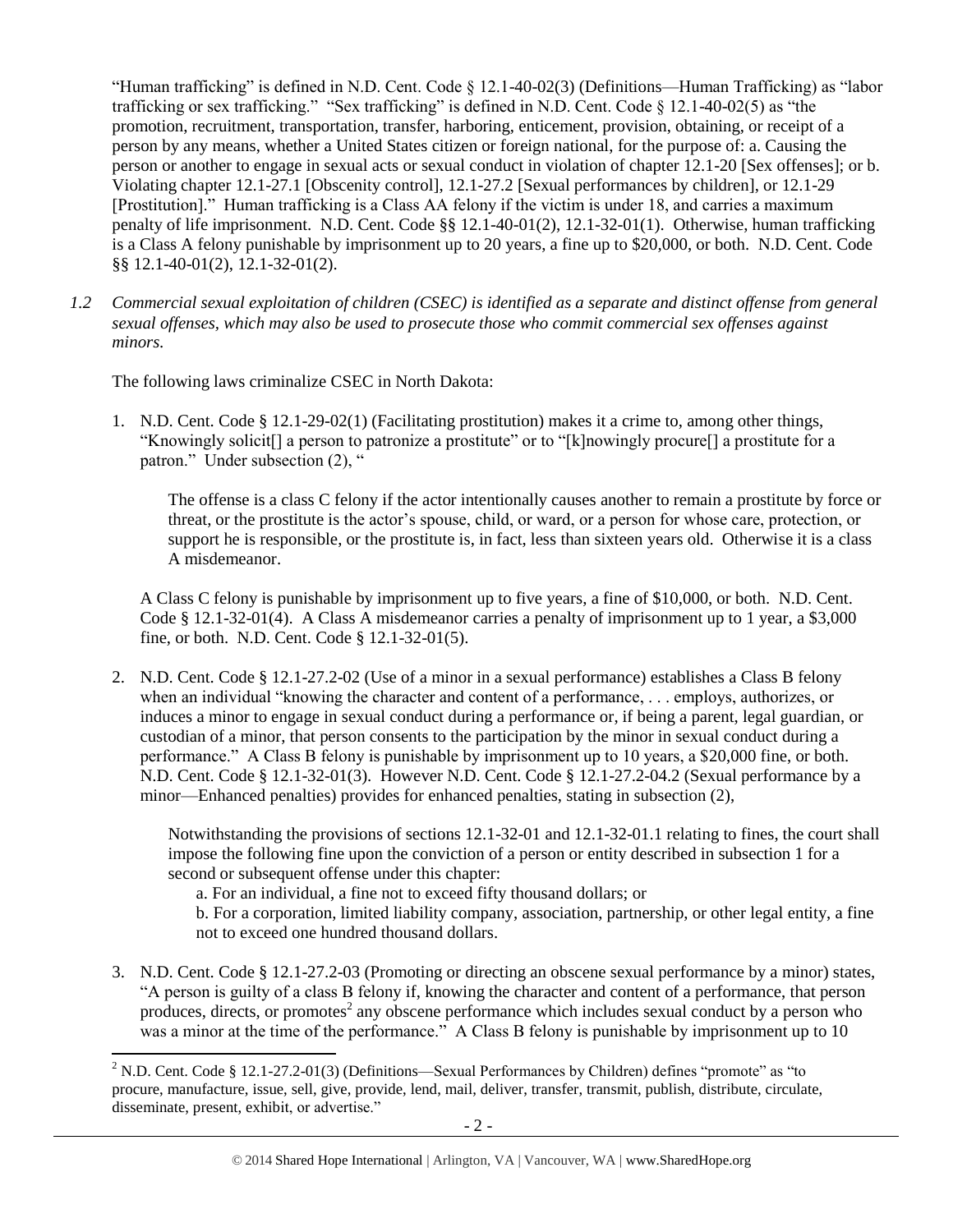"Human trafficking" is defined in N.D. Cent. Code § 12.1-40-02(3) (Definitions—Human Trafficking) as "labor trafficking or sex trafficking." "Sex trafficking" is defined in N.D. Cent. Code § 12.1-40-02(5) as "the promotion, recruitment, transportation, transfer, harboring, enticement, provision, obtaining, or receipt of a person by any means, whether a United States citizen or foreign national, for the purpose of: a. Causing the person or another to engage in sexual acts or sexual conduct in violation of chapter 12.1-20 [Sex offenses]; or b. Violating chapter 12.1-27.1 [Obscenity control], 12.1-27.2 [Sexual performances by children], or 12.1-29 [Prostitution]." Human trafficking is a Class AA felony if the victim is under 18, and carries a maximum penalty of life imprisonment. N.D. Cent. Code §§ 12.1-40-01(2), 12.1-32-01(1). Otherwise, human trafficking is a Class A felony punishable by imprisonment up to 20 years, a fine up to $20,000, or both. N.D. Cent. Code §§ 12.1-40-01(2), 12.1-32-01(2).

*1.2 Commercial sexual exploitation of children (CSEC) is identified as a separate and distinct offense from general sexual offenses, which may also be used to prosecute those who commit commercial sex offenses against minors.*

The following laws criminalize CSEC in North Dakota:

1. N.D. Cent. Code § 12.1-29-02(1) (Facilitating prostitution) makes it a crime to, among other things, "Knowingly solicit[] a person to patronize a prostitute" or to "[k]nowingly procure[] a prostitute for a patron." Under subsection (2), "

   The offense is a class C felony if the actor intentionally causes another to remain a prostitute by force or threat, or the prostitute is the actor's spouse, child, or ward, or a person for whose care, protection, or support he is responsible, or the prostitute is, in fact, less than sixteen years old. Otherwise it is a class A misdemeanor.

   A Class C felony is punishable by imprisonment up to five years, a fine of $10,000, or both. N.D. Cent. Code § 12.1-32-01(4). A Class A misdemeanor carries a penalty of imprisonment up to 1 year, a $3,000 fine, or both. N.D. Cent. Code § 12.1-32-01(5).

2. N.D. Cent. Code § 12.1-27.2-02 (Use of a minor in a sexual performance) establishes a Class B felony when an individual "knowing the character and content of a performance, . . . employs, authorizes, or induces a minor to engage in sexual conduct during a performance or, if being a parent, legal guardian, or custodian of a minor, that person consents to the participation by the minor in sexual conduct during a performance." A Class B felony is punishable by imprisonment up to 10 years, a $20,000 fine, or both. N.D. Cent. Code § 12.1-32-01(3). However N.D. Cent. Code § 12.1-27.2-04.2 (Sexual performance by a minor—Enhanced penalties) provides for enhanced penalties, stating in subsection (2),

   Notwithstanding the provisions of sections 12.1-32-01 and 12.1-32-01.1 relating to fines, the court shall impose the following fine upon the conviction of a person or entity described in subsection 1 for a second or subsequent offense under this chapter:

   a. For an individual, a fine not to exceed fifty thousand dollars; or

   b. For a corporation, limited liability company, association, partnership, or other legal entity, a fine not to exceed one hundred thousand dollars.

3. N.D. Cent. Code § 12.1-27.2-03 (Promoting or directing an obscene sexual performance by a minor) states, "A person is guilty of a class B felony if, knowing the character and content of a performance, that person produces, directs, or promotes[2] any obscene performance which includes sexual conduct by a person who was a minor at the time of the performance." A Class B felony is punishable by imprisonment up to 10

[2] N.D. Cent. Code § 12.1-27.2-01(3) (Definitions—Sexual Performances by Children) defines "promote" as "to procure, manufacture, issue, sell, give, provide, lend, mail, deliver, transfer, transmit, publish, distribute, circulate, disseminate, present, exhibit, or advertise."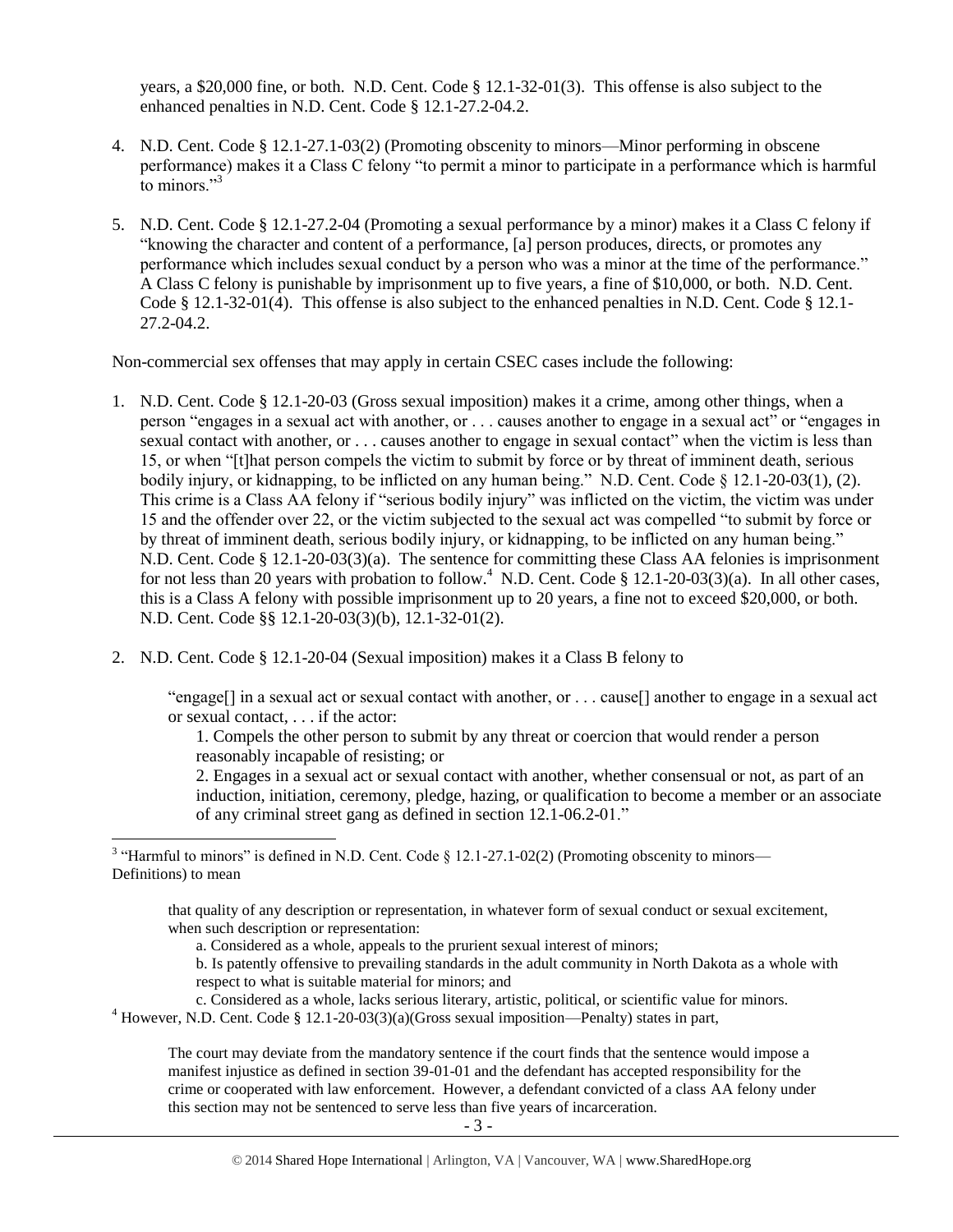years, a $20,000 fine, or both. N.D. Cent. Code § 12.1-32-01(3). This offense is also subject to the enhanced penalties in N.D. Cent. Code § 12.1-27.2-04.2.

4. N.D. Cent. Code § 12.1-27.1-03(2) (Promoting obscenity to minors—Minor performing in obscene performance) makes it a Class C felony "to permit a minor to participate in a performance which is harmful to minors."[3]

5. N.D. Cent. Code § 12.1-27.2-04 (Promoting a sexual performance by a minor) makes it a Class C felony if "knowing the character and content of a performance, [a] person produces, directs, or promotes any performance which includes sexual conduct by a person who was a minor at the time of the performance." A Class C felony is punishable by imprisonment up to five years, a fine of $10,000, or both. N.D. Cent. Code § 12.1-32-01(4). This offense is also subject to the enhanced penalties in N.D. Cent. Code § 12.1-27.2-04.2.

Non-commercial sex offenses that may apply in certain CSEC cases include the following:

1. N.D. Cent. Code § 12.1-20-03 (Gross sexual imposition) makes it a crime, among other things, when a person "engages in a sexual act with another, or . . . causes another to engage in a sexual act" or "engages in sexual contact with another, or . . . causes another to engage in sexual contact" when the victim is less than 15, or when "[t]hat person compels the victim to submit by force or by threat of imminent death, serious bodily injury, or kidnapping, to be inflicted on any human being." N.D. Cent. Code § 12.1-20-03(1), (2). This crime is a Class AA felony if "serious bodily injury" was inflicted on the victim, the victim was under 15 and the offender over 22, or the victim subjected to the sexual act was compelled "to submit by force or by threat of imminent death, serious bodily injury, or kidnapping, to be inflicted on any human being." N.D. Cent. Code § 12.1-20-03(3)(a). The sentence for committing these Class AA felonies is imprisonment for not less than 20 years with probation to follow.[4] N.D. Cent. Code § 12.1-20-03(3)(a). In all other cases, this is a Class A felony with possible imprisonment up to 20 years, a fine not to exceed $20,000, or both. N.D. Cent. Code §§ 12.1-20-03(3)(b), 12.1-32-01(2).

2. N.D. Cent. Code § 12.1-20-04 (Sexual imposition) makes it a Class B felony to

   "engage[] in a sexual act or sexual contact with another, or . . . cause[] another to engage in a sexual act or sexual contact, . . . if the actor:
   
   1. Compels the other person to submit by any threat or coercion that would render a person reasonably incapable of resisting; or
   
   2. Engages in a sexual act or sexual contact with another, whether consensual or not, as part of an induction, initiation, ceremony, pledge, hazing, or qualification to become a member or an associate of any criminal street gang as defined in section 12.1-06.2-01."

---

[3] "Harmful to minors" is defined in N.D. Cent. Code § 12.1-27.1-02(2) (Promoting obscenity to minors—Definitions) to mean

> that quality of any description or representation, in whatever form of sexual conduct or sexual excitement, when such description or representation:
>
> a. Considered as a whole, appeals to the prurient sexual interest of minors;
>
> b. Is patently offensive to prevailing standards in the adult community in North Dakota as a whole with respect to what is suitable material for minors; and
>
> c. Considered as a whole, lacks serious literary, artistic, political, or scientific value for minors.

[4] However, N.D. Cent. Code § 12.1-20-03(3)(a)(Gross sexual imposition—Penalty) states in part,

> The court may deviate from the mandatory sentence if the court finds that the sentence would impose a manifest injustice as defined in section 39-01-01 and the defendant has accepted responsibility for the crime or cooperated with law enforcement. However, a defendant convicted of a class AA felony under this section may not be sentenced to serve less than five years of incarceration.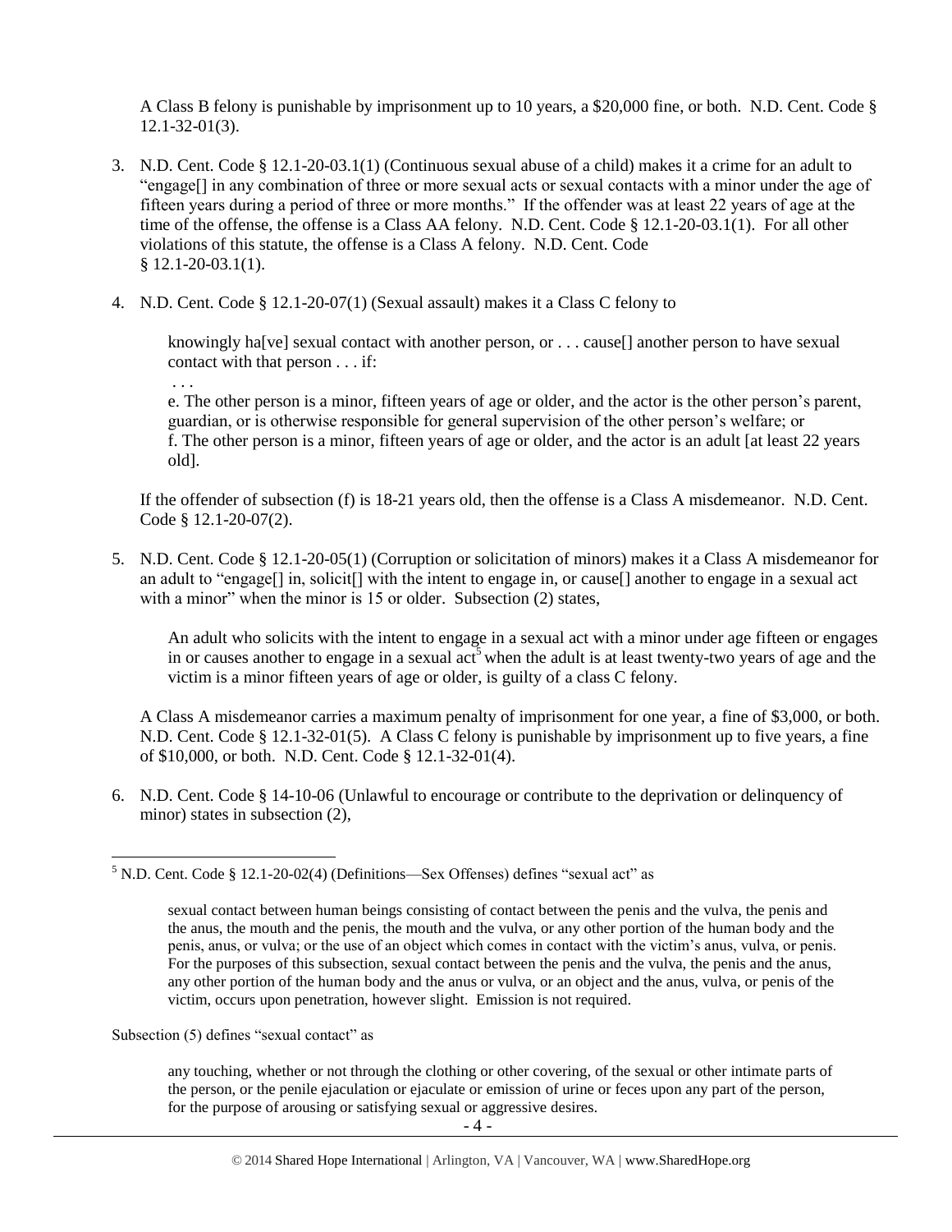A Class B felony is punishable by imprisonment up to 10 years, a $20,000 fine, or both. N.D. Cent. Code § 12.1-32-01(3).

3. N.D. Cent. Code § 12.1-20-03.1(1) (Continuous sexual abuse of a child) makes it a crime for an adult to "engage[] in any combination of three or more sexual acts or sexual contacts with a minor under the age of fifteen years during a period of three or more months." If the offender was at least 22 years of age at the time of the offense, the offense is a Class AA felony. N.D. Cent. Code § 12.1-20-03.1(1). For all other violations of this statute, the offense is a Class A felony. N.D. Cent. Code § 12.1-20-03.1(1).

4. N.D. Cent. Code § 12.1-20-07(1) (Sexual assault) makes it a Class C felony to

   > knowingly ha[ve] sexual contact with another person, or . . . cause[] another person to have sexual contact with that person . . . if:
   >
   > . . .
   >
   > e. The other person is a minor, fifteen years of age or older, and the actor is the other person's parent, guardian, or is otherwise responsible for general supervision of the other person's welfare; or
   > f. The other person is a minor, fifteen years of age or older, and the actor is an adult [at least 22 years old].

   If the offender of subsection (f) is 18-21 years old, then the offense is a Class A misdemeanor. N.D. Cent. Code § 12.1-20-07(2).

5. N.D. Cent. Code § 12.1-20-05(1) (Corruption or solicitation of minors) makes it a Class A misdemeanor for an adult to "engage[] in, solicit[] with the intent to engage in, or cause[] another to engage in a sexual act with a minor" when the minor is 15 or older. Subsection (2) states,

   > An adult who solicits with the intent to engage in a sexual act with a minor under age fifteen or engages in or causes another to engage in a sexual act[5] when the adult is at least twenty-two years of age and the victim is a minor fifteen years of age or older, is guilty of a class C felony.

   A Class A misdemeanor carries a maximum penalty of imprisonment for one year, a fine of $3,000, or both. N.D. Cent. Code § 12.1-32-01(5). A Class C felony is punishable by imprisonment up to five years, a fine of $10,000, or both. N.D. Cent. Code § 12.1-32-01(4).

6. N.D. Cent. Code § 14-10-06 (Unlawful to encourage or contribute to the deprivation or delinquency of minor) states in subsection (2),

---

[5] N.D. Cent. Code § 12.1-20-02(4) (Definitions—Sex Offenses) defines "sexual act" as

> sexual contact between human beings consisting of contact between the penis and the vulva, the penis and the anus, the mouth and the penis, the mouth and the vulva, or any other portion of the human body and the penis, anus, or vulva; or the use of an object which comes in contact with the victim's anus, vulva, or penis. For the purposes of this subsection, sexual contact between the penis and the vulva, the penis and the anus, any other portion of the human body and the anus or vulva, or an object and the anus, vulva, or penis of the victim, occurs upon penetration, however slight. Emission is not required.

Subsection (5) defines "sexual contact" as

> any touching, whether or not through the clothing or other covering, of the sexual or other intimate parts of the person, or the penile ejaculation or ejaculate or emission of urine or feces upon any part of the person, for the purpose of arousing or satisfying sexual or aggressive desires.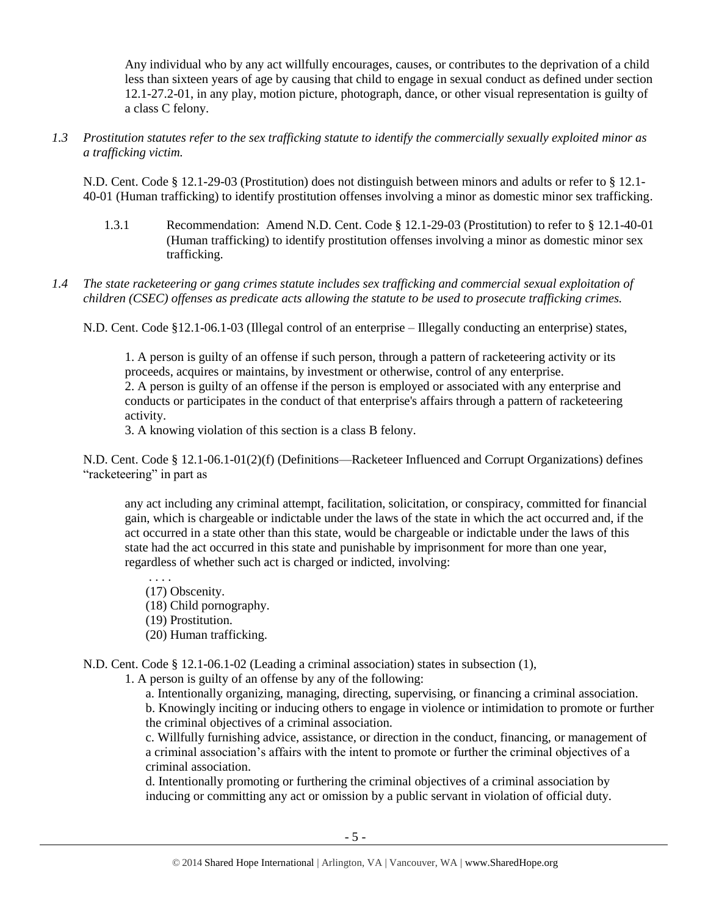> Any individual who by any act willfully encourages, causes, or contributes to the deprivation of a child less than sixteen years of age by causing that child to engage in sexual conduct as defined under section 12.1-27.2-01, in any play, motion picture, photograph, dance, or other visual representation is guilty of a class C felony.

*1.3 Prostitution statutes refer to the sex trafficking statute to identify the commercially sexually exploited minor as a trafficking victim.*

N.D. Cent. Code § 12.1-29-03 (Prostitution) does not distinguish between minors and adults or refer to § 12.1-40-01 (Human trafficking) to identify prostitution offenses involving a minor as domestic minor sex trafficking.

1.3.1 Recommendation: Amend N.D. Cent. Code § 12.1-29-03 (Prostitution) to refer to § 12.1-40-01 (Human trafficking) to identify prostitution offenses involving a minor as domestic minor sex trafficking.

*1.4 The state racketeering or gang crimes statute includes sex trafficking and commercial sexual exploitation of children (CSEC) offenses as predicate acts allowing the statute to be used to prosecute trafficking crimes.*

N.D. Cent. Code §12.1-06.1-03 (Illegal control of an enterprise – Illegally conducting an enterprise) states,

> 1. A person is guilty of an offense if such person, through a pattern of racketeering activity or its proceeds, acquires or maintains, by investment or otherwise, control of any enterprise.
> 2. A person is guilty of an offense if the person is employed or associated with any enterprise and conducts or participates in the conduct of that enterprise's affairs through a pattern of racketeering activity.
> 3. A knowing violation of this section is a class B felony.

N.D. Cent. Code § 12.1-06.1-01(2)(f) (Definitions—Racketeer Influenced and Corrupt Organizations) defines "racketeering" in part as

> any act including any criminal attempt, facilitation, solicitation, or conspiracy, committed for financial gain, which is chargeable or indictable under the laws of the state in which the act occurred and, if the act occurred in a state other than this state, would be chargeable or indictable under the laws of this state had the act occurred in this state and punishable by imprisonment for more than one year, regardless of whether such act is charged or indicted, involving:
>
> . . . .
> (17) Obscenity.
> (18) Child pornography.
> (19) Prostitution.
> (20) Human trafficking.

N.D. Cent. Code § 12.1-06.1-02 (Leading a criminal association) states in subsection (1),

> 1. A person is guilty of an offense by any of the following:
>
> a. Intentionally organizing, managing, directing, supervising, or financing a criminal association.
> b. Knowingly inciting or inducing others to engage in violence or intimidation to promote or further the criminal objectives of a criminal association.
> c. Willfully furnishing advice, assistance, or direction in the conduct, financing, or management of a criminal association's affairs with the intent to promote or further the criminal objectives of a criminal association.
> d. Intentionally promoting or furthering the criminal objectives of a criminal association by inducing or committing any act or omission by a public servant in violation of official duty.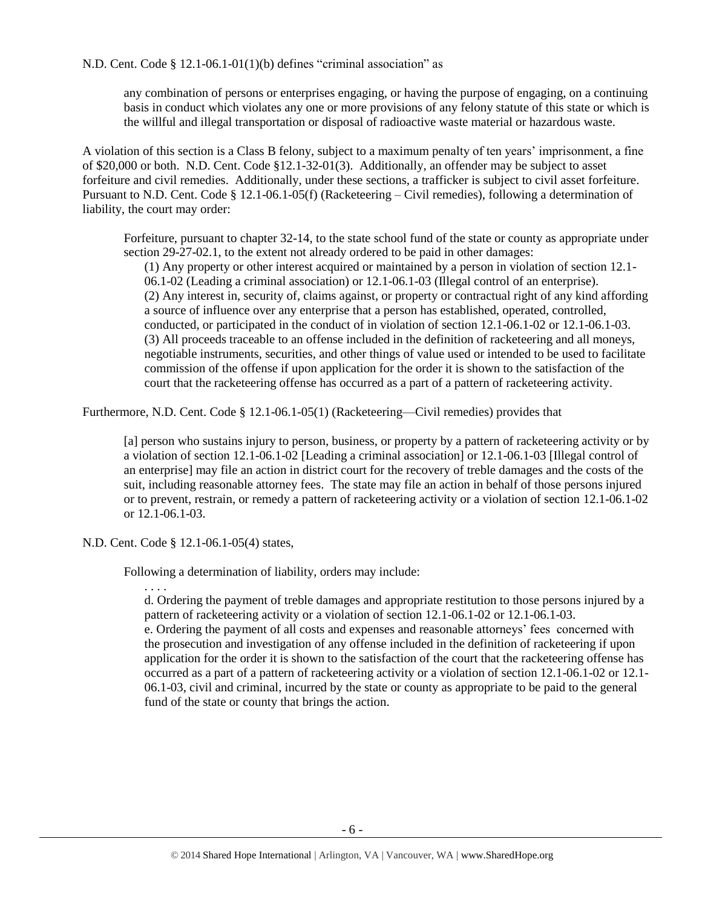N.D. Cent. Code § 12.1-06.1-01(1)(b) defines "criminal association" as

> any combination of persons or enterprises engaging, or having the purpose of engaging, on a continuing basis in conduct which violates any one or more provisions of any felony statute of this state or which is the willful and illegal transportation or disposal of radioactive waste material or hazardous waste.

A violation of this section is a Class B felony, subject to a maximum penalty of ten years' imprisonment, a fine of $20,000 or both. N.D. Cent. Code §12.1-32-01(3). Additionally, an offender may be subject to asset forfeiture and civil remedies. Additionally, under these sections, a trafficker is subject to civil asset forfeiture. Pursuant to N.D. Cent. Code § 12.1-06.1-05(f) (Racketeering – Civil remedies), following a determination of liability, the court may order:

> Forfeiture, pursuant to chapter 32-14, to the state school fund of the state or county as appropriate under section 29-27-02.1, to the extent not already ordered to be paid in other damages:
>
> (1) Any property or other interest acquired or maintained by a person in violation of section 12.1-06.1-02 (Leading a criminal association) or 12.1-06.1-03 (Illegal control of an enterprise).
> (2) Any interest in, security of, claims against, or property or contractual right of any kind affording a source of influence over any enterprise that a person has established, operated, controlled, conducted, or participated in the conduct of in violation of section 12.1-06.1-02 or 12.1-06.1-03.
> (3) All proceeds traceable to an offense included in the definition of racketeering and all moneys, negotiable instruments, securities, and other things of value used or intended to be used to facilitate commission of the offense if upon application for the order it is shown to the satisfaction of the court that the racketeering offense has occurred as a part of a pattern of racketeering activity.

Furthermore, N.D. Cent. Code § 12.1-06.1-05(1) (Racketeering—Civil remedies) provides that

> [a] person who sustains injury to person, business, or property by a pattern of racketeering activity or by a violation of section 12.1-06.1-02 [Leading a criminal association] or 12.1-06.1-03 [Illegal control of an enterprise] may file an action in district court for the recovery of treble damages and the costs of the suit, including reasonable attorney fees. The state may file an action in behalf of those persons injured or to prevent, restrain, or remedy a pattern of racketeering activity or a violation of section 12.1-06.1-02 or 12.1-06.1-03.

N.D. Cent. Code § 12.1-06.1-05(4) states,

> Following a determination of liability, orders may include:
>
> . . . .
>
> d. Ordering the payment of treble damages and appropriate restitution to those persons injured by a pattern of racketeering activity or a violation of section 12.1-06.1-02 or 12.1-06.1-03.
> e. Ordering the payment of all costs and expenses and reasonable attorneys' fees concerned with the prosecution and investigation of any offense included in the definition of racketeering if upon application for the order it is shown to the satisfaction of the court that the racketeering offense has occurred as a part of a pattern of racketeering activity or a violation of section 12.1-06.1-02 or 12.1-06.1-03, civil and criminal, incurred by the state or county as appropriate to be paid to the general fund of the state or county that brings the action.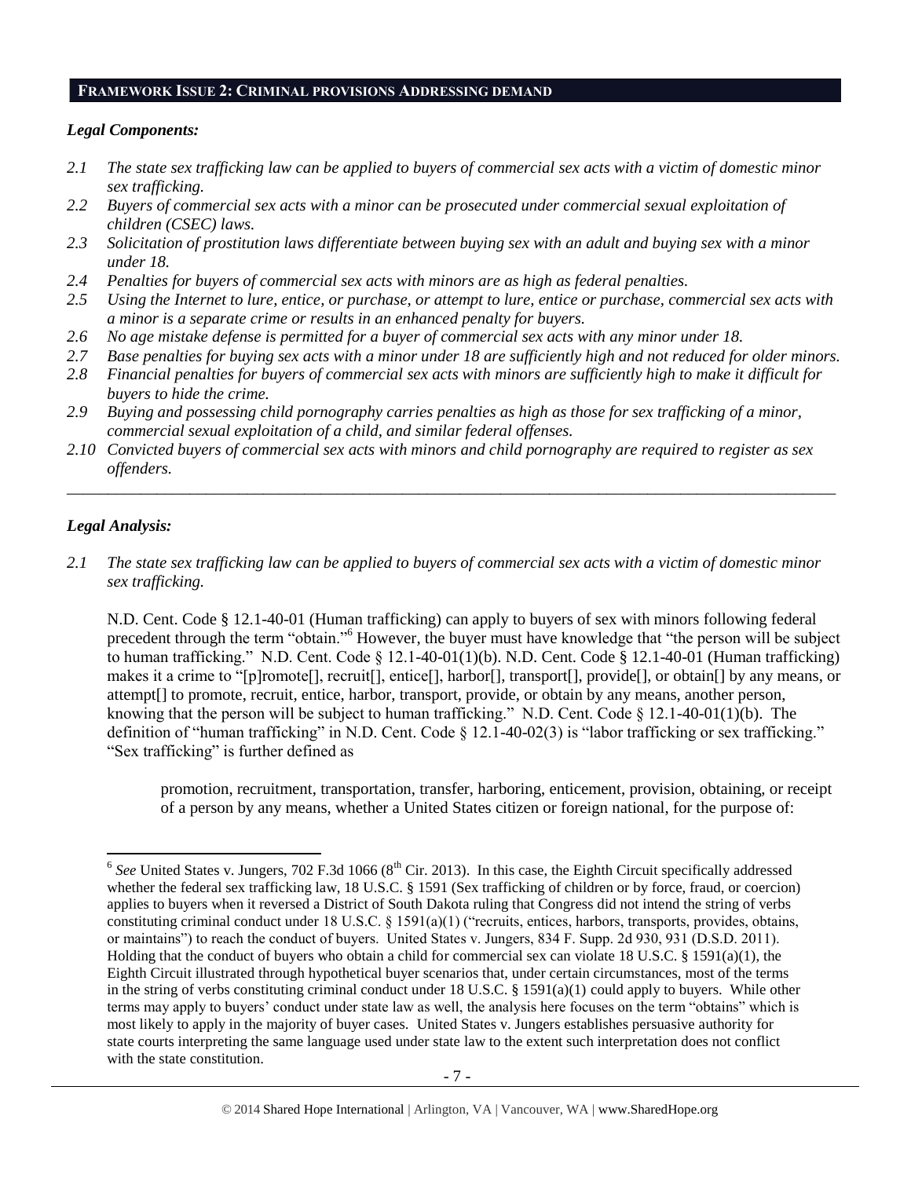## FRAMEWORK ISSUE 2: CRIMINAL PROVISIONS ADDRESSING DEMAND

### *Legal Components:*

*2.1 The state sex trafficking law can be applied to buyers of commercial sex acts with a victim of domestic minor sex trafficking.*

*2.2 Buyers of commercial sex acts with a minor can be prosecuted under commercial sexual exploitation of children (CSEC) laws.*

*2.3 Solicitation of prostitution laws differentiate between buying sex with an adult and buying sex with a minor under 18.*

*2.4 Penalties for buyers of commercial sex acts with minors are as high as federal penalties.*

*2.5 Using the Internet to lure, entice, or purchase, or attempt to lure, entice or purchase, commercial sex acts with a minor is a separate crime or results in an enhanced penalty for buyers.*

*2.6 No age mistake defense is permitted for a buyer of commercial sex acts with any minor under 18.*

*2.7 Base penalties for buying sex acts with a minor under 18 are sufficiently high and not reduced for older minors.*

*2.8 Financial penalties for buyers of commercial sex acts with minors are sufficiently high to make it difficult for buyers to hide the crime.*

*2.9 Buying and possessing child pornography carries penalties as high as those for sex trafficking of a minor, commercial sexual exploitation of a child, and similar federal offenses.*

*2.10 Convicted buyers of commercial sex acts with minors and child pornography are required to register as sex offenders.*

---

### *Legal Analysis:*

*2.1 The state sex trafficking law can be applied to buyers of commercial sex acts with a victim of domestic minor sex trafficking.*

N.D. Cent. Code § 12.1-40-01 (Human trafficking) can apply to buyers of sex with minors following federal precedent through the term "obtain."[6] However, the buyer must have knowledge that "the person will be subject to human trafficking." N.D. Cent. Code § 12.1-40-01(1)(b). N.D. Cent. Code § 12.1-40-01 (Human trafficking) makes it a crime to "[p]romote[], recruit[], entice[], harbor[], transport[], provide[], or obtain[] by any means, or attempt[] to promote, recruit, entice, harbor, transport, provide, or obtain by any means, another person, knowing that the person will be subject to human trafficking." N.D. Cent. Code § 12.1-40-01(1)(b). The definition of "human trafficking" in N.D. Cent. Code § 12.1-40-02(3) is "labor trafficking or sex trafficking." "Sex trafficking" is further defined as

> promotion, recruitment, transportation, transfer, harboring, enticement, provision, obtaining, or receipt of a person by any means, whether a United States citizen or foreign national, for the purpose of:

---

[6] *See* United States v. Jungers, 702 F.3d 1066 (8th Cir. 2013). In this case, the Eighth Circuit specifically addressed whether the federal sex trafficking law, 18 U.S.C. § 1591 (Sex trafficking of children or by force, fraud, or coercion) applies to buyers when it reversed a District of South Dakota ruling that Congress did not intend the string of verbs constituting criminal conduct under 18 U.S.C. § 1591(a)(1) ("recruits, entices, harbors, transports, provides, obtains, or maintains") to reach the conduct of buyers. United States v. Jungers, 834 F. Supp. 2d 930, 931 (D.S.D. 2011). Holding that the conduct of buyers who obtain a child for commercial sex can violate 18 U.S.C. § 1591(a)(1), the Eighth Circuit illustrated through hypothetical buyer scenarios that, under certain circumstances, most of the terms in the string of verbs constituting criminal conduct under 18 U.S.C. § 1591(a)(1) could apply to buyers. While other terms may apply to buyers' conduct under state law as well, the analysis here focuses on the term "obtains" which is most likely to apply in the majority of buyer cases. United States v. Jungers establishes persuasive authority for state courts interpreting the same language used under state law to the extent such interpretation does not conflict with the state constitution.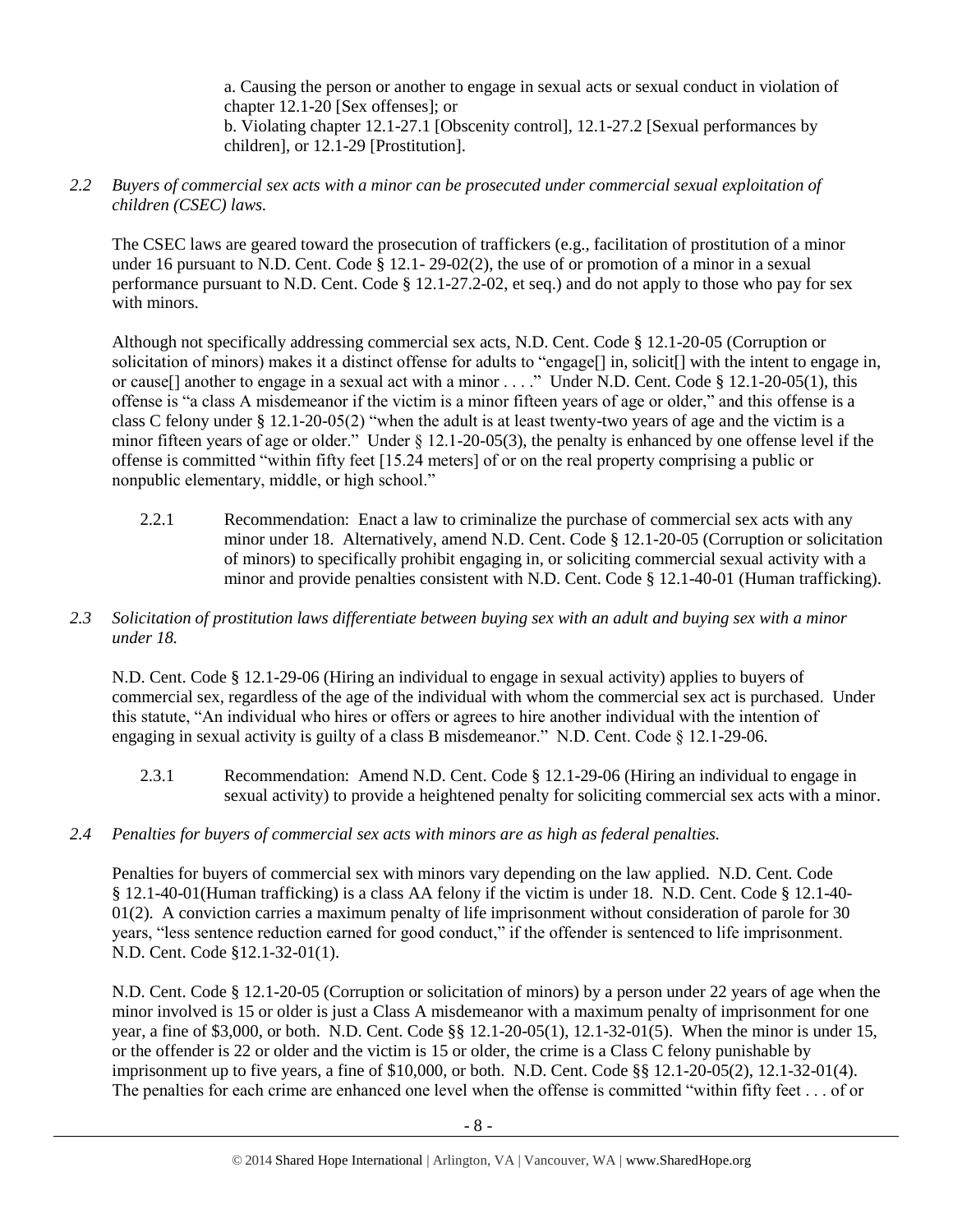a. Causing the person or another to engage in sexual acts or sexual conduct in violation of chapter 12.1-20 [Sex offenses]; or

b. Violating chapter 12.1-27.1 [Obscenity control], 12.1-27.2 [Sexual performances by children], or 12.1-29 [Prostitution].

*2.2 Buyers of commercial sex acts with a minor can be prosecuted under commercial sexual exploitation of children (CSEC) laws.*

The CSEC laws are geared toward the prosecution of traffickers (e.g., facilitation of prostitution of a minor under 16 pursuant to N.D. Cent. Code § 12.1- 29-02(2), the use of or promotion of a minor in a sexual performance pursuant to N.D. Cent. Code § 12.1-27.2-02, et seq.) and do not apply to those who pay for sex with minors.

Although not specifically addressing commercial sex acts, N.D. Cent. Code § 12.1-20-05 (Corruption or solicitation of minors) makes it a distinct offense for adults to "engage[] in, solicit[] with the intent to engage in, or cause[] another to engage in a sexual act with a minor . . . ." Under N.D. Cent. Code § 12.1-20-05(1), this offense is "a class A misdemeanor if the victim is a minor fifteen years of age or older," and this offense is a class C felony under § 12.1-20-05(2) "when the adult is at least twenty-two years of age and the victim is a minor fifteen years of age or older." Under § 12.1-20-05(3), the penalty is enhanced by one offense level if the offense is committed "within fifty feet [15.24 meters] of or on the real property comprising a public or nonpublic elementary, middle, or high school."

2.2.1 Recommendation: Enact a law to criminalize the purchase of commercial sex acts with any minor under 18. Alternatively, amend N.D. Cent. Code § 12.1-20-05 (Corruption or solicitation of minors) to specifically prohibit engaging in, or soliciting commercial sexual activity with a minor and provide penalties consistent with N.D. Cent. Code § 12.1-40-01 (Human trafficking).

*2.3 Solicitation of prostitution laws differentiate between buying sex with an adult and buying sex with a minor under 18.*

N.D. Cent. Code § 12.1-29-06 (Hiring an individual to engage in sexual activity) applies to buyers of commercial sex, regardless of the age of the individual with whom the commercial sex act is purchased. Under this statute, "An individual who hires or offers or agrees to hire another individual with the intention of engaging in sexual activity is guilty of a class B misdemeanor." N.D. Cent. Code § 12.1-29-06.

2.3.1 Recommendation: Amend N.D. Cent. Code § 12.1-29-06 (Hiring an individual to engage in sexual activity) to provide a heightened penalty for soliciting commercial sex acts with a minor.

*2.4 Penalties for buyers of commercial sex acts with minors are as high as federal penalties.*

Penalties for buyers of commercial sex with minors vary depending on the law applied. N.D. Cent. Code § 12.1-40-01(Human trafficking) is a class AA felony if the victim is under 18. N.D. Cent. Code § 12.1-40-01(2). A conviction carries a maximum penalty of life imprisonment without consideration of parole for 30 years, "less sentence reduction earned for good conduct," if the offender is sentenced to life imprisonment. N.D. Cent. Code §12.1-32-01(1).

N.D. Cent. Code § 12.1-20-05 (Corruption or solicitation of minors) by a person under 22 years of age when the minor involved is 15 or older is just a Class A misdemeanor with a maximum penalty of imprisonment for one year, a fine of $3,000, or both. N.D. Cent. Code §§ 12.1-20-05(1), 12.1-32-01(5). When the minor is under 15, or the offender is 22 or older and the victim is 15 or older, the crime is a Class C felony punishable by imprisonment up to five years, a fine of $10,000, or both. N.D. Cent. Code §§ 12.1-20-05(2), 12.1-32-01(4). The penalties for each crime are enhanced one level when the offense is committed "within fifty feet . . . of or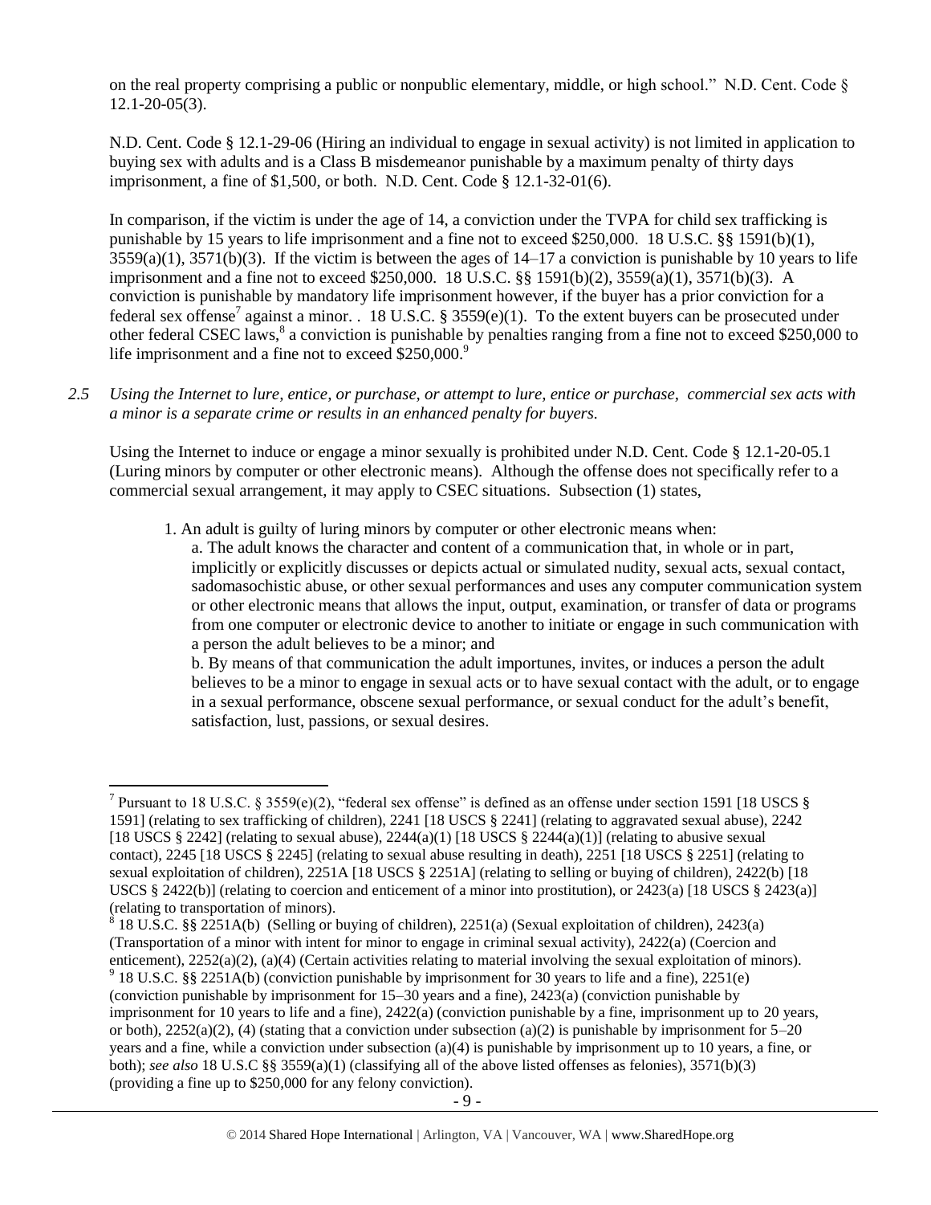on the real property comprising a public or nonpublic elementary, middle, or high school." N.D. Cent. Code § 12.1-20-05(3).

N.D. Cent. Code § 12.1-29-06 (Hiring an individual to engage in sexual activity) is not limited in application to buying sex with adults and is a Class B misdemeanor punishable by a maximum penalty of thirty days imprisonment, a fine of $1,500, or both. N.D. Cent. Code § 12.1-32-01(6).

In comparison, if the victim is under the age of 14, a conviction under the TVPA for child sex trafficking is punishable by 15 years to life imprisonment and a fine not to exceed $250,000. 18 U.S.C. §§ 1591(b)(1), 3559(a)(1), 3571(b)(3). If the victim is between the ages of 14–17 a conviction is punishable by 10 years to life imprisonment and a fine not to exceed $250,000. 18 U.S.C. §§ 1591(b)(2), 3559(a)(1), 3571(b)(3). A conviction is punishable by mandatory life imprisonment however, if the buyer has a prior conviction for a federal sex offense[7] against a minor. . 18 U.S.C. § 3559(e)(1). To the extent buyers can be prosecuted under other federal CSEC laws,[8] a conviction is punishable by penalties ranging from a fine not to exceed $250,000 to life imprisonment and a fine not to exceed $250,000.[9]

*2.5 Using the Internet to lure, entice, or purchase, or attempt to lure, entice or purchase, commercial sex acts with a minor is a separate crime or results in an enhanced penalty for buyers.*

Using the Internet to induce or engage a minor sexually is prohibited under N.D. Cent. Code § 12.1-20-05.1 (Luring minors by computer or other electronic means). Although the offense does not specifically refer to a commercial sexual arrangement, it may apply to CSEC situations. Subsection (1) states,

> 1. An adult is guilty of luring minors by computer or other electronic means when:
>
> a. The adult knows the character and content of a communication that, in whole or in part, implicitly or explicitly discusses or depicts actual or simulated nudity, sexual acts, sexual contact, sadomasochistic abuse, or other sexual performances and uses any computer communication system or other electronic means that allows the input, output, examination, or transfer of data or programs from one computer or electronic device to another to initiate or engage in such communication with a person the adult believes to be a minor; and
>
> b. By means of that communication the adult importunes, invites, or induces a person the adult believes to be a minor to engage in sexual acts or to have sexual contact with the adult, or to engage in a sexual performance, obscene sexual performance, or sexual conduct for the adult's benefit, satisfaction, lust, passions, or sexual desires.

---

[7] Pursuant to 18 U.S.C. § 3559(e)(2), "federal sex offense" is defined as an offense under section 1591 [18 USCS § 1591] (relating to sex trafficking of children), 2241 [18 USCS § 2241] (relating to aggravated sexual abuse), 2242 [18 USCS § 2242] (relating to sexual abuse), 2244(a)(1) [18 USCS § 2244(a)(1)] (relating to abusive sexual contact), 2245 [18 USCS § 2245] (relating to sexual abuse resulting in death), 2251 [18 USCS § 2251] (relating to sexual exploitation of children), 2251A [18 USCS § 2251A] (relating to selling or buying of children), 2422(b) [18 USCS § 2422(b)] (relating to coercion and enticement of a minor into prostitution), or 2423(a) [18 USCS § 2423(a)] (relating to transportation of minors).

[8] 18 U.S.C. §§ 2251A(b) (Selling or buying of children), 2251(a) (Sexual exploitation of children), 2423(a) (Transportation of a minor with intent for minor to engage in criminal sexual activity), 2422(a) (Coercion and enticement), 2252(a)(2), (a)(4) (Certain activities relating to material involving the sexual exploitation of minors).

[9] 18 U.S.C. §§ 2251A(b) (conviction punishable by imprisonment for 30 years to life and a fine), 2251(e) (conviction punishable by imprisonment for 15–30 years and a fine), 2423(a) (conviction punishable by imprisonment for 10 years to life and a fine), 2422(a) (conviction punishable by a fine, imprisonment up to 20 years, or both), 2252(a)(2), (4) (stating that a conviction under subsection (a)(2) is punishable by imprisonment for 5–20 years and a fine, while a conviction under subsection (a)(4) is punishable by imprisonment up to 10 years, a fine, or both); *see also* 18 U.S.C §§ 3559(a)(1) (classifying all of the above listed offenses as felonies), 3571(b)(3) (providing a fine up to $250,000 for any felony conviction).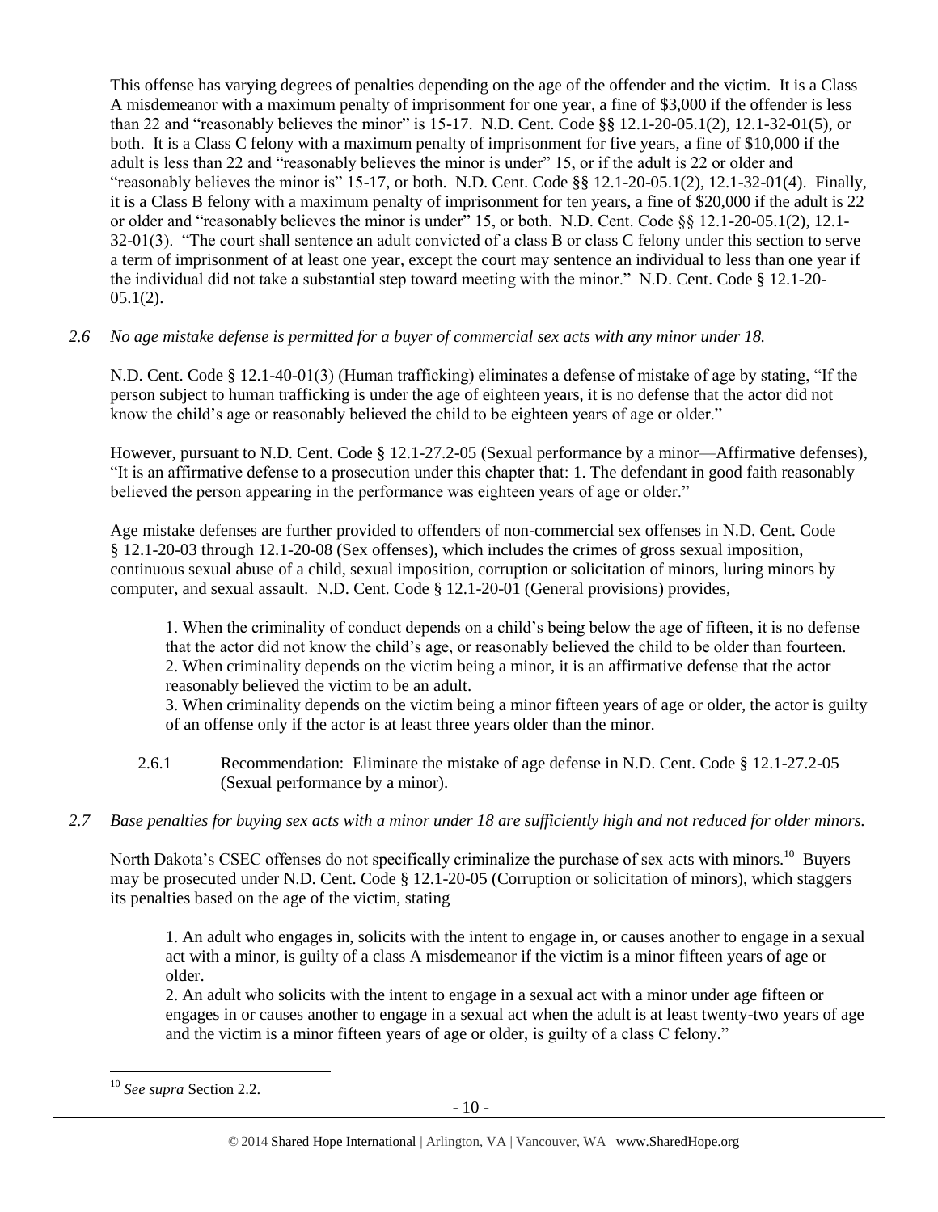This offense has varying degrees of penalties depending on the age of the offender and the victim. It is a Class A misdemeanor with a maximum penalty of imprisonment for one year, a fine of $3,000 if the offender is less than 22 and "reasonably believes the minor" is 15-17. N.D. Cent. Code §§ 12.1-20-05.1(2), 12.1-32-01(5), or both. It is a Class C felony with a maximum penalty of imprisonment for five years, a fine of $10,000 if the adult is less than 22 and "reasonably believes the minor is under" 15, or if the adult is 22 or older and "reasonably believes the minor is" 15-17, or both. N.D. Cent. Code §§ 12.1-20-05.1(2), 12.1-32-01(4). Finally, it is a Class B felony with a maximum penalty of imprisonment for ten years, a fine of $20,000 if the adult is 22 or older and "reasonably believes the minor is under" 15, or both. N.D. Cent. Code §§ 12.1-20-05.1(2), 12.1-32-01(3). "The court shall sentence an adult convicted of a class B or class C felony under this section to serve a term of imprisonment of at least one year, except the court may sentence an individual to less than one year if the individual did not take a substantial step toward meeting with the minor." N.D. Cent. Code § 12.1-20-05.1(2).

*2.6 No age mistake defense is permitted for a buyer of commercial sex acts with any minor under 18.*

N.D. Cent. Code § 12.1-40-01(3) (Human trafficking) eliminates a defense of mistake of age by stating, "If the person subject to human trafficking is under the age of eighteen years, it is no defense that the actor did not know the child's age or reasonably believed the child to be eighteen years of age or older."

However, pursuant to N.D. Cent. Code § 12.1-27.2-05 (Sexual performance by a minor—Affirmative defenses), "It is an affirmative defense to a prosecution under this chapter that: 1. The defendant in good faith reasonably believed the person appearing in the performance was eighteen years of age or older."

Age mistake defenses are further provided to offenders of non-commercial sex offenses in N.D. Cent. Code § 12.1-20-03 through 12.1-20-08 (Sex offenses), which includes the crimes of gross sexual imposition, continuous sexual abuse of a child, sexual imposition, corruption or solicitation of minors, luring minors by computer, and sexual assault. N.D. Cent. Code § 12.1-20-01 (General provisions) provides,

> 1. When the criminality of conduct depends on a child's being below the age of fifteen, it is no defense that the actor did not know the child's age, or reasonably believed the child to be older than fourteen.
> 2. When criminality depends on the victim being a minor, it is an affirmative defense that the actor reasonably believed the victim to be an adult.
> 3. When criminality depends on the victim being a minor fifteen years of age or older, the actor is guilty of an offense only if the actor is at least three years older than the minor.

2.6.1 Recommendation: Eliminate the mistake of age defense in N.D. Cent. Code § 12.1-27.2-05 (Sexual performance by a minor).

*2.7 Base penalties for buying sex acts with a minor under 18 are sufficiently high and not reduced for older minors.*

North Dakota's CSEC offenses do not specifically criminalize the purchase of sex acts with minors.[10] Buyers may be prosecuted under N.D. Cent. Code § 12.1-20-05 (Corruption or solicitation of minors), which staggers its penalties based on the age of the victim, stating

> 1. An adult who engages in, solicits with the intent to engage in, or causes another to engage in a sexual act with a minor, is guilty of a class A misdemeanor if the victim is a minor fifteen years of age or older.
> 2. An adult who solicits with the intent to engage in a sexual act with a minor under age fifteen or engages in or causes another to engage in a sexual act when the adult is at least twenty-two years of age and the victim is a minor fifteen years of age or older, is guilty of a class C felony."

---

[10] *See supra* Section 2.2.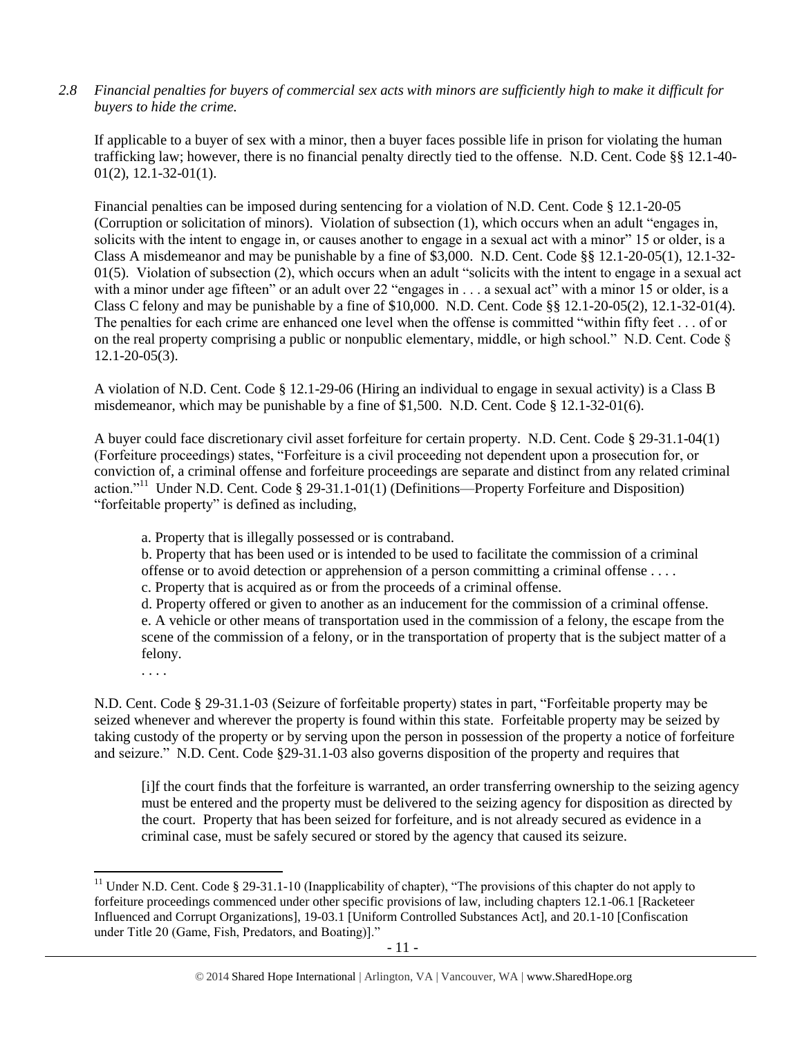*2.8 Financial penalties for buyers of commercial sex acts with minors are sufficiently high to make it difficult for buyers to hide the crime.*

If applicable to a buyer of sex with a minor, then a buyer faces possible life in prison for violating the human trafficking law; however, there is no financial penalty directly tied to the offense. N.D. Cent. Code §§ 12.1-40-01(2), 12.1-32-01(1).

Financial penalties can be imposed during sentencing for a violation of N.D. Cent. Code § 12.1-20-05 (Corruption or solicitation of minors). Violation of subsection (1), which occurs when an adult "engages in, solicits with the intent to engage in, or causes another to engage in a sexual act with a minor" 15 or older, is a Class A misdemeanor and may be punishable by a fine of $3,000. N.D. Cent. Code §§ 12.1-20-05(1), 12.1-32-01(5). Violation of subsection (2), which occurs when an adult "solicits with the intent to engage in a sexual act with a minor under age fifteen" or an adult over 22 "engages in . . . a sexual act" with a minor 15 or older, is a Class C felony and may be punishable by a fine of $10,000. N.D. Cent. Code §§ 12.1-20-05(2), 12.1-32-01(4). The penalties for each crime are enhanced one level when the offense is committed "within fifty feet . . . of or on the real property comprising a public or nonpublic elementary, middle, or high school." N.D. Cent. Code § 12.1-20-05(3).

A violation of N.D. Cent. Code § 12.1-29-06 (Hiring an individual to engage in sexual activity) is a Class B misdemeanor, which may be punishable by a fine of $1,500. N.D. Cent. Code § 12.1-32-01(6).

A buyer could face discretionary civil asset forfeiture for certain property. N.D. Cent. Code § 29-31.1-04(1) (Forfeiture proceedings) states, "Forfeiture is a civil proceeding not dependent upon a prosecution for, or conviction of, a criminal offense and forfeiture proceedings are separate and distinct from any related criminal action."[11] Under N.D. Cent. Code § 29-31.1-01(1) (Definitions—Property Forfeiture and Disposition) "forfeitable property" is defined as including,

> a. Property that is illegally possessed or is contraband.
> b. Property that has been used or is intended to be used to facilitate the commission of a criminal offense or to avoid detection or apprehension of a person committing a criminal offense . . . .
> c. Property that is acquired as or from the proceeds of a criminal offense.
> d. Property offered or given to another as an inducement for the commission of a criminal offense.
> e. A vehicle or other means of transportation used in the commission of a felony, the escape from the scene of the commission of a felony, or in the transportation of property that is the subject matter of a felony.
> . . . .

N.D. Cent. Code § 29-31.1-03 (Seizure of forfeitable property) states in part, "Forfeitable property may be seized whenever and wherever the property is found within this state. Forfeitable property may be seized by taking custody of the property or by serving upon the person in possession of the property a notice of forfeiture and seizure." N.D. Cent. Code §29-31.1-03 also governs disposition of the property and requires that

> [i]f the court finds that the forfeiture is warranted, an order transferring ownership to the seizing agency must be entered and the property must be delivered to the seizing agency for disposition as directed by the court. Property that has been seized for forfeiture, and is not already secured as evidence in a criminal case, must be safely secured or stored by the agency that caused its seizure.

---

[11] Under N.D. Cent. Code § 29-31.1-10 (Inapplicability of chapter), "The provisions of this chapter do not apply to forfeiture proceedings commenced under other specific provisions of law, including chapters 12.1-06.1 [Racketeer Influenced and Corrupt Organizations], 19-03.1 [Uniform Controlled Substances Act], and 20.1-10 [Confiscation under Title 20 (Game, Fish, Predators, and Boating)]."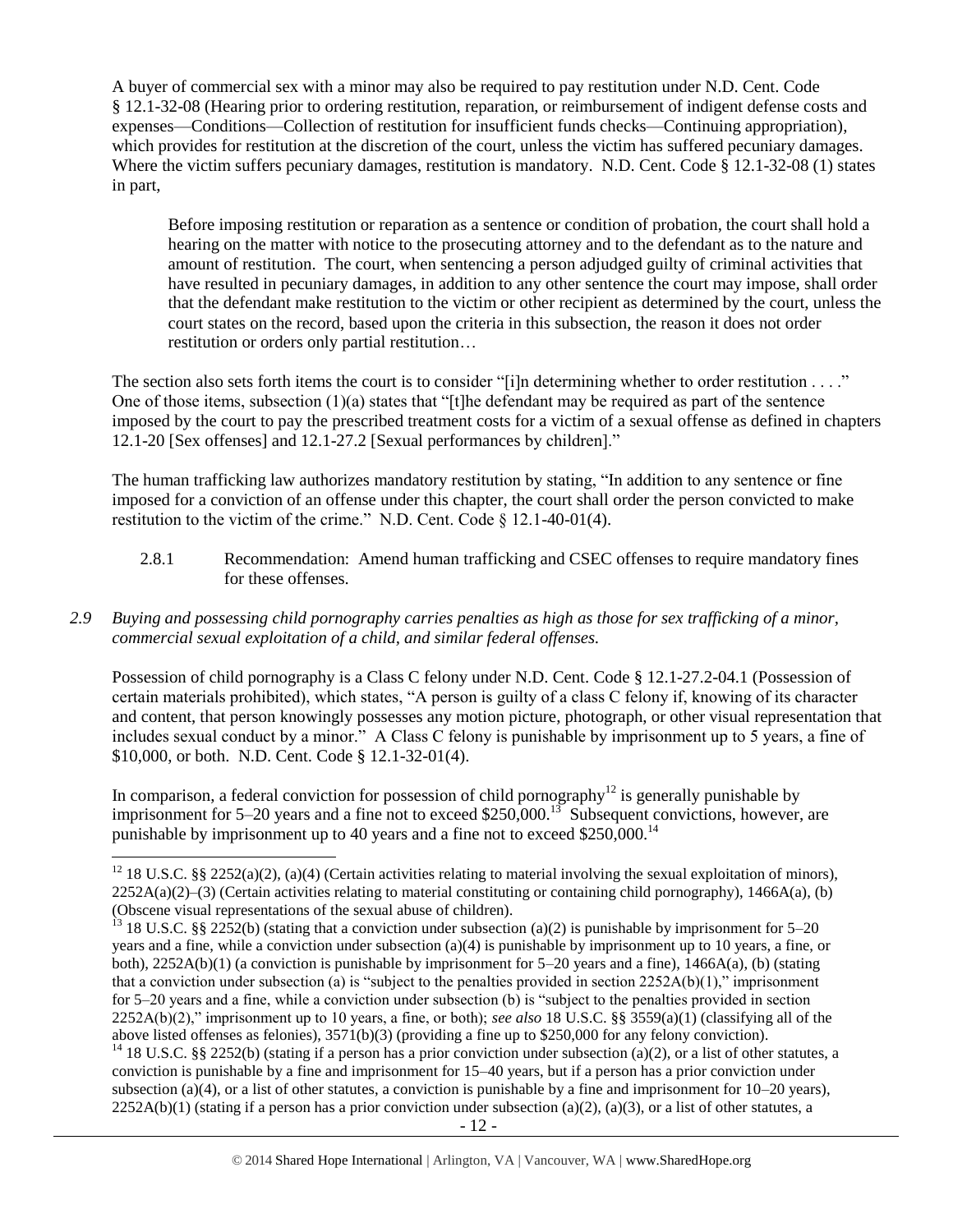A buyer of commercial sex with a minor may also be required to pay restitution under N.D. Cent. Code § 12.1-32-08 (Hearing prior to ordering restitution, reparation, or reimbursement of indigent defense costs and expenses—Conditions—Collection of restitution for insufficient funds checks—Continuing appropriation), which provides for restitution at the discretion of the court, unless the victim has suffered pecuniary damages. Where the victim suffers pecuniary damages, restitution is mandatory. N.D. Cent. Code § 12.1-32-08 (1) states in part,

> Before imposing restitution or reparation as a sentence or condition of probation, the court shall hold a hearing on the matter with notice to the prosecuting attorney and to the defendant as to the nature and amount of restitution. The court, when sentencing a person adjudged guilty of criminal activities that have resulted in pecuniary damages, in addition to any other sentence the court may impose, shall order that the defendant make restitution to the victim or other recipient as determined by the court, unless the court states on the record, based upon the criteria in this subsection, the reason it does not order restitution or orders only partial restitution…

The section also sets forth items the court is to consider "[i]n determining whether to order restitution . . . ." One of those items, subsection (1)(a) states that "[t]he defendant may be required as part of the sentence imposed by the court to pay the prescribed treatment costs for a victim of a sexual offense as defined in chapters 12.1-20 [Sex offenses] and 12.1-27.2 [Sexual performances by children]."

The human trafficking law authorizes mandatory restitution by stating, "In addition to any sentence or fine imposed for a conviction of an offense under this chapter, the court shall order the person convicted to make restitution to the victim of the crime." N.D. Cent. Code § 12.1-40-01(4).

2.8.1 Recommendation: Amend human trafficking and CSEC offenses to require mandatory fines for these offenses.

*2.9 Buying and possessing child pornography carries penalties as high as those for sex trafficking of a minor, commercial sexual exploitation of a child, and similar federal offenses.*

Possession of child pornography is a Class C felony under N.D. Cent. Code § 12.1-27.2-04.1 (Possession of certain materials prohibited), which states, "A person is guilty of a class C felony if, knowing of its character and content, that person knowingly possesses any motion picture, photograph, or other visual representation that includes sexual conduct by a minor." A Class C felony is punishable by imprisonment up to 5 years, a fine of $10,000, or both. N.D. Cent. Code § 12.1-32-01(4).

In comparison, a federal conviction for possession of child pornography[12] is generally punishable by imprisonment for 5–20 years and a fine not to exceed $250,000.[13] Subsequent convictions, however, are punishable by imprisonment up to 40 years and a fine not to exceed $250,000.[14]

---

[12] 18 U.S.C. §§ 2252(a)(2), (a)(4) (Certain activities relating to material involving the sexual exploitation of minors), 2252A(a)(2)–(3) (Certain activities relating to material constituting or containing child pornography), 1466A(a), (b) (Obscene visual representations of the sexual abuse of children).

[13] 18 U.S.C. §§ 2252(b) (stating that a conviction under subsection (a)(2) is punishable by imprisonment for 5–20 years and a fine, while a conviction under subsection (a)(4) is punishable by imprisonment up to 10 years, a fine, or both), 2252A(b)(1) (a conviction is punishable by imprisonment for 5–20 years and a fine), 1466A(a), (b) (stating that a conviction under subsection (a) is "subject to the penalties provided in section 2252A(b)(1)," imprisonment for 5–20 years and a fine, while a conviction under subsection (b) is "subject to the penalties provided in section 2252A(b)(2)," imprisonment up to 10 years, a fine, or both); *see also* 18 U.S.C. §§ 3559(a)(1) (classifying all of the above listed offenses as felonies), 3571(b)(3) (providing a fine up to $250,000 for any felony conviction).

[14] 18 U.S.C. §§ 2252(b) (stating if a person has a prior conviction under subsection (a)(2), or a list of other statutes, a conviction is punishable by a fine and imprisonment for 15–40 years, but if a person has a prior conviction under subsection (a)(4), or a list of other statutes, a conviction is punishable by a fine and imprisonment for 10–20 years), 2252A(b)(1) (stating if a person has a prior conviction under subsection (a)(2), (a)(3), or a list of other statutes, a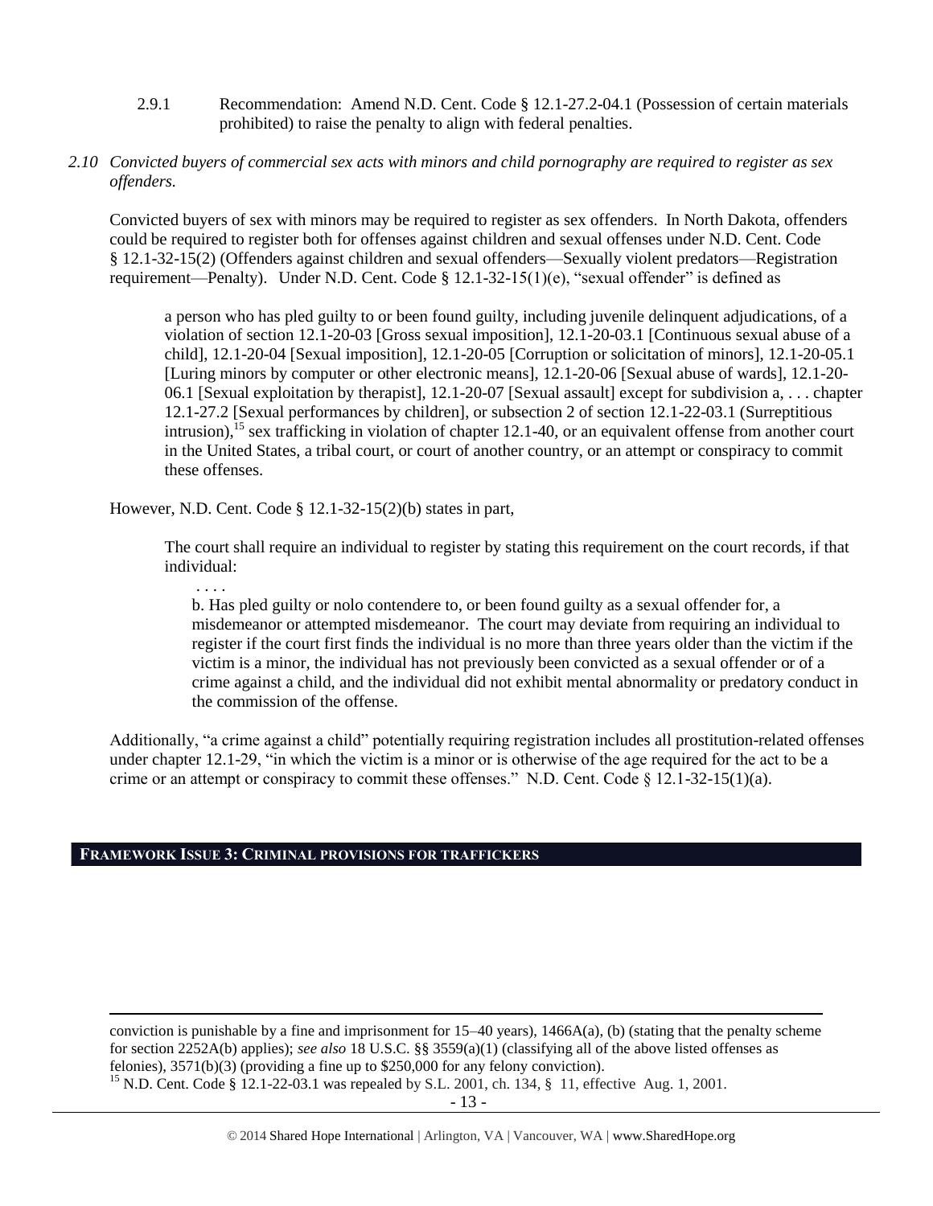2.9.1 Recommendation: Amend N.D. Cent. Code § 12.1-27.2-04.1 (Possession of certain materials prohibited) to raise the penalty to align with federal penalties.

*2.10 Convicted buyers of commercial sex acts with minors and child pornography are required to register as sex offenders.*

Convicted buyers of sex with minors may be required to register as sex offenders. In North Dakota, offenders could be required to register both for offenses against children and sexual offenses under N.D. Cent. Code § 12.1-32-15(2) (Offenders against children and sexual offenders—Sexually violent predators—Registration requirement—Penalty). Under N.D. Cent. Code § 12.1-32-15(1)(e), "sexual offender" is defined as

> a person who has pled guilty to or been found guilty, including juvenile delinquent adjudications, of a violation of section 12.1-20-03 [Gross sexual imposition], 12.1-20-03.1 [Continuous sexual abuse of a child], 12.1-20-04 [Sexual imposition], 12.1-20-05 [Corruption or solicitation of minors], 12.1-20-05.1 [Luring minors by computer or other electronic means], 12.1-20-06 [Sexual abuse of wards], 12.1-20-06.1 [Sexual exploitation by therapist], 12.1-20-07 [Sexual assault] except for subdivision a, . . . chapter 12.1-27.2 [Sexual performances by children], or subsection 2 of section 12.1-22-03.1 (Surreptitious intrusion),[15] sex trafficking in violation of chapter 12.1-40, or an equivalent offense from another court in the United States, a tribal court, or court of another country, or an attempt or conspiracy to commit these offenses.

However, N.D. Cent. Code § 12.1-32-15(2)(b) states in part,

> The court shall require an individual to register by stating this requirement on the court records, if that individual:
>
> . . . .
>
> b. Has pled guilty or nolo contendere to, or been found guilty as a sexual offender for, a misdemeanor or attempted misdemeanor. The court may deviate from requiring an individual to register if the court first finds the individual is no more than three years older than the victim if the victim is a minor, the individual has not previously been convicted as a sexual offender or of a crime against a child, and the individual did not exhibit mental abnormality or predatory conduct in the commission of the offense.

Additionally, "a crime against a child" potentially requiring registration includes all prostitution-related offenses under chapter 12.1-29, "in which the victim is a minor or is otherwise of the age required for the act to be a crime or an attempt or conspiracy to commit these offenses." N.D. Cent. Code § 12.1-32-15(1)(a).

## FRAMEWORK ISSUE 3: CRIMINAL PROVISIONS FOR TRAFFICKERS

---

conviction is punishable by a fine and imprisonment for 15–40 years), 1466A(a), (b) (stating that the penalty scheme for section 2252A(b) applies); *see also* 18 U.S.C. §§ 3559(a)(1) (classifying all of the above listed offenses as felonies), 3571(b)(3) (providing a fine up to $250,000 for any felony conviction).

[15] N.D. Cent. Code § 12.1-22-03.1 was repealed by S.L. 2001, ch. 134, § 11, effective Aug. 1, 2001.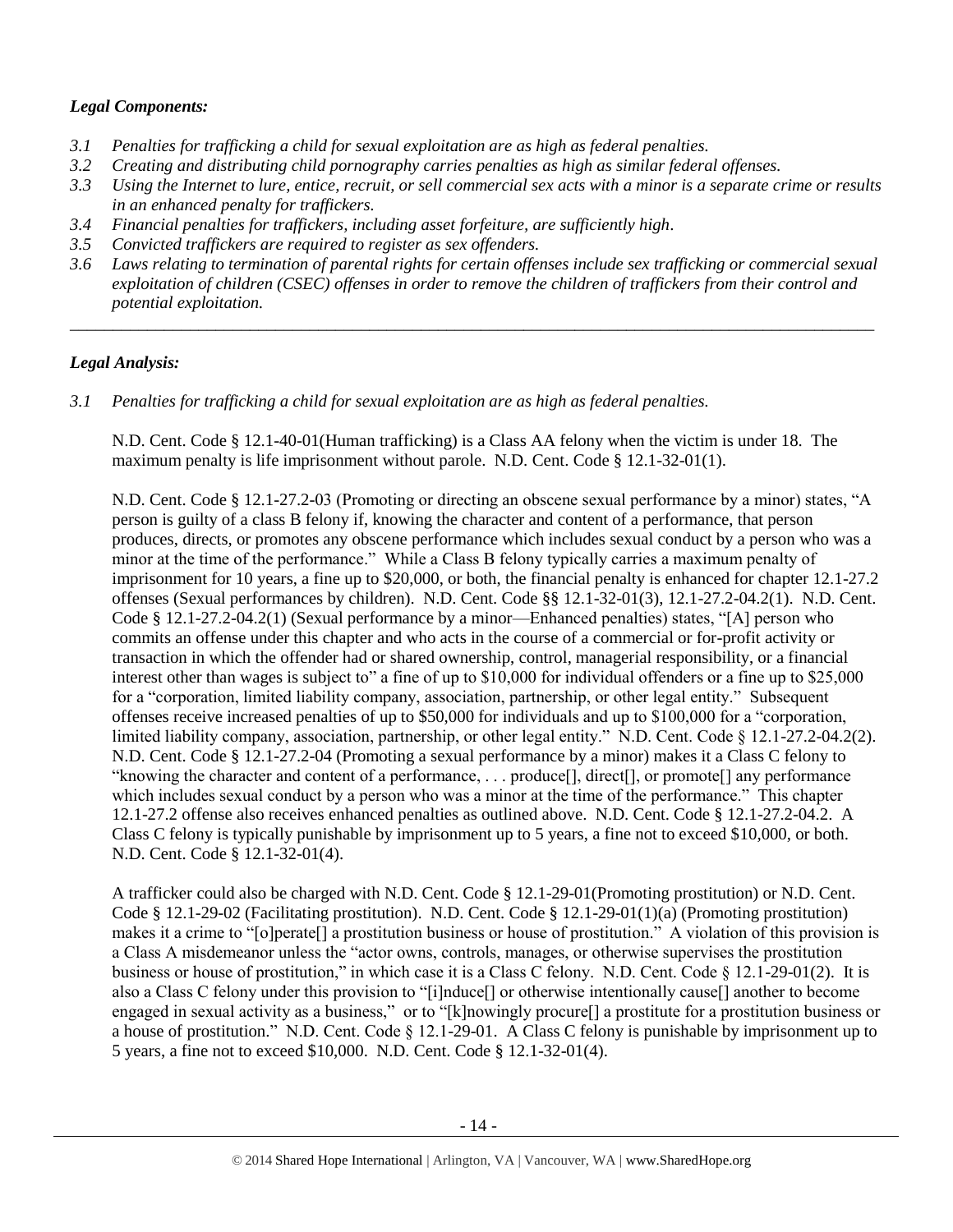***Legal Components:***

- *3.1 Penalties for trafficking a child for sexual exploitation are as high as federal penalties.*
- *3.2 Creating and distributing child pornography carries penalties as high as similar federal offenses.*
- *3.3 Using the Internet to lure, entice, recruit, or sell commercial sex acts with a minor is a separate crime or results in an enhanced penalty for traffickers.*
- *3.4 Financial penalties for traffickers, including asset forfeiture, are sufficiently high.*
- *3.5 Convicted traffickers are required to register as sex offenders.*
- *3.6 Laws relating to termination of parental rights for certain offenses include sex trafficking or commercial sexual exploitation of children (CSEC) offenses in order to remove the children of traffickers from their control and potential exploitation.*

---

***Legal Analysis:***

*3.1 Penalties for trafficking a child for sexual exploitation are as high as federal penalties.*

N.D. Cent. Code § 12.1-40-01(Human trafficking) is a Class AA felony when the victim is under 18. The maximum penalty is life imprisonment without parole. N.D. Cent. Code § 12.1-32-01(1).

N.D. Cent. Code § 12.1-27.2-03 (Promoting or directing an obscene sexual performance by a minor) states, "A person is guilty of a class B felony if, knowing the character and content of a performance, that person produces, directs, or promotes any obscene performance which includes sexual conduct by a person who was a minor at the time of the performance." While a Class B felony typically carries a maximum penalty of imprisonment for 10 years, a fine up to $20,000, or both, the financial penalty is enhanced for chapter 12.1-27.2 offenses (Sexual performances by children). N.D. Cent. Code §§ 12.1-32-01(3), 12.1-27.2-04.2(1). N.D. Cent. Code § 12.1-27.2-04.2(1) (Sexual performance by a minor—Enhanced penalties) states, "[A] person who commits an offense under this chapter and who acts in the course of a commercial or for-profit activity or transaction in which the offender had or shared ownership, control, managerial responsibility, or a financial interest other than wages is subject to" a fine of up to $10,000 for individual offenders or a fine up to $25,000 for a "corporation, limited liability company, association, partnership, or other legal entity." Subsequent offenses receive increased penalties of up to $50,000 for individuals and up to $100,000 for a "corporation, limited liability company, association, partnership, or other legal entity." N.D. Cent. Code § 12.1-27.2-04.2(2). N.D. Cent. Code § 12.1-27.2-04 (Promoting a sexual performance by a minor) makes it a Class C felony to "knowing the character and content of a performance, . . . produce[], direct[], or promote[] any performance which includes sexual conduct by a person who was a minor at the time of the performance." This chapter 12.1-27.2 offense also receives enhanced penalties as outlined above. N.D. Cent. Code § 12.1-27.2-04.2. A Class C felony is typically punishable by imprisonment up to 5 years, a fine not to exceed $10,000, or both. N.D. Cent. Code § 12.1-32-01(4).

A trafficker could also be charged with N.D. Cent. Code § 12.1-29-01(Promoting prostitution) or N.D. Cent. Code § 12.1-29-02 (Facilitating prostitution). N.D. Cent. Code § 12.1-29-01(1)(a) (Promoting prostitution) makes it a crime to "[o]perate[] a prostitution business or house of prostitution." A violation of this provision is a Class A misdemeanor unless the "actor owns, controls, manages, or otherwise supervises the prostitution business or house of prostitution," in which case it is a Class C felony. N.D. Cent. Code § 12.1-29-01(2). It is also a Class C felony under this provision to "[i]nduce[] or otherwise intentionally cause[] another to become engaged in sexual activity as a business," or to "[k]nowingly procure[] a prostitute for a prostitution business or a house of prostitution." N.D. Cent. Code § 12.1-29-01. A Class C felony is punishable by imprisonment up to 5 years, a fine not to exceed $10,000. N.D. Cent. Code § 12.1-32-01(4).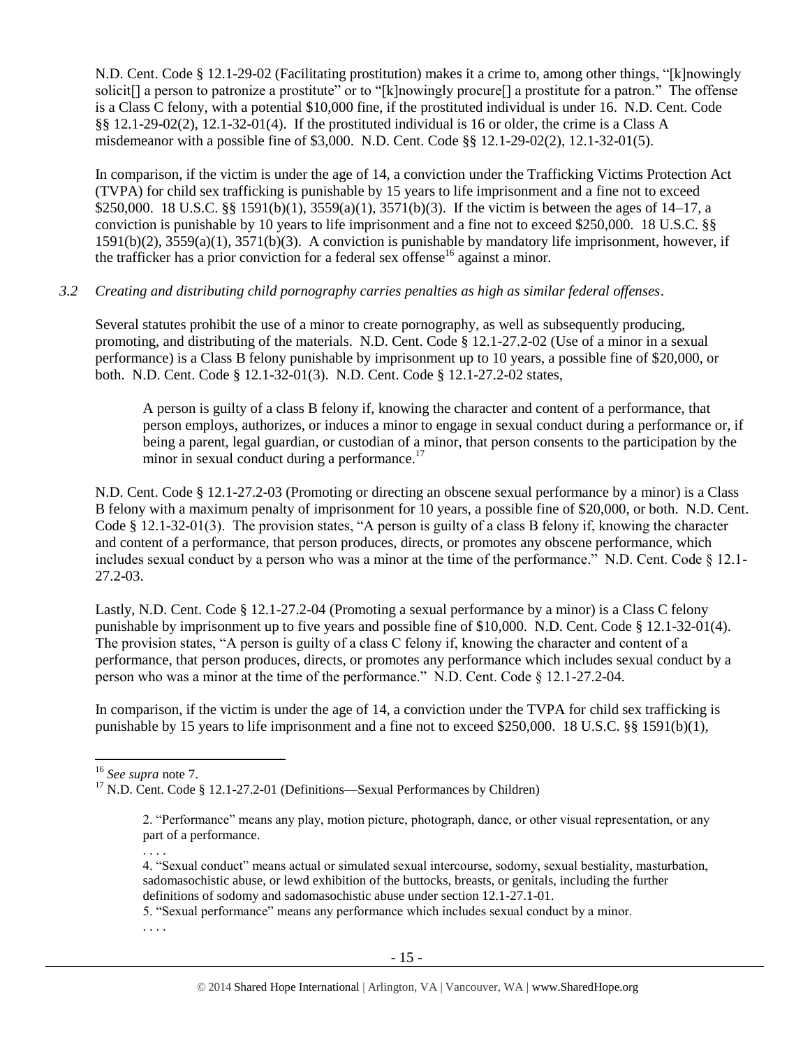N.D. Cent. Code § 12.1-29-02 (Facilitating prostitution) makes it a crime to, among other things, "[k]nowingly solicit[] a person to patronize a prostitute" or to "[k]nowingly procure[] a prostitute for a patron." The offense is a Class C felony, with a potential $10,000 fine, if the prostituted individual is under 16. N.D. Cent. Code §§ 12.1-29-02(2), 12.1-32-01(4). If the prostituted individual is 16 or older, the crime is a Class A misdemeanor with a possible fine of $3,000. N.D. Cent. Code §§ 12.1-29-02(2), 12.1-32-01(5).

In comparison, if the victim is under the age of 14, a conviction under the Trafficking Victims Protection Act (TVPA) for child sex trafficking is punishable by 15 years to life imprisonment and a fine not to exceed $250,000. 18 U.S.C. §§ 1591(b)(1), 3559(a)(1), 3571(b)(3). If the victim is between the ages of 14–17, a conviction is punishable by 10 years to life imprisonment and a fine not to exceed $250,000. 18 U.S.C. §§ 1591(b)(2), 3559(a)(1), 3571(b)(3). A conviction is punishable by mandatory life imprisonment, however, if the trafficker has a prior conviction for a federal sex offense[16] against a minor.

*3.2 Creating and distributing child pornography carries penalties as high as similar federal offenses*.

Several statutes prohibit the use of a minor to create pornography, as well as subsequently producing, promoting, and distributing of the materials. N.D. Cent. Code § 12.1-27.2-02 (Use of a minor in a sexual performance) is a Class B felony punishable by imprisonment up to 10 years, a possible fine of $20,000, or both. N.D. Cent. Code § 12.1-32-01(3). N.D. Cent. Code § 12.1-27.2-02 states,

> A person is guilty of a class B felony if, knowing the character and content of a performance, that person employs, authorizes, or induces a minor to engage in sexual conduct during a performance or, if being a parent, legal guardian, or custodian of a minor, that person consents to the participation by the minor in sexual conduct during a performance.[17]

N.D. Cent. Code § 12.1-27.2-03 (Promoting or directing an obscene sexual performance by a minor) is a Class B felony with a maximum penalty of imprisonment for 10 years, a possible fine of $20,000, or both. N.D. Cent. Code § 12.1-32-01(3). The provision states, "A person is guilty of a class B felony if, knowing the character and content of a performance, that person produces, directs, or promotes any obscene performance, which includes sexual conduct by a person who was a minor at the time of the performance." N.D. Cent. Code § 12.1-27.2-03.

Lastly, N.D. Cent. Code § 12.1-27.2-04 (Promoting a sexual performance by a minor) is a Class C felony punishable by imprisonment up to five years and possible fine of $10,000. N.D. Cent. Code § 12.1-32-01(4). The provision states, "A person is guilty of a class C felony if, knowing the character and content of a performance, that person produces, directs, or promotes any performance which includes sexual conduct by a person who was a minor at the time of the performance." N.D. Cent. Code § 12.1-27.2-04.

In comparison, if the victim is under the age of 14, a conviction under the TVPA for child sex trafficking is punishable by 15 years to life imprisonment and a fine not to exceed $250,000. 18 U.S.C. §§ 1591(b)(1),

---

[16] *See supra* note 7.

[17] N.D. Cent. Code § 12.1-27.2-01 (Definitions—Sexual Performances by Children)

> 2. "Performance" means any play, motion picture, photograph, dance, or other visual representation, or any part of a performance.
>
> . . . .
>
> 4. "Sexual conduct" means actual or simulated sexual intercourse, sodomy, sexual bestiality, masturbation, sadomasochistic abuse, or lewd exhibition of the buttocks, breasts, or genitals, including the further definitions of sodomy and sadomasochistic abuse under section 12.1-27.1-01.
>
> 5. "Sexual performance" means any performance which includes sexual conduct by a minor.
>
> . . . .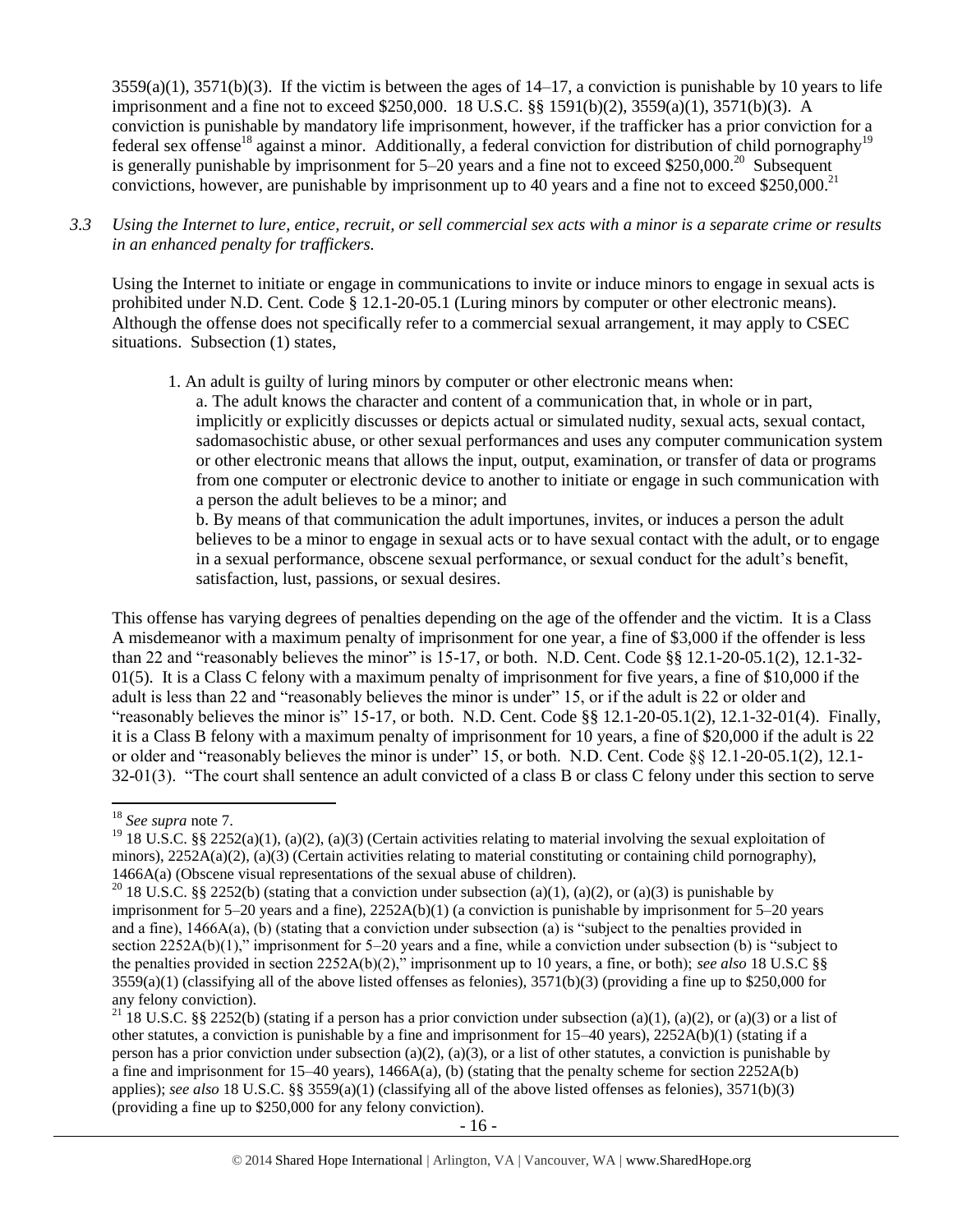3559(a)(1), 3571(b)(3). If the victim is between the ages of 14–17, a conviction is punishable by 10 years to life imprisonment and a fine not to exceed $250,000. 18 U.S.C. §§ 1591(b)(2), 3559(a)(1), 3571(b)(3). A conviction is punishable by mandatory life imprisonment, however, if the trafficker has a prior conviction for a federal sex offense[18] against a minor. Additionally, a federal conviction for distribution of child pornography[19] is generally punishable by imprisonment for 5–20 years and a fine not to exceed $250,000.[20] Subsequent convictions, however, are punishable by imprisonment up to 40 years and a fine not to exceed $250,000.[21]

*3.3 Using the Internet to lure, entice, recruit, or sell commercial sex acts with a minor is a separate crime or results in an enhanced penalty for traffickers.*

Using the Internet to initiate or engage in communications to invite or induce minors to engage in sexual acts is prohibited under N.D. Cent. Code § 12.1-20-05.1 (Luring minors by computer or other electronic means). Although the offense does not specifically refer to a commercial sexual arrangement, it may apply to CSEC situations. Subsection (1) states,

> 1. An adult is guilty of luring minors by computer or other electronic means when:
>
> a. The adult knows the character and content of a communication that, in whole or in part, implicitly or explicitly discusses or depicts actual or simulated nudity, sexual acts, sexual contact, sadomasochistic abuse, or other sexual performances and uses any computer communication system or other electronic means that allows the input, output, examination, or transfer of data or programs from one computer or electronic device to another to initiate or engage in such communication with a person the adult believes to be a minor; and
>
> b. By means of that communication the adult importunes, invites, or induces a person the adult believes to be a minor to engage in sexual acts or to have sexual contact with the adult, or to engage in a sexual performance, obscene sexual performance, or sexual conduct for the adult's benefit, satisfaction, lust, passions, or sexual desires.

This offense has varying degrees of penalties depending on the age of the offender and the victim. It is a Class A misdemeanor with a maximum penalty of imprisonment for one year, a fine of $3,000 if the offender is less than 22 and "reasonably believes the minor" is 15-17, or both. N.D. Cent. Code §§ 12.1-20-05.1(2), 12.1-32-01(5). It is a Class C felony with a maximum penalty of imprisonment for five years, a fine of $10,000 if the adult is less than 22 and "reasonably believes the minor is under" 15, or if the adult is 22 or older and "reasonably believes the minor is" 15-17, or both. N.D. Cent. Code §§ 12.1-20-05.1(2), 12.1-32-01(4). Finally, it is a Class B felony with a maximum penalty of imprisonment for 10 years, a fine of $20,000 if the adult is 22 or older and "reasonably believes the minor is under" 15, or both. N.D. Cent. Code §§ 12.1-20-05.1(2), 12.1-32-01(3). "The court shall sentence an adult convicted of a class B or class C felony under this section to serve

---

[18] *See supra* note 7.

[19] 18 U.S.C. §§ 2252(a)(1), (a)(2), (a)(3) (Certain activities relating to material involving the sexual exploitation of minors), 2252A(a)(2), (a)(3) (Certain activities relating to material constituting or containing child pornography), 1466A(a) (Obscene visual representations of the sexual abuse of children).

[20] 18 U.S.C. §§ 2252(b) (stating that a conviction under subsection (a)(1), (a)(2), or (a)(3) is punishable by imprisonment for 5–20 years and a fine), 2252A(b)(1) (a conviction is punishable by imprisonment for 5–20 years and a fine), 1466A(a), (b) (stating that a conviction under subsection (a) is "subject to the penalties provided in section 2252A(b)(1)," imprisonment for 5–20 years and a fine, while a conviction under subsection (b) is "subject to the penalties provided in section 2252A(b)(2)," imprisonment up to 10 years, a fine, or both); *see also* 18 U.S.C §§ 3559(a)(1) (classifying all of the above listed offenses as felonies), 3571(b)(3) (providing a fine up to $250,000 for any felony conviction).

[21] 18 U.S.C. §§ 2252(b) (stating if a person has a prior conviction under subsection (a)(1), (a)(2), or (a)(3) or a list of other statutes, a conviction is punishable by a fine and imprisonment for 15–40 years), 2252A(b)(1) (stating if a person has a prior conviction under subsection (a)(2), (a)(3), or a list of other statutes, a conviction is punishable by a fine and imprisonment for 15–40 years), 1466A(a), (b) (stating that the penalty scheme for section 2252A(b) applies); *see also* 18 U.S.C. §§ 3559(a)(1) (classifying all of the above listed offenses as felonies), 3571(b)(3) (providing a fine up to $250,000 for any felony conviction).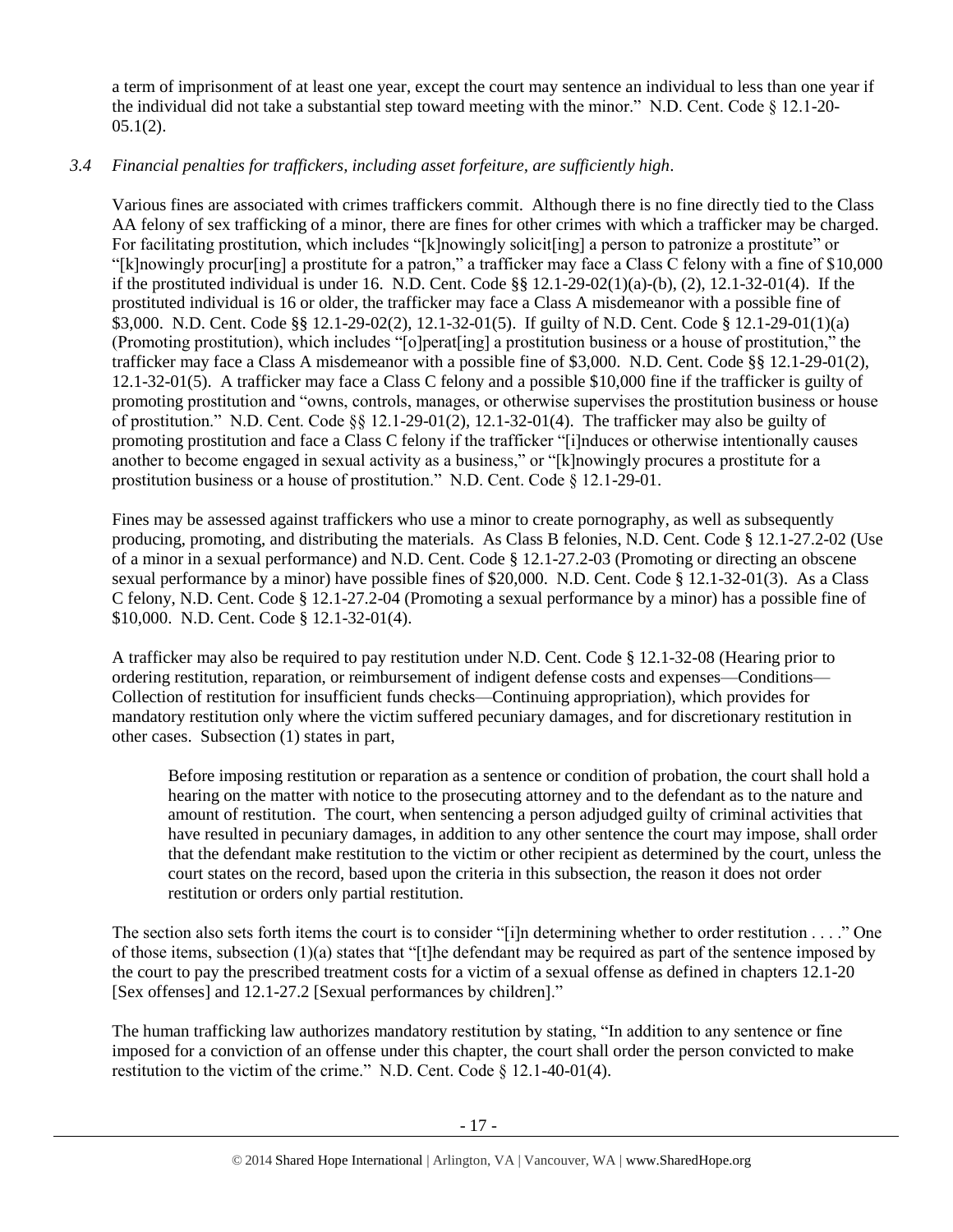a term of imprisonment of at least one year, except the court may sentence an individual to less than one year if the individual did not take a substantial step toward meeting with the minor." N.D. Cent. Code § 12.1-20-05.1(2).

*3.4 Financial penalties for traffickers, including asset forfeiture, are sufficiently high*.

Various fines are associated with crimes traffickers commit. Although there is no fine directly tied to the Class AA felony of sex trafficking of a minor, there are fines for other crimes with which a trafficker may be charged. For facilitating prostitution, which includes "[k]nowingly solicit[ing] a person to patronize a prostitute" or "[k]nowingly procur[ing] a prostitute for a patron," a trafficker may face a Class C felony with a fine of $10,000 if the prostituted individual is under 16. N.D. Cent. Code §§ 12.1-29-02(1)(a)-(b), (2), 12.1-32-01(4). If the prostituted individual is 16 or older, the trafficker may face a Class A misdemeanor with a possible fine of $3,000. N.D. Cent. Code §§ 12.1-29-02(2), 12.1-32-01(5). If guilty of N.D. Cent. Code § 12.1-29-01(1)(a) (Promoting prostitution), which includes "[o]perat[ing] a prostitution business or a house of prostitution," the trafficker may face a Class A misdemeanor with a possible fine of $3,000. N.D. Cent. Code §§ 12.1-29-01(2), 12.1-32-01(5). A trafficker may face a Class C felony and a possible $10,000 fine if the trafficker is guilty of promoting prostitution and "owns, controls, manages, or otherwise supervises the prostitution business or house of prostitution." N.D. Cent. Code §§ 12.1-29-01(2), 12.1-32-01(4). The trafficker may also be guilty of promoting prostitution and face a Class C felony if the trafficker "[i]nduces or otherwise intentionally causes another to become engaged in sexual activity as a business," or "[k]nowingly procures a prostitute for a prostitution business or a house of prostitution." N.D. Cent. Code § 12.1-29-01.

Fines may be assessed against traffickers who use a minor to create pornography, as well as subsequently producing, promoting, and distributing the materials. As Class B felonies, N.D. Cent. Code § 12.1-27.2-02 (Use of a minor in a sexual performance) and N.D. Cent. Code § 12.1-27.2-03 (Promoting or directing an obscene sexual performance by a minor) have possible fines of $20,000. N.D. Cent. Code § 12.1-32-01(3). As a Class C felony, N.D. Cent. Code § 12.1-27.2-04 (Promoting a sexual performance by a minor) has a possible fine of $10,000. N.D. Cent. Code § 12.1-32-01(4).

A trafficker may also be required to pay restitution under N.D. Cent. Code § 12.1-32-08 (Hearing prior to ordering restitution, reparation, or reimbursement of indigent defense costs and expenses—Conditions—Collection of restitution for insufficient funds checks—Continuing appropriation), which provides for mandatory restitution only where the victim suffered pecuniary damages, and for discretionary restitution in other cases. Subsection (1) states in part,

> Before imposing restitution or reparation as a sentence or condition of probation, the court shall hold a hearing on the matter with notice to the prosecuting attorney and to the defendant as to the nature and amount of restitution. The court, when sentencing a person adjudged guilty of criminal activities that have resulted in pecuniary damages, in addition to any other sentence the court may impose, shall order that the defendant make restitution to the victim or other recipient as determined by the court, unless the court states on the record, based upon the criteria in this subsection, the reason it does not order restitution or orders only partial restitution.

The section also sets forth items the court is to consider "[i]n determining whether to order restitution . . . ." One of those items, subsection (1)(a) states that "[t]he defendant may be required as part of the sentence imposed by the court to pay the prescribed treatment costs for a victim of a sexual offense as defined in chapters 12.1-20 [Sex offenses] and 12.1-27.2 [Sexual performances by children]."

The human trafficking law authorizes mandatory restitution by stating, "In addition to any sentence or fine imposed for a conviction of an offense under this chapter, the court shall order the person convicted to make restitution to the victim of the crime." N.D. Cent. Code § 12.1-40-01(4).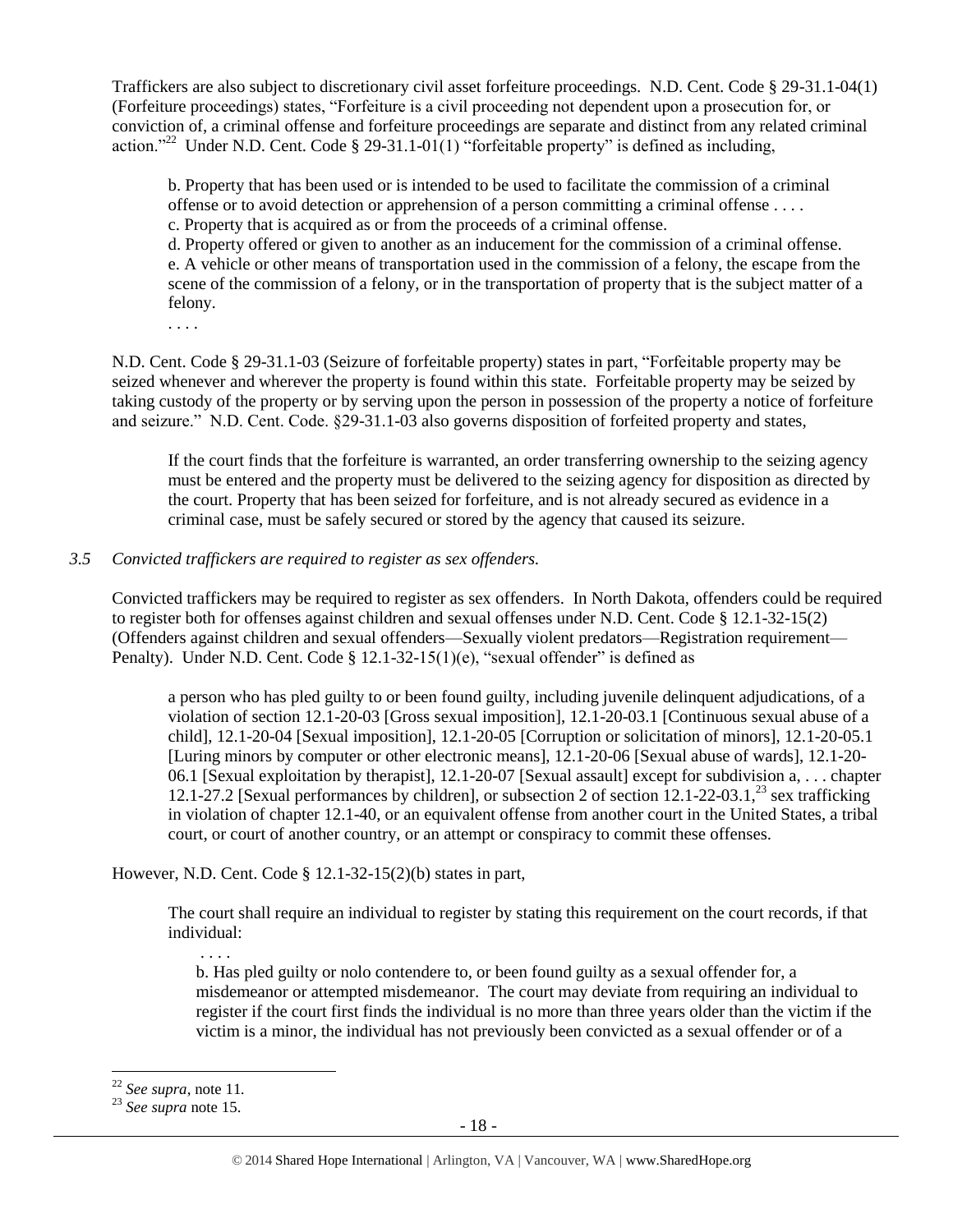Traffickers are also subject to discretionary civil asset forfeiture proceedings. N.D. Cent. Code § 29-31.1-04(1) (Forfeiture proceedings) states, "Forfeiture is a civil proceeding not dependent upon a prosecution for, or conviction of, a criminal offense and forfeiture proceedings are separate and distinct from any related criminal action."[22] Under N.D. Cent. Code § 29-31.1-01(1) "forfeitable property" is defined as including,

> b. Property that has been used or is intended to be used to facilitate the commission of a criminal offense or to avoid detection or apprehension of a person committing a criminal offense . . . .
> c. Property that is acquired as or from the proceeds of a criminal offense.
> d. Property offered or given to another as an inducement for the commission of a criminal offense.
> e. A vehicle or other means of transportation used in the commission of a felony, the escape from the scene of the commission of a felony, or in the transportation of property that is the subject matter of a felony.
> . . . .

N.D. Cent. Code § 29-31.1-03 (Seizure of forfeitable property) states in part, "Forfeitable property may be seized whenever and wherever the property is found within this state. Forfeitable property may be seized by taking custody of the property or by serving upon the person in possession of the property a notice of forfeiture and seizure." N.D. Cent. Code. §29-31.1-03 also governs disposition of forfeited property and states,

> If the court finds that the forfeiture is warranted, an order transferring ownership to the seizing agency must be entered and the property must be delivered to the seizing agency for disposition as directed by the court. Property that has been seized for forfeiture, and is not already secured as evidence in a criminal case, must be safely secured or stored by the agency that caused its seizure.

*3.5 Convicted traffickers are required to register as sex offenders.*

Convicted traffickers may be required to register as sex offenders. In North Dakota, offenders could be required to register both for offenses against children and sexual offenses under N.D. Cent. Code § 12.1-32-15(2) (Offenders against children and sexual offenders—Sexually violent predators—Registration requirement—Penalty). Under N.D. Cent. Code § 12.1-32-15(1)(e), "sexual offender" is defined as

> a person who has pled guilty to or been found guilty, including juvenile delinquent adjudications, of a violation of section 12.1-20-03 [Gross sexual imposition], 12.1-20-03.1 [Continuous sexual abuse of a child], 12.1-20-04 [Sexual imposition], 12.1-20-05 [Corruption or solicitation of minors], 12.1-20-05.1 [Luring minors by computer or other electronic means], 12.1-20-06 [Sexual abuse of wards], 12.1-20-06.1 [Sexual exploitation by therapist], 12.1-20-07 [Sexual assault] except for subdivision a, . . . chapter 12.1-27.2 [Sexual performances by children], or subsection 2 of section 12.1-22-03.1,[23] sex trafficking in violation of chapter 12.1-40, or an equivalent offense from another court in the United States, a tribal court, or court of another country, or an attempt or conspiracy to commit these offenses.

However, N.D. Cent. Code § 12.1-32-15(2)(b) states in part,

> The court shall require an individual to register by stating this requirement on the court records, if that individual:
> . . . .
> b. Has pled guilty or nolo contendere to, or been found guilty as a sexual offender for, a misdemeanor or attempted misdemeanor. The court may deviate from requiring an individual to register if the court first finds the individual is no more than three years older than the victim if the victim is a minor, the individual has not previously been convicted as a sexual offender or of a

---

[22] *See supra*, note 11.
[23] *See supra* note 15.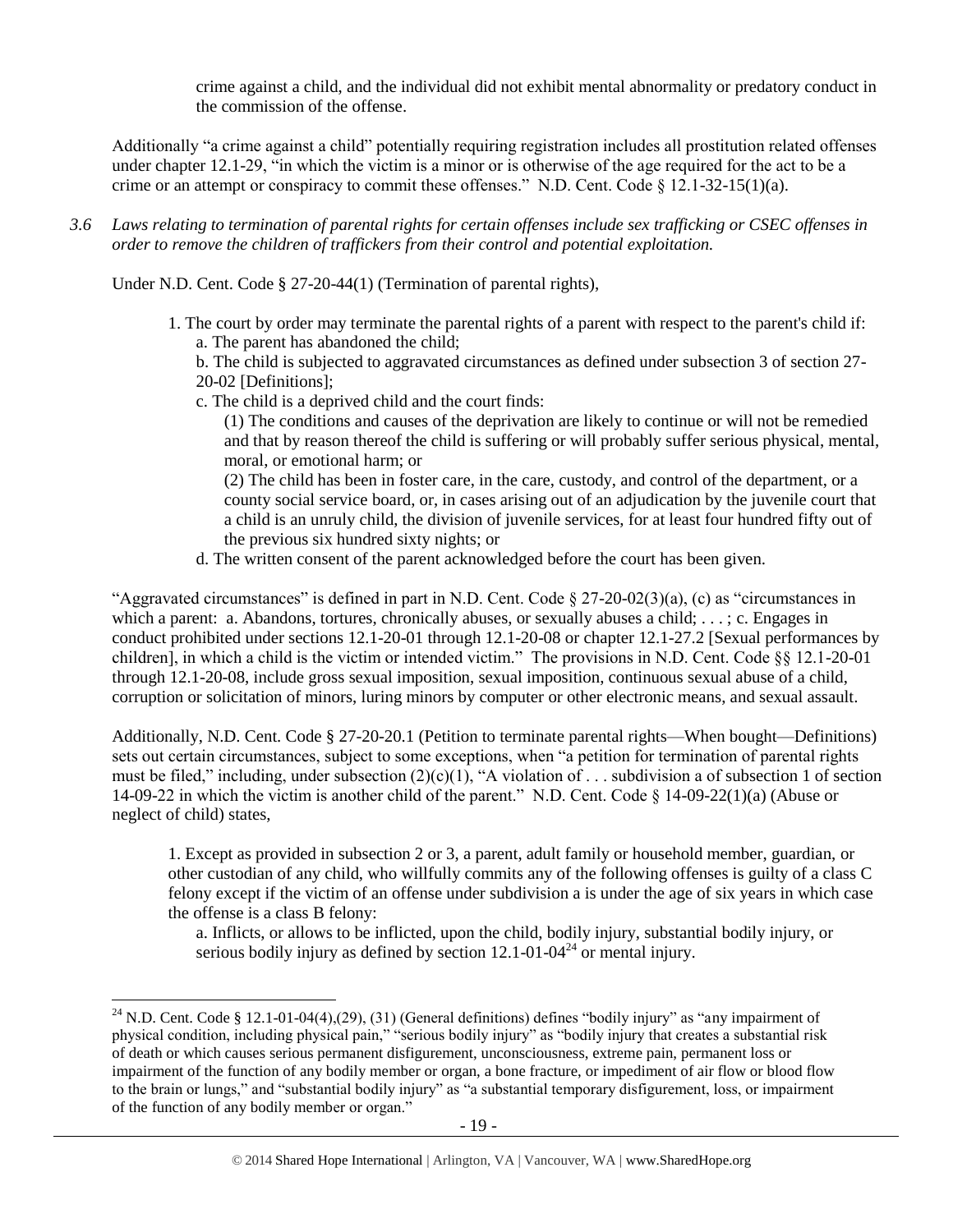crime against a child, and the individual did not exhibit mental abnormality or predatory conduct in the commission of the offense.

Additionally "a crime against a child" potentially requiring registration includes all prostitution related offenses under chapter 12.1-29, "in which the victim is a minor or is otherwise of the age required for the act to be a crime or an attempt or conspiracy to commit these offenses." N.D. Cent. Code § 12.1-32-15(1)(a).

*3.6 Laws relating to termination of parental rights for certain offenses include sex trafficking or CSEC offenses in order to remove the children of traffickers from their control and potential exploitation.*

Under N.D. Cent. Code § 27-20-44(1) (Termination of parental rights),

> 1. The court by order may terminate the parental rights of a parent with respect to the parent's child if:
>    a. The parent has abandoned the child;
>    b. The child is subjected to aggravated circumstances as defined under subsection 3 of section 27-20-02 [Definitions];
>    c. The child is a deprived child and the court finds:
>       (1) The conditions and causes of the deprivation are likely to continue or will not be remedied and that by reason thereof the child is suffering or will probably suffer serious physical, mental, moral, or emotional harm; or
>       (2) The child has been in foster care, in the care, custody, and control of the department, or a county social service board, or, in cases arising out of an adjudication by the juvenile court that a child is an unruly child, the division of juvenile services, for at least four hundred fifty out of the previous six hundred sixty nights; or
>    d. The written consent of the parent acknowledged before the court has been given.

"Aggravated circumstances" is defined in part in N.D. Cent. Code § 27-20-02(3)(a), (c) as "circumstances in which a parent: a. Abandons, tortures, chronically abuses, or sexually abuses a child; . . . ; c. Engages in conduct prohibited under sections 12.1-20-01 through 12.1-20-08 or chapter 12.1-27.2 [Sexual performances by children], in which a child is the victim or intended victim." The provisions in N.D. Cent. Code §§ 12.1-20-01 through 12.1-20-08, include gross sexual imposition, sexual imposition, continuous sexual abuse of a child, corruption or solicitation of minors, luring minors by computer or other electronic means, and sexual assault.

Additionally, N.D. Cent. Code § 27-20-20.1 (Petition to terminate parental rights—When bought—Definitions) sets out certain circumstances, subject to some exceptions, when "a petition for termination of parental rights must be filed," including, under subsection (2)(c)(1), "A violation of . . . subdivision a of subsection 1 of section 14-09-22 in which the victim is another child of the parent." N.D. Cent. Code § 14-09-22(1)(a) (Abuse or neglect of child) states,

> 1. Except as provided in subsection 2 or 3, a parent, adult family or household member, guardian, or other custodian of any child, who willfully commits any of the following offenses is guilty of a class C felony except if the victim of an offense under subdivision a is under the age of six years in which case the offense is a class B felony:
>    a. Inflicts, or allows to be inflicted, upon the child, bodily injury, substantial bodily injury, or serious bodily injury as defined by section 12.1-01-04[24] or mental injury.

[24] N.D. Cent. Code § 12.1-01-04(4),(29), (31) (General definitions) defines "bodily injury" as "any impairment of physical condition, including physical pain," "serious bodily injury" as "bodily injury that creates a substantial risk of death or which causes serious permanent disfigurement, unconsciousness, extreme pain, permanent loss or impairment of the function of any bodily member or organ, a bone fracture, or impediment of air flow or blood flow to the brain or lungs," and "substantial bodily injury" as "a substantial temporary disfigurement, loss, or impairment of the function of any bodily member or organ."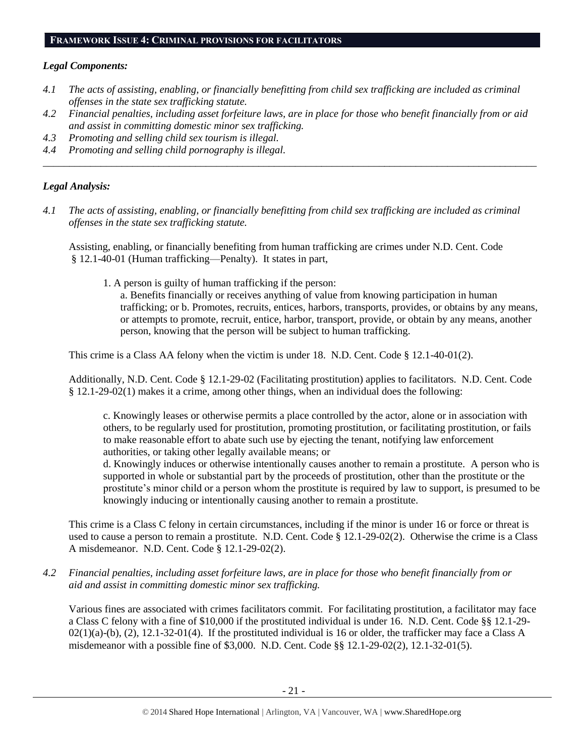## FRAMEWORK ISSUE 4: CRIMINAL PROVISIONS FOR FACILITATORS

### *Legal Components:*

*4.1 The acts of assisting, enabling, or financially benefitting from child sex trafficking are included as criminal offenses in the state sex trafficking statute.*

*4.2 Financial penalties, including asset forfeiture laws, are in place for those who benefit financially from or aid and assist in committing domestic minor sex trafficking.*

*4.3 Promoting and selling child sex tourism is illegal.*

*4.4 Promoting and selling child pornography is illegal.*

---

### *Legal Analysis:*

*4.1 The acts of assisting, enabling, or financially benefitting from child sex trafficking are included as criminal offenses in the state sex trafficking statute.*

Assisting, enabling, or financially benefiting from human trafficking are crimes under N.D. Cent. Code § 12.1-40-01 (Human trafficking—Penalty). It states in part,

> 1. A person is guilty of human trafficking if the person:
>
> a. Benefits financially or receives anything of value from knowing participation in human trafficking; or b. Promotes, recruits, entices, harbors, transports, provides, or obtains by any means, or attempts to promote, recruit, entice, harbor, transport, provide, or obtain by any means, another person, knowing that the person will be subject to human trafficking.

This crime is a Class AA felony when the victim is under 18. N.D. Cent. Code § 12.1-40-01(2).

Additionally, N.D. Cent. Code § 12.1-29-02 (Facilitating prostitution) applies to facilitators. N.D. Cent. Code § 12.1-29-02(1) makes it a crime, among other things, when an individual does the following:

> c. Knowingly leases or otherwise permits a place controlled by the actor, alone or in association with others, to be regularly used for prostitution, promoting prostitution, or facilitating prostitution, or fails to make reasonable effort to abate such use by ejecting the tenant, notifying law enforcement authorities, or taking other legally available means; or
>
> d. Knowingly induces or otherwise intentionally causes another to remain a prostitute. A person who is supported in whole or substantial part by the proceeds of prostitution, other than the prostitute or the prostitute's minor child or a person whom the prostitute is required by law to support, is presumed to be knowingly inducing or intentionally causing another to remain a prostitute.

This crime is a Class C felony in certain circumstances, including if the minor is under 16 or force or threat is used to cause a person to remain a prostitute. N.D. Cent. Code § 12.1-29-02(2). Otherwise the crime is a Class A misdemeanor. N.D. Cent. Code § 12.1-29-02(2).

*4.2 Financial penalties, including asset forfeiture laws, are in place for those who benefit financially from or aid and assist in committing domestic minor sex trafficking.*

Various fines are associated with crimes facilitators commit. For facilitating prostitution, a facilitator may face a Class C felony with a fine of $10,000 if the prostituted individual is under 16. N.D. Cent. Code §§ 12.1-29-02(1)(a)-(b), (2), 12.1-32-01(4). If the prostituted individual is 16 or older, the trafficker may face a Class A misdemeanor with a possible fine of $3,000. N.D. Cent. Code §§ 12.1-29-02(2), 12.1-32-01(5).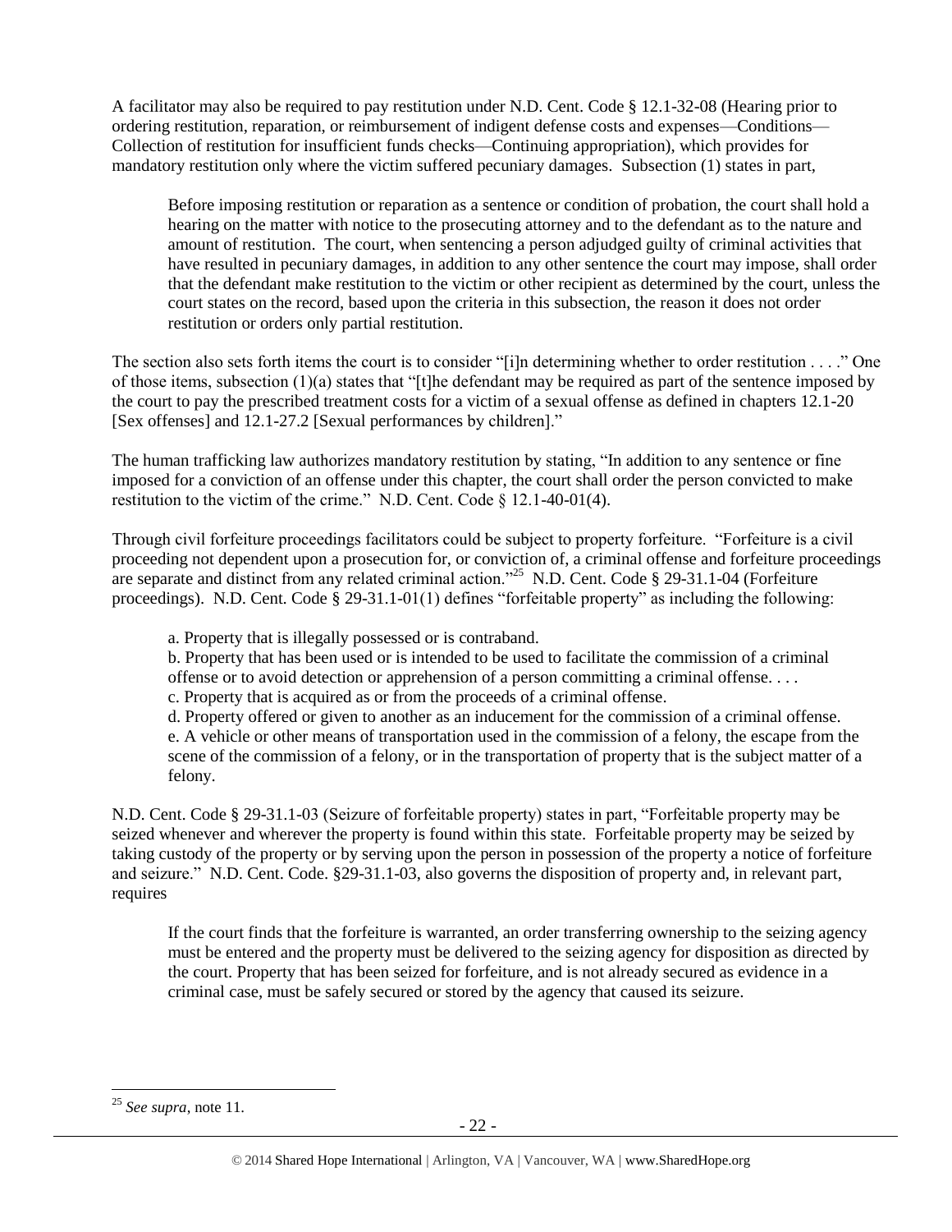A facilitator may also be required to pay restitution under N.D. Cent. Code § 12.1-32-08 (Hearing prior to ordering restitution, reparation, or reimbursement of indigent defense costs and expenses—Conditions—Collection of restitution for insufficient funds checks—Continuing appropriation), which provides for mandatory restitution only where the victim suffered pecuniary damages. Subsection (1) states in part,

> Before imposing restitution or reparation as a sentence or condition of probation, the court shall hold a hearing on the matter with notice to the prosecuting attorney and to the defendant as to the nature and amount of restitution. The court, when sentencing a person adjudged guilty of criminal activities that have resulted in pecuniary damages, in addition to any other sentence the court may impose, shall order that the defendant make restitution to the victim or other recipient as determined by the court, unless the court states on the record, based upon the criteria in this subsection, the reason it does not order restitution or orders only partial restitution.

The section also sets forth items the court is to consider "[i]n determining whether to order restitution . . . ." One of those items, subsection (1)(a) states that "[t]he defendant may be required as part of the sentence imposed by the court to pay the prescribed treatment costs for a victim of a sexual offense as defined in chapters 12.1-20 [Sex offenses] and 12.1-27.2 [Sexual performances by children]."

The human trafficking law authorizes mandatory restitution by stating, "In addition to any sentence or fine imposed for a conviction of an offense under this chapter, the court shall order the person convicted to make restitution to the victim of the crime." N.D. Cent. Code § 12.1-40-01(4).

Through civil forfeiture proceedings facilitators could be subject to property forfeiture. "Forfeiture is a civil proceeding not dependent upon a prosecution for, or conviction of, a criminal offense and forfeiture proceedings are separate and distinct from any related criminal action."[25] N.D. Cent. Code § 29-31.1-04 (Forfeiture proceedings). N.D. Cent. Code § 29-31.1-01(1) defines "forfeitable property" as including the following:

> a. Property that is illegally possessed or is contraband.
> b. Property that has been used or is intended to be used to facilitate the commission of a criminal offense or to avoid detection or apprehension of a person committing a criminal offense. . . .
> c. Property that is acquired as or from the proceeds of a criminal offense.
> d. Property offered or given to another as an inducement for the commission of a criminal offense.
> e. A vehicle or other means of transportation used in the commission of a felony, the escape from the scene of the commission of a felony, or in the transportation of property that is the subject matter of a felony.

N.D. Cent. Code § 29-31.1-03 (Seizure of forfeitable property) states in part, "Forfeitable property may be seized whenever and wherever the property is found within this state. Forfeitable property may be seized by taking custody of the property or by serving upon the person in possession of the property a notice of forfeiture and seizure." N.D. Cent. Code. §29-31.1-03, also governs the disposition of property and, in relevant part, requires

> If the court finds that the forfeiture is warranted, an order transferring ownership to the seizing agency must be entered and the property must be delivered to the seizing agency for disposition as directed by the court. Property that has been seized for forfeiture, and is not already secured as evidence in a criminal case, must be safely secured or stored by the agency that caused its seizure.

---

[25] *See supra*, note 11.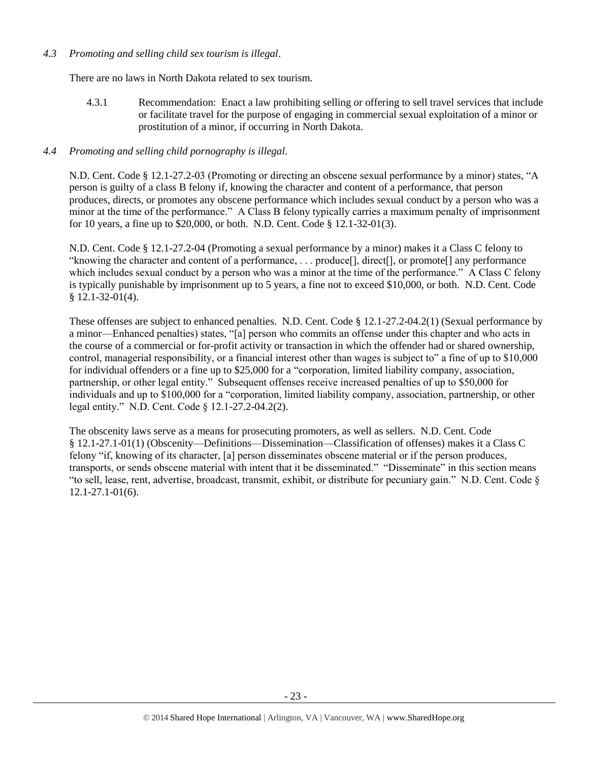*4.3 Promoting and selling child sex tourism is illegal*.

There are no laws in North Dakota related to sex tourism.

4.3.1 Recommendation: Enact a law prohibiting selling or offering to sell travel services that include or facilitate travel for the purpose of engaging in commercial sexual exploitation of a minor or prostitution of a minor, if occurring in North Dakota.

*4.4 Promoting and selling child pornography is illegal.*

N.D. Cent. Code § 12.1-27.2-03 (Promoting or directing an obscene sexual performance by a minor) states, "A person is guilty of a class B felony if, knowing the character and content of a performance, that person produces, directs, or promotes any obscene performance which includes sexual conduct by a person who was a minor at the time of the performance." A Class B felony typically carries a maximum penalty of imprisonment for 10 years, a fine up to $20,000, or both. N.D. Cent. Code § 12.1-32-01(3).

N.D. Cent. Code § 12.1-27.2-04 (Promoting a sexual performance by a minor) makes it a Class C felony to "knowing the character and content of a performance, . . . produce[], direct[], or promote[] any performance which includes sexual conduct by a person who was a minor at the time of the performance." A Class C felony is typically punishable by imprisonment up to 5 years, a fine not to exceed $10,000, or both. N.D. Cent. Code § 12.1-32-01(4).

These offenses are subject to enhanced penalties. N.D. Cent. Code § 12.1-27.2-04.2(1) (Sexual performance by a minor—Enhanced penalties) states, "[a] person who commits an offense under this chapter and who acts in the course of a commercial or for-profit activity or transaction in which the offender had or shared ownership, control, managerial responsibility, or a financial interest other than wages is subject to" a fine of up to $10,000 for individual offenders or a fine up to $25,000 for a "corporation, limited liability company, association, partnership, or other legal entity." Subsequent offenses receive increased penalties of up to $50,000 for individuals and up to $100,000 for a "corporation, limited liability company, association, partnership, or other legal entity." N.D. Cent. Code § 12.1-27.2-04.2(2).

The obscenity laws serve as a means for prosecuting promoters, as well as sellers. N.D. Cent. Code § 12.1-27.1-01(1) (Obscenity—Definitions—Dissemination—Classification of offenses) makes it a Class C felony "if, knowing of its character, [a] person disseminates obscene material or if the person produces, transports, or sends obscene material with intent that it be disseminated." "Disseminate" in this section means "to sell, lease, rent, advertise, broadcast, transmit, exhibit, or distribute for pecuniary gain." N.D. Cent. Code § 12.1-27.1-01(6).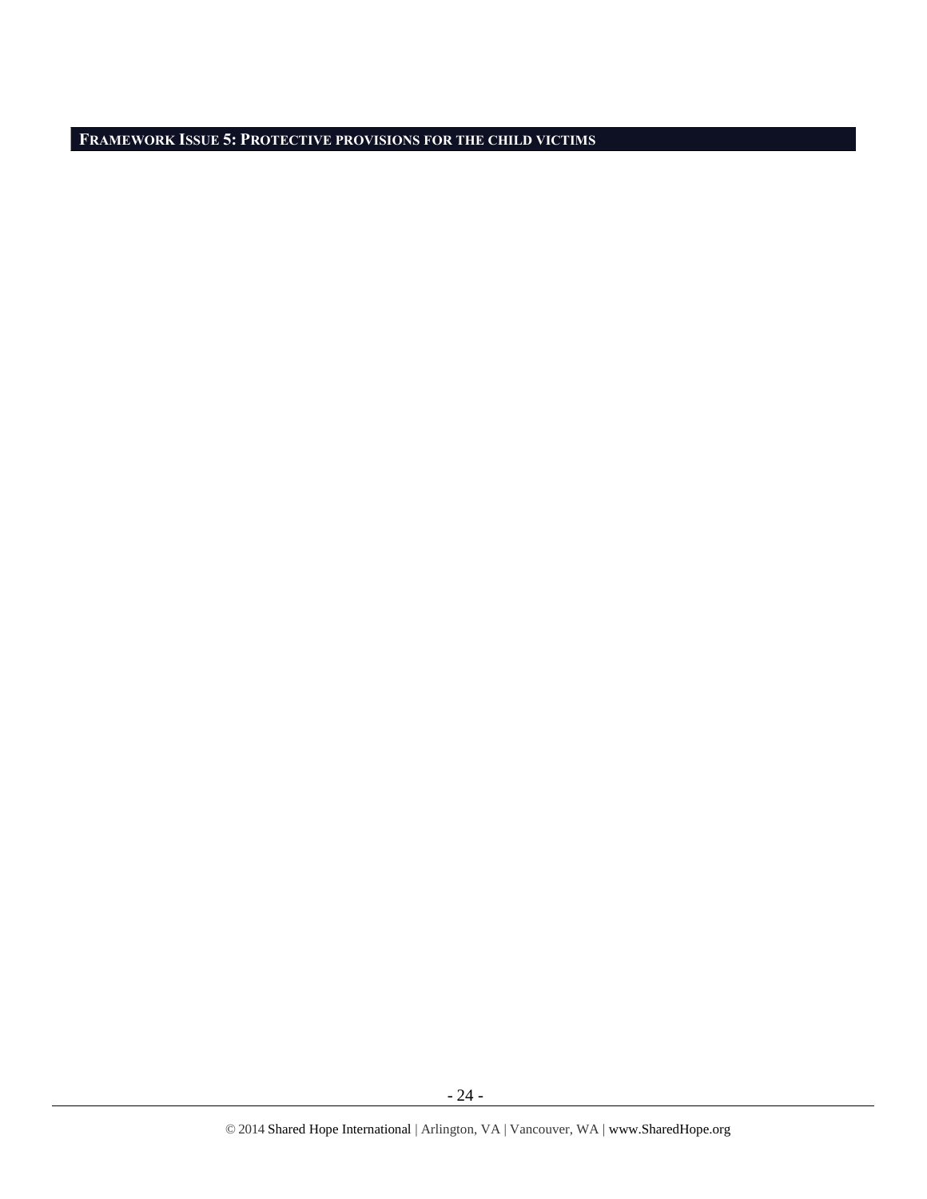## FRAMEWORK ISSUE 5: PROTECTIVE PROVISIONS FOR THE CHILD VICTIMS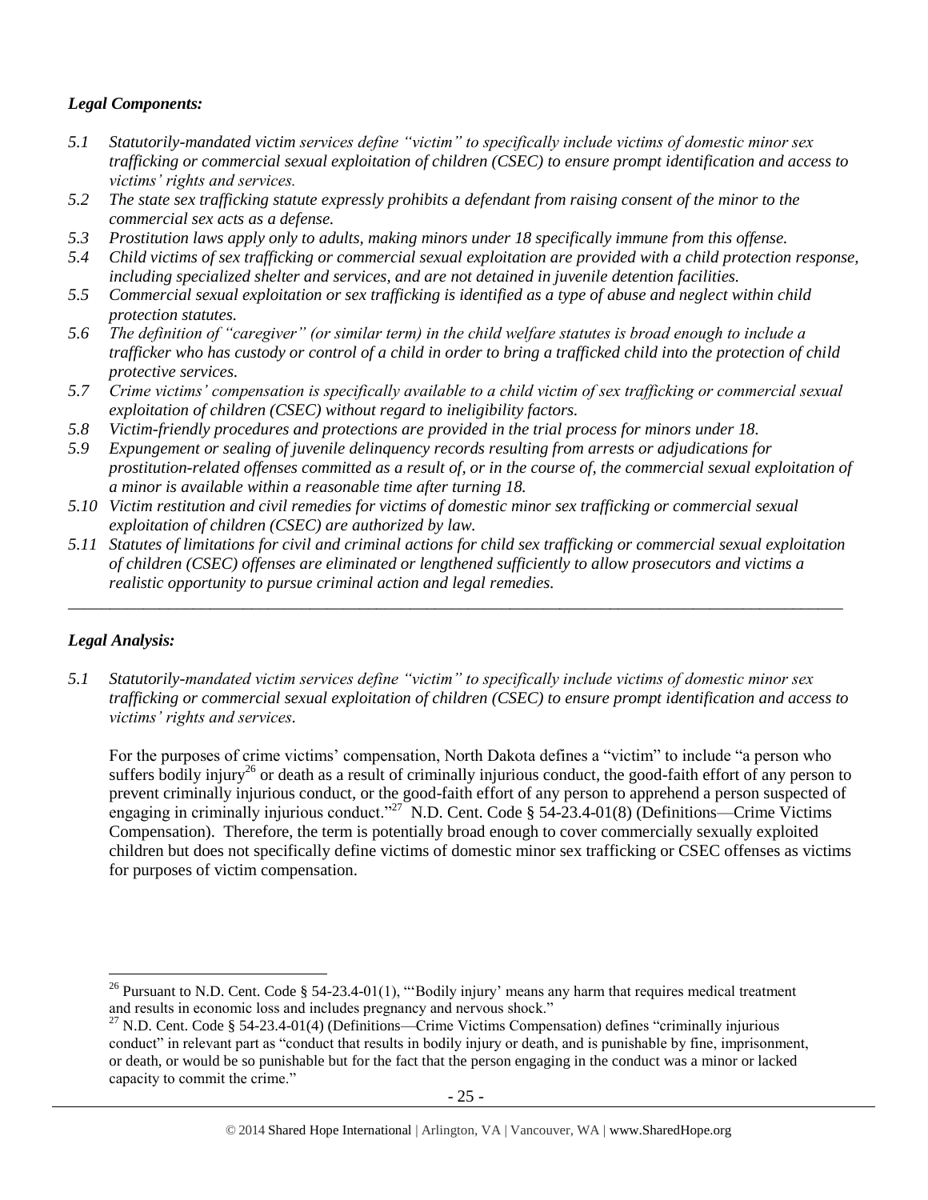***Legal Components:***

*5.1 Statutorily-mandated victim services define "victim" to specifically include victims of domestic minor sex trafficking or commercial sexual exploitation of children (CSEC) to ensure prompt identification and access to victims' rights and services.*

*5.2 The state sex trafficking statute expressly prohibits a defendant from raising consent of the minor to the commercial sex acts as a defense.*

*5.3 Prostitution laws apply only to adults, making minors under 18 specifically immune from this offense.*

*5.4 Child victims of sex trafficking or commercial sexual exploitation are provided with a child protection response, including specialized shelter and services, and are not detained in juvenile detention facilities.*

*5.5 Commercial sexual exploitation or sex trafficking is identified as a type of abuse and neglect within child protection statutes.*

*5.6 The definition of "caregiver" (or similar term) in the child welfare statutes is broad enough to include a trafficker who has custody or control of a child in order to bring a trafficked child into the protection of child protective services.*

*5.7 Crime victims' compensation is specifically available to a child victim of sex trafficking or commercial sexual exploitation of children (CSEC) without regard to ineligibility factors.*

*5.8 Victim-friendly procedures and protections are provided in the trial process for minors under 18.*

*5.9 Expungement or sealing of juvenile delinquency records resulting from arrests or adjudications for prostitution-related offenses committed as a result of, or in the course of, the commercial sexual exploitation of a minor is available within a reasonable time after turning 18.*

*5.10 Victim restitution and civil remedies for victims of domestic minor sex trafficking or commercial sexual exploitation of children (CSEC) are authorized by law.*

*5.11 Statutes of limitations for civil and criminal actions for child sex trafficking or commercial sexual exploitation of children (CSEC) offenses are eliminated or lengthened sufficiently to allow prosecutors and victims a realistic opportunity to pursue criminal action and legal remedies.*

---

***Legal Analysis:***

*5.1 Statutorily-mandated victim services define "victim" to specifically include victims of domestic minor sex trafficking or commercial sexual exploitation of children (CSEC) to ensure prompt identification and access to victims' rights and services.*

For the purposes of crime victims' compensation, North Dakota defines a "victim" to include "a person who suffers bodily injury[26] or death as a result of criminally injurious conduct, the good-faith effort of any person to prevent criminally injurious conduct, or the good-faith effort of any person to apprehend a person suspected of engaging in criminally injurious conduct."[27] N.D. Cent. Code § 54-23.4-01(8) (Definitions—Crime Victims Compensation). Therefore, the term is potentially broad enough to cover commercially sexually exploited children but does not specifically define victims of domestic minor sex trafficking or CSEC offenses as victims for purposes of victim compensation.

---

[26] Pursuant to N.D. Cent. Code § 54-23.4-01(1), "'Bodily injury' means any harm that requires medical treatment and results in economic loss and includes pregnancy and nervous shock."

[27] N.D. Cent. Code § 54-23.4-01(4) (Definitions—Crime Victims Compensation) defines "criminally injurious conduct" in relevant part as "conduct that results in bodily injury or death, and is punishable by fine, imprisonment, or death, or would be so punishable but for the fact that the person engaging in the conduct was a minor or lacked capacity to commit the crime."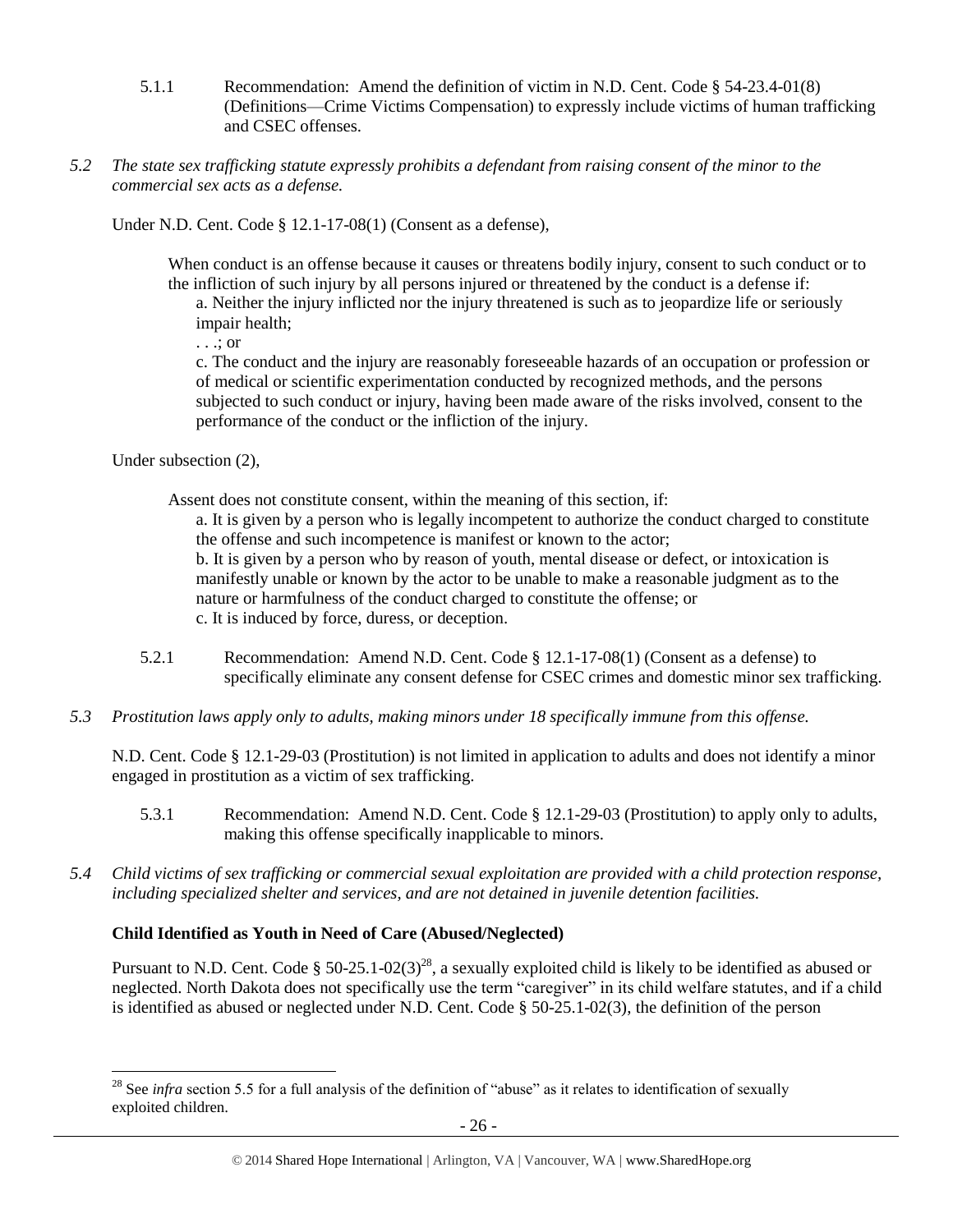5.1.1 Recommendation: Amend the definition of victim in N.D. Cent. Code § 54-23.4-01(8) (Definitions—Crime Victims Compensation) to expressly include victims of human trafficking and CSEC offenses.

*5.2 The state sex trafficking statute expressly prohibits a defendant from raising consent of the minor to the commercial sex acts as a defense.*

Under N.D. Cent. Code § 12.1-17-08(1) (Consent as a defense),

> When conduct is an offense because it causes or threatens bodily injury, consent to such conduct or to the infliction of such injury by all persons injured or threatened by the conduct is a defense if:
>
> a. Neither the injury inflicted nor the injury threatened is such as to jeopardize life or seriously impair health;
>
> . . .; or
>
> c. The conduct and the injury are reasonably foreseeable hazards of an occupation or profession or of medical or scientific experimentation conducted by recognized methods, and the persons subjected to such conduct or injury, having been made aware of the risks involved, consent to the performance of the conduct or the infliction of the injury.

Under subsection (2),

> Assent does not constitute consent, within the meaning of this section, if:
>
> a. It is given by a person who is legally incompetent to authorize the conduct charged to constitute the offense and such incompetence is manifest or known to the actor;
>
> b. It is given by a person who by reason of youth, mental disease or defect, or intoxication is manifestly unable or known by the actor to be unable to make a reasonable judgment as to the nature or harmfulness of the conduct charged to constitute the offense; or
>
> c. It is induced by force, duress, or deception.

5.2.1 Recommendation: Amend N.D. Cent. Code § 12.1-17-08(1) (Consent as a defense) to specifically eliminate any consent defense for CSEC crimes and domestic minor sex trafficking.

*5.3 Prostitution laws apply only to adults, making minors under 18 specifically immune from this offense.*

N.D. Cent. Code § 12.1-29-03 (Prostitution) is not limited in application to adults and does not identify a minor engaged in prostitution as a victim of sex trafficking.

5.3.1 Recommendation: Amend N.D. Cent. Code § 12.1-29-03 (Prostitution) to apply only to adults, making this offense specifically inapplicable to minors.

*5.4 Child victims of sex trafficking or commercial sexual exploitation are provided with a child protection response, including specialized shelter and services, and are not detained in juvenile detention facilities.*

**Child Identified as Youth in Need of Care (Abused/Neglected)**

Pursuant to N.D. Cent. Code § 50-25.1-02(3)[28], a sexually exploited child is likely to be identified as abused or neglected. North Dakota does not specifically use the term "caregiver" in its child welfare statutes, and if a child is identified as abused or neglected under N.D. Cent. Code § 50-25.1-02(3), the definition of the person

[28] See *infra* section 5.5 for a full analysis of the definition of "abuse" as it relates to identification of sexually exploited children.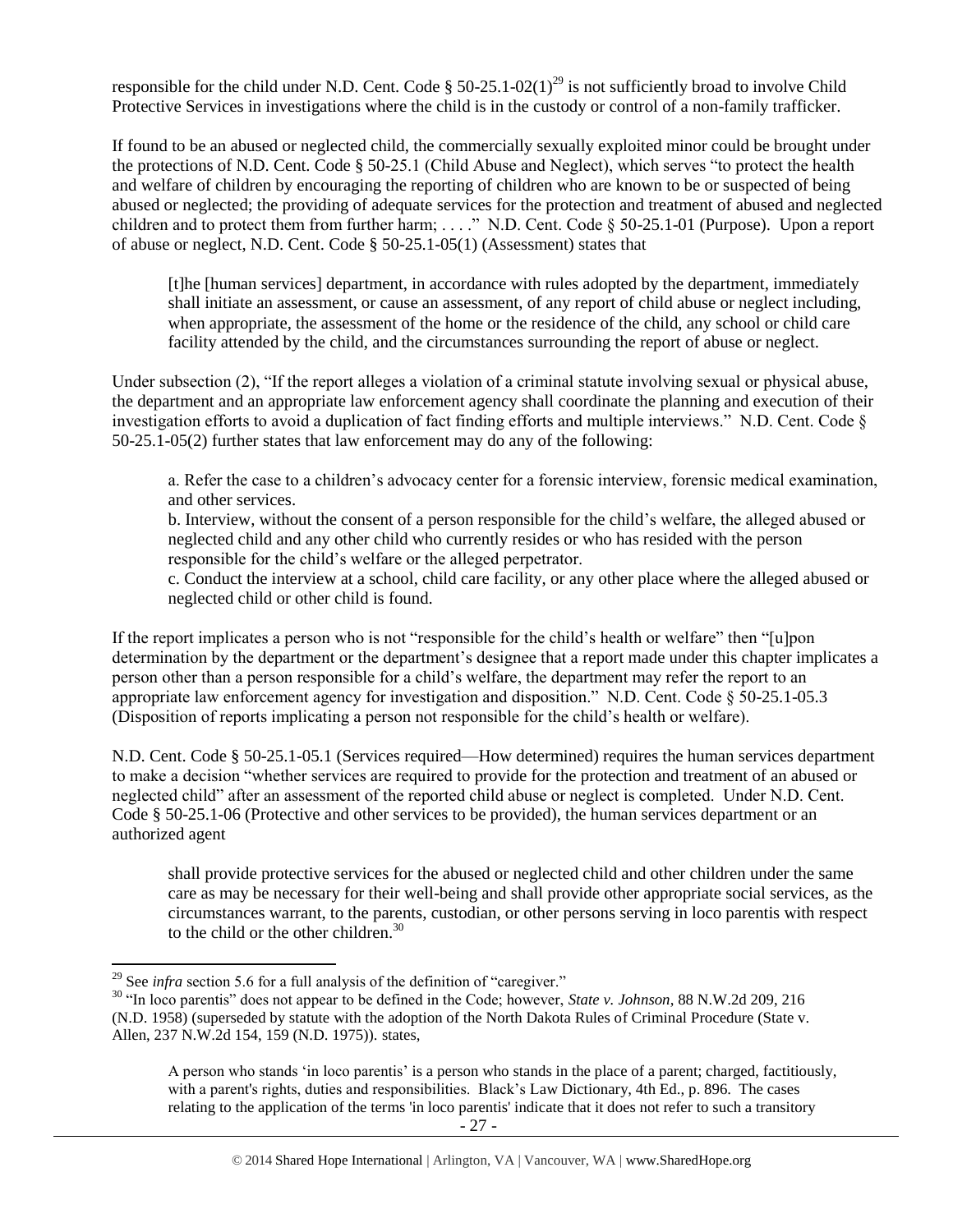responsible for the child under N.D. Cent. Code § 50-25.1-02(1)[29] is not sufficiently broad to involve Child Protective Services in investigations where the child is in the custody or control of a non-family trafficker.

If found to be an abused or neglected child, the commercially sexually exploited minor could be brought under the protections of N.D. Cent. Code § 50-25.1 (Child Abuse and Neglect), which serves "to protect the health and welfare of children by encouraging the reporting of children who are known to be or suspected of being abused or neglected; the providing of adequate services for the protection and treatment of abused and neglected children and to protect them from further harm; . . . ." N.D. Cent. Code § 50-25.1-01 (Purpose). Upon a report of abuse or neglect, N.D. Cent. Code § 50-25.1-05(1) (Assessment) states that

> [t]he [human services] department, in accordance with rules adopted by the department, immediately shall initiate an assessment, or cause an assessment, of any report of child abuse or neglect including, when appropriate, the assessment of the home or the residence of the child, any school or child care facility attended by the child, and the circumstances surrounding the report of abuse or neglect.

Under subsection (2), "If the report alleges a violation of a criminal statute involving sexual or physical abuse, the department and an appropriate law enforcement agency shall coordinate the planning and execution of their investigation efforts to avoid a duplication of fact finding efforts and multiple interviews." N.D. Cent. Code § 50-25.1-05(2) further states that law enforcement may do any of the following:

> a. Refer the case to a children's advocacy center for a forensic interview, forensic medical examination, and other services.
>
> b. Interview, without the consent of a person responsible for the child's welfare, the alleged abused or neglected child and any other child who currently resides or who has resided with the person responsible for the child's welfare or the alleged perpetrator.
>
> c. Conduct the interview at a school, child care facility, or any other place where the alleged abused or neglected child or other child is found.

If the report implicates a person who is not "responsible for the child's health or welfare" then "[u]pon determination by the department or the department's designee that a report made under this chapter implicates a person other than a person responsible for a child's welfare, the department may refer the report to an appropriate law enforcement agency for investigation and disposition." N.D. Cent. Code § 50-25.1-05.3 (Disposition of reports implicating a person not responsible for the child's health or welfare).

N.D. Cent. Code § 50-25.1-05.1 (Services required—How determined) requires the human services department to make a decision "whether services are required to provide for the protection and treatment of an abused or neglected child" after an assessment of the reported child abuse or neglect is completed. Under N.D. Cent. Code § 50-25.1-06 (Protective and other services to be provided), the human services department or an authorized agent

> shall provide protective services for the abused or neglected child and other children under the same care as may be necessary for their well-being and shall provide other appropriate social services, as the circumstances warrant, to the parents, custodian, or other persons serving in loco parentis with respect to the child or the other children.[30]

---

[29] See *infra* section 5.6 for a full analysis of the definition of "caregiver."

[30] "In loco parentis" does not appear to be defined in the Code; however, *State v. Johnson*, 88 N.W.2d 209, 216 (N.D. 1958) (superseded by statute with the adoption of the North Dakota Rules of Criminal Procedure (State v. Allen, 237 N.W.2d 154, 159 (N.D. 1975)). states,

> A person who stands 'in loco parentis' is a person who stands in the place of a parent; charged, factitiously, with a parent's rights, duties and responsibilities. Black's Law Dictionary, 4th Ed., p. 896. The cases relating to the application of the terms 'in loco parentis' indicate that it does not refer to such a transitory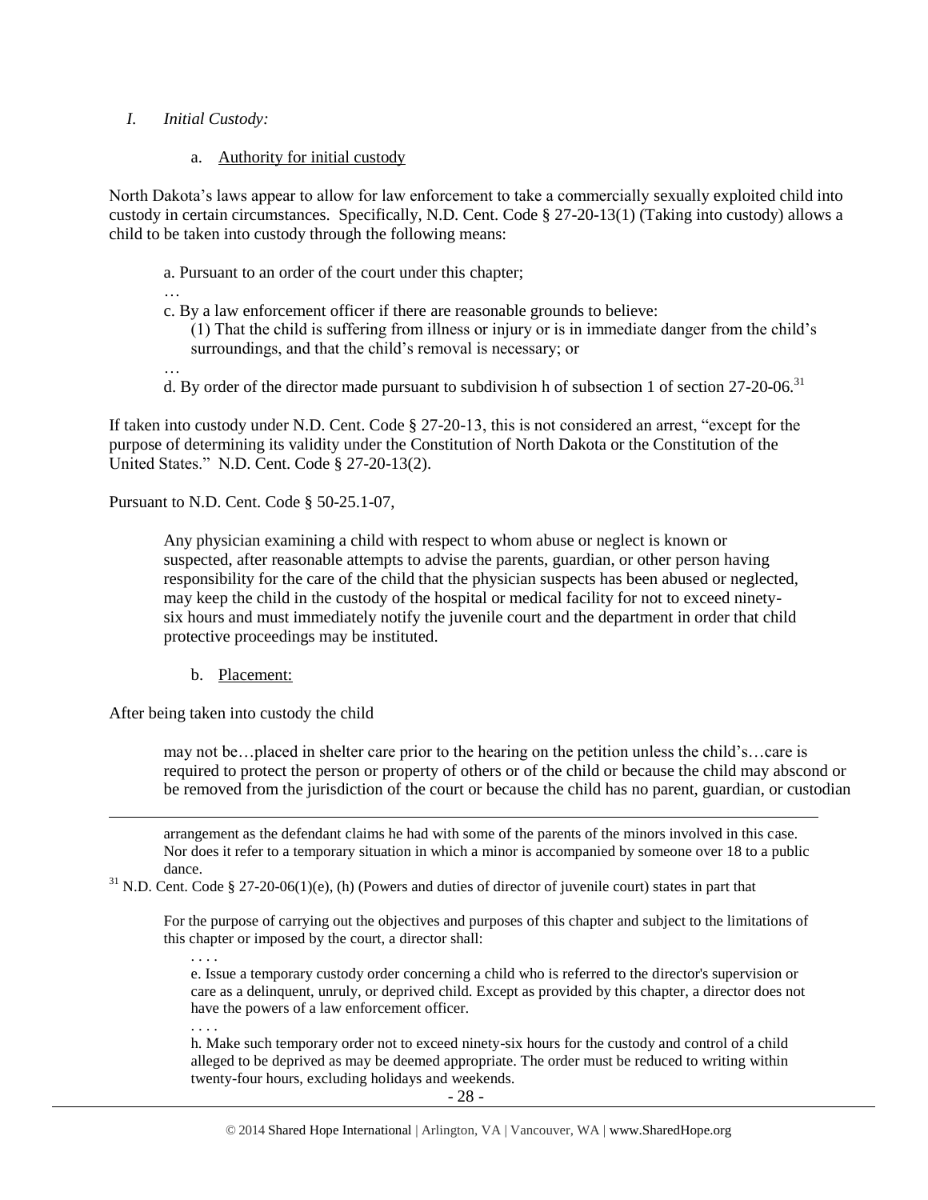*I. Initial Custody:*

a. Authority for initial custody

North Dakota's laws appear to allow for law enforcement to take a commercially sexually exploited child into custody in certain circumstances. Specifically, N.D. Cent. Code § 27-20-13(1) (Taking into custody) allows a child to be taken into custody through the following means:

> a. Pursuant to an order of the court under this chapter;
>
> …
>
> c. By a law enforcement officer if there are reasonable grounds to believe:
>
> (1) That the child is suffering from illness or injury or is in immediate danger from the child's surroundings, and that the child's removal is necessary; or
>
> …
>
> d. By order of the director made pursuant to subdivision h of subsection 1 of section 27-20-06.[31]

If taken into custody under N.D. Cent. Code § 27-20-13, this is not considered an arrest, "except for the purpose of determining its validity under the Constitution of North Dakota or the Constitution of the United States." N.D. Cent. Code § 27-20-13(2).

Pursuant to N.D. Cent. Code § 50-25.1-07,

> Any physician examining a child with respect to whom abuse or neglect is known or suspected, after reasonable attempts to advise the parents, guardian, or other person having responsibility for the care of the child that the physician suspects has been abused or neglected, may keep the child in the custody of the hospital or medical facility for not to exceed ninety-six hours and must immediately notify the juvenile court and the department in order that child protective proceedings may be instituted.

b. Placement:

After being taken into custody the child

> may not be…placed in shelter care prior to the hearing on the petition unless the child's…care is required to protect the person or property of others or of the child or because the child may abscond or be removed from the jurisdiction of the court or because the child has no parent, guardian, or custodian

---

arrangement as the defendant claims he had with some of the parents of the minors involved in this case. Nor does it refer to a temporary situation in which a minor is accompanied by someone over 18 to a public dance.

[31] N.D. Cent. Code § 27-20-06(1)(e), (h) (Powers and duties of director of juvenile court) states in part that

> For the purpose of carrying out the objectives and purposes of this chapter and subject to the limitations of this chapter or imposed by the court, a director shall:
>
> . . . .
>
> e. Issue a temporary custody order concerning a child who is referred to the director's supervision or care as a delinquent, unruly, or deprived child. Except as provided by this chapter, a director does not have the powers of a law enforcement officer.
>
> . . . .
>
> h. Make such temporary order not to exceed ninety-six hours for the custody and control of a child alleged to be deprived as may be deemed appropriate. The order must be reduced to writing within twenty-four hours, excluding holidays and weekends.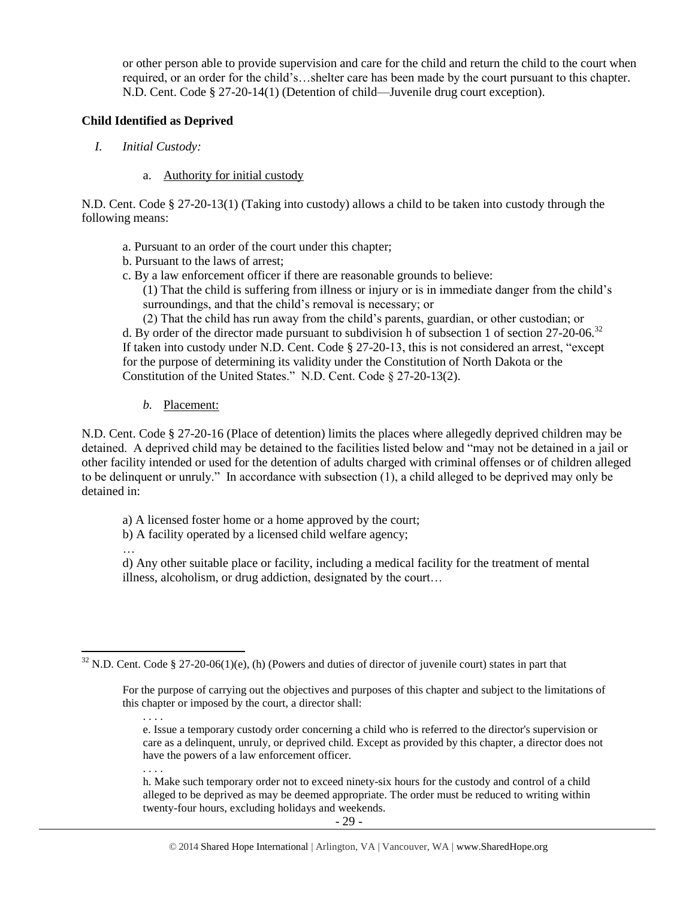or other person able to provide supervision and care for the child and return the child to the court when required, or an order for the child's…shelter care has been made by the court pursuant to this chapter. N.D. Cent. Code § 27-20-14(1) (Detention of child—Juvenile drug court exception).

**Child Identified as Deprived**

*I. Initial Custody:*

a. Authority for initial custody

N.D. Cent. Code § 27-20-13(1) (Taking into custody) allows a child to be taken into custody through the following means:

> a. Pursuant to an order of the court under this chapter;
> b. Pursuant to the laws of arrest;
> c. By a law enforcement officer if there are reasonable grounds to believe:
> (1) That the child is suffering from illness or injury or is in immediate danger from the child's surroundings, and that the child's removal is necessary; or
> (2) That the child has run away from the child's parents, guardian, or other custodian; or
> d. By order of the director made pursuant to subdivision h of subsection 1 of section 27-20-06.[32]
> If taken into custody under N.D. Cent. Code § 27-20-13, this is not considered an arrest, "except for the purpose of determining its validity under the Constitution of North Dakota or the Constitution of the United States." N.D. Cent. Code § 27-20-13(2).

*b.* Placement:

N.D. Cent. Code § 27-20-16 (Place of detention) limits the places where allegedly deprived children may be detained. A deprived child may be detained to the facilities listed below and "may not be detained in a jail or other facility intended or used for the detention of adults charged with criminal offenses or of children alleged to be delinquent or unruly." In accordance with subsection (1), a child alleged to be deprived may only be detained in:

> a) A licensed foster home or a home approved by the court;
> b) A facility operated by a licensed child welfare agency;
> …
> d) Any other suitable place or facility, including a medical facility for the treatment of mental illness, alcoholism, or drug addiction, designated by the court…

---

[32] N.D. Cent. Code § 27-20-06(1)(e), (h) (Powers and duties of director of juvenile court) states in part that

> For the purpose of carrying out the objectives and purposes of this chapter and subject to the limitations of this chapter or imposed by the court, a director shall:
>
> . . . .
>
> e. Issue a temporary custody order concerning a child who is referred to the director's supervision or care as a delinquent, unruly, or deprived child. Except as provided by this chapter, a director does not have the powers of a law enforcement officer.
>
> . . . .
>
> h. Make such temporary order not to exceed ninety-six hours for the custody and control of a child alleged to be deprived as may be deemed appropriate. The order must be reduced to writing within twenty-four hours, excluding holidays and weekends.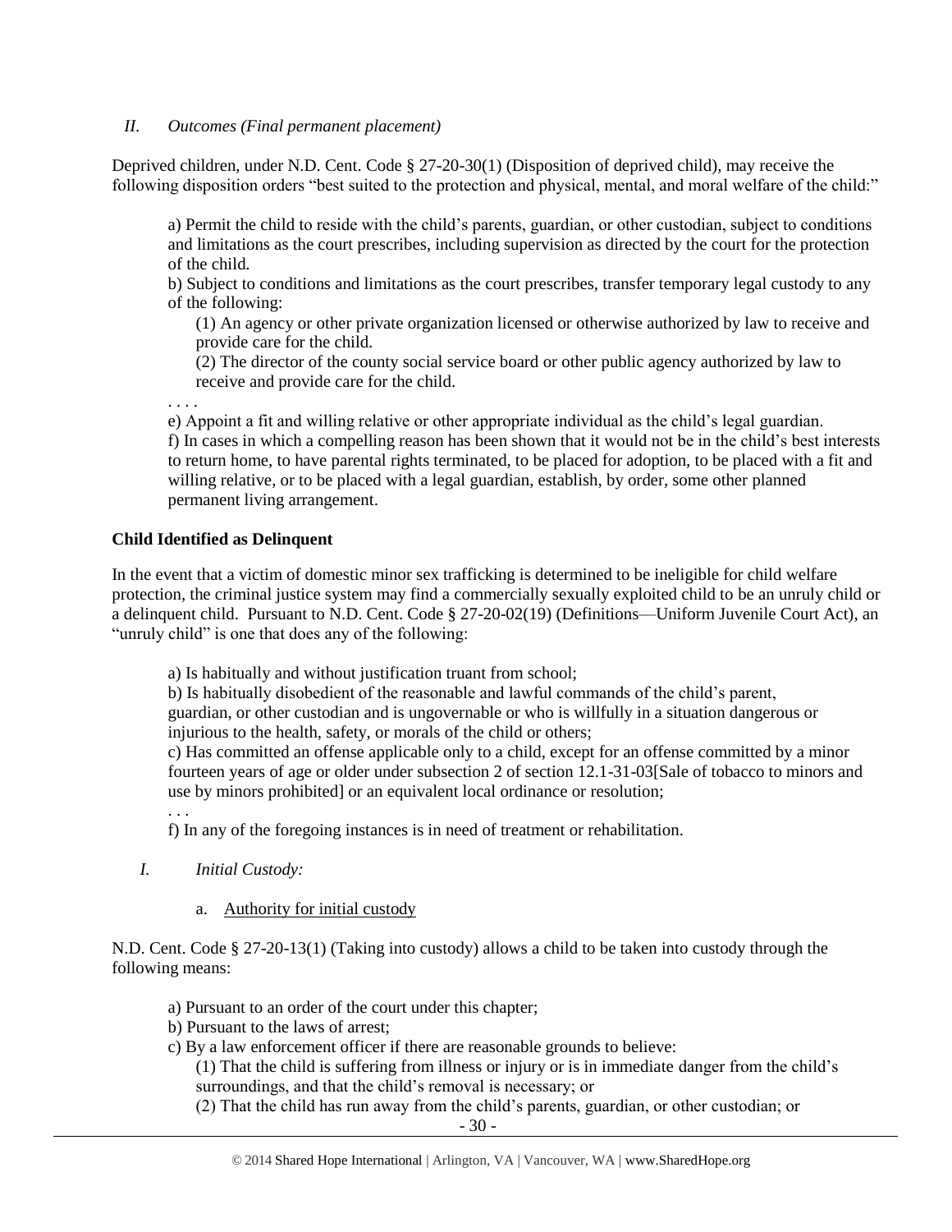*II. Outcomes (Final permanent placement)*

Deprived children, under N.D. Cent. Code § 27-20-30(1) (Disposition of deprived child), may receive the following disposition orders "best suited to the protection and physical, mental, and moral welfare of the child:"

> a) Permit the child to reside with the child's parents, guardian, or other custodian, subject to conditions and limitations as the court prescribes, including supervision as directed by the court for the protection of the child.
>
> b) Subject to conditions and limitations as the court prescribes, transfer temporary legal custody to any of the following:
>
> > (1) An agency or other private organization licensed or otherwise authorized by law to receive and provide care for the child.
> >
> > (2) The director of the county social service board or other public agency authorized by law to receive and provide care for the child.
>
> . . . .
>
> e) Appoint a fit and willing relative or other appropriate individual as the child's legal guardian.
>
> f) In cases in which a compelling reason has been shown that it would not be in the child's best interests to return home, to have parental rights terminated, to be placed for adoption, to be placed with a fit and willing relative, or to be placed with a legal guardian, establish, by order, some other planned permanent living arrangement.

**Child Identified as Delinquent**

In the event that a victim of domestic minor sex trafficking is determined to be ineligible for child welfare protection, the criminal justice system may find a commercially sexually exploited child to be an unruly child or a delinquent child. Pursuant to N.D. Cent. Code § 27-20-02(19) (Definitions—Uniform Juvenile Court Act), an "unruly child" is one that does any of the following:

> a) Is habitually and without justification truant from school;
>
> b) Is habitually disobedient of the reasonable and lawful commands of the child's parent, guardian, or other custodian and is ungovernable or who is willfully in a situation dangerous or injurious to the health, safety, or morals of the child or others;
>
> c) Has committed an offense applicable only to a child, except for an offense committed by a minor fourteen years of age or older under subsection 2 of section 12.1-31-03[Sale of tobacco to minors and use by minors prohibited] or an equivalent local ordinance or resolution;
>
> . . .
>
> f) In any of the foregoing instances is in need of treatment or rehabilitation.

*I. Initial Custody:*

a. Authority for initial custody

N.D. Cent. Code § 27-20-13(1) (Taking into custody) allows a child to be taken into custody through the following means:

> a) Pursuant to an order of the court under this chapter;
>
> b) Pursuant to the laws of arrest;
>
> c) By a law enforcement officer if there are reasonable grounds to believe:
>
> > (1) That the child is suffering from illness or injury or is in immediate danger from the child's surroundings, and that the child's removal is necessary; or
> >
> > (2) That the child has run away from the child's parents, guardian, or other custodian; or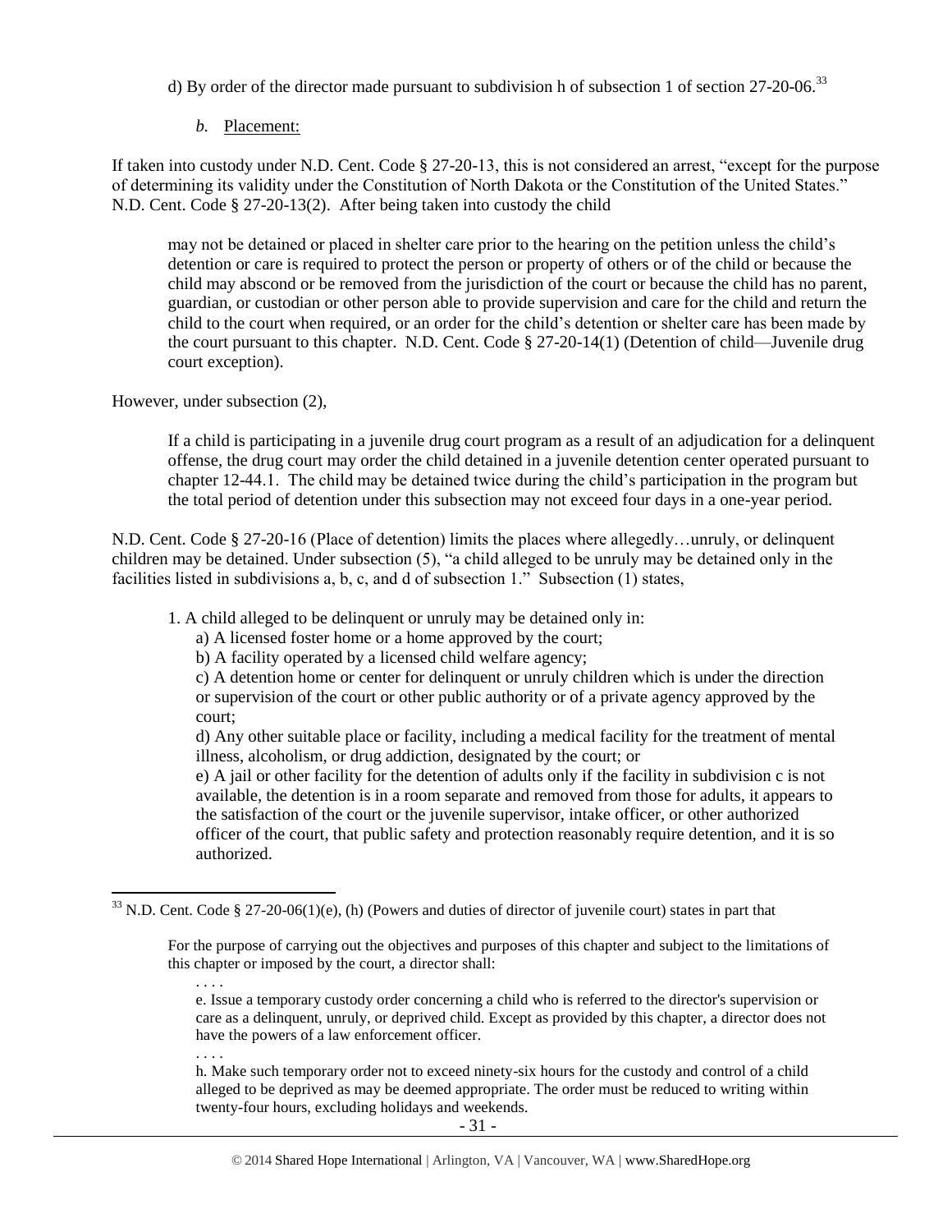d) By order of the director made pursuant to subdivision h of subsection 1 of section 27-20-06.[33]

*b.* Placement:

If taken into custody under N.D. Cent. Code § 27-20-13, this is not considered an arrest, "except for the purpose of determining its validity under the Constitution of North Dakota or the Constitution of the United States." N.D. Cent. Code § 27-20-13(2). After being taken into custody the child

> may not be detained or placed in shelter care prior to the hearing on the petition unless the child's detention or care is required to protect the person or property of others or of the child or because the child may abscond or be removed from the jurisdiction of the court or because the child has no parent, guardian, or custodian or other person able to provide supervision and care for the child and return the child to the court when required, or an order for the child's detention or shelter care has been made by the court pursuant to this chapter. N.D. Cent. Code § 27-20-14(1) (Detention of child—Juvenile drug court exception).

However, under subsection (2),

> If a child is participating in a juvenile drug court program as a result of an adjudication for a delinquent offense, the drug court may order the child detained in a juvenile detention center operated pursuant to chapter 12-44.1. The child may be detained twice during the child's participation in the program but the total period of detention under this subsection may not exceed four days in a one-year period.

N.D. Cent. Code § 27-20-16 (Place of detention) limits the places where allegedly…unruly, or delinquent children may be detained. Under subsection (5), "a child alleged to be unruly may be detained only in the facilities listed in subdivisions a, b, c, and d of subsection 1." Subsection (1) states,

> 1. A child alleged to be delinquent or unruly may be detained only in:
>    a) A licensed foster home or a home approved by the court;
>    b) A facility operated by a licensed child welfare agency;
>    c) A detention home or center for delinquent or unruly children which is under the direction or supervision of the court or other public authority or of a private agency approved by the court;
>    d) Any other suitable place or facility, including a medical facility for the treatment of mental illness, alcoholism, or drug addiction, designated by the court; or
>    e) A jail or other facility for the detention of adults only if the facility in subdivision c is not available, the detention is in a room separate and removed from those for adults, it appears to the satisfaction of the court or the juvenile supervisor, intake officer, or other authorized officer of the court, that public safety and protection reasonably require detention, and it is so authorized.

---

[33] N.D. Cent. Code § 27-20-06(1)(e), (h) (Powers and duties of director of juvenile court) states in part that

> For the purpose of carrying out the objectives and purposes of this chapter and subject to the limitations of this chapter or imposed by the court, a director shall:
>
> . . . .
>
> e. Issue a temporary custody order concerning a child who is referred to the director's supervision or care as a delinquent, unruly, or deprived child. Except as provided by this chapter, a director does not have the powers of a law enforcement officer.
>
> . . . .
>
> h. Make such temporary order not to exceed ninety-six hours for the custody and control of a child alleged to be deprived as may be deemed appropriate. The order must be reduced to writing within twenty-four hours, excluding holidays and weekends.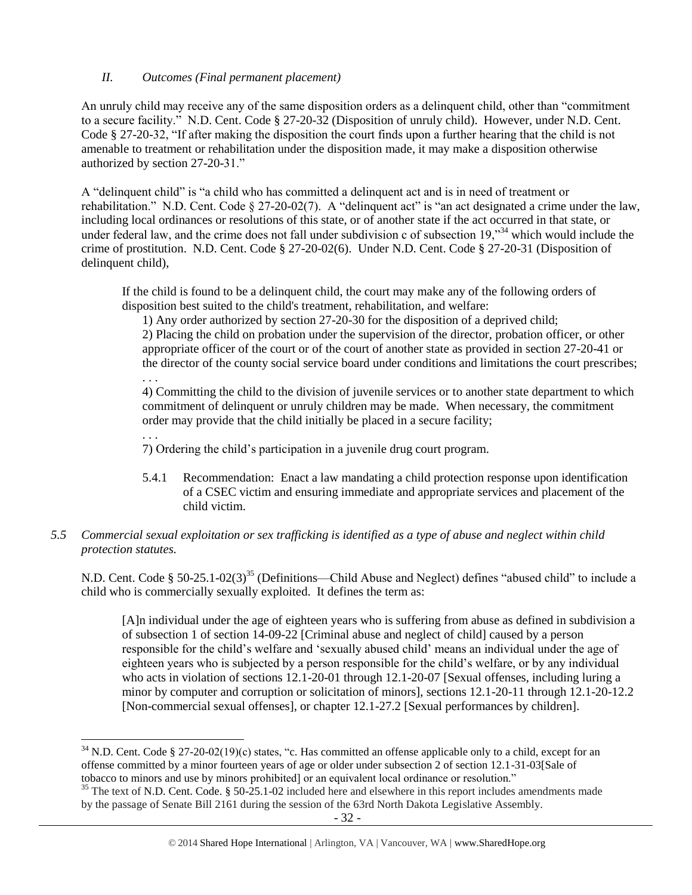*II. Outcomes (Final permanent placement)*

An unruly child may receive any of the same disposition orders as a delinquent child, other than "commitment to a secure facility." N.D. Cent. Code § 27-20-32 (Disposition of unruly child). However, under N.D. Cent. Code § 27-20-32, "If after making the disposition the court finds upon a further hearing that the child is not amenable to treatment or rehabilitation under the disposition made, it may make a disposition otherwise authorized by section 27-20-31."

A "delinquent child" is "a child who has committed a delinquent act and is in need of treatment or rehabilitation." N.D. Cent. Code § 27-20-02(7). A "delinquent act" is "an act designated a crime under the law, including local ordinances or resolutions of this state, or of another state if the act occurred in that state, or under federal law, and the crime does not fall under subdivision c of subsection 19,"[34] which would include the crime of prostitution. N.D. Cent. Code § 27-20-02(6). Under N.D. Cent. Code § 27-20-31 (Disposition of delinquent child),

> If the child is found to be a delinquent child, the court may make any of the following orders of disposition best suited to the child's treatment, rehabilitation, and welfare:
>
> 1) Any order authorized by section 27-20-30 for the disposition of a deprived child;
>
> 2) Placing the child on probation under the supervision of the director, probation officer, or other appropriate officer of the court or of the court of another state as provided in section 27-20-41 or the director of the county social service board under conditions and limitations the court prescribes;
>
> . . .
>
> 4) Committing the child to the division of juvenile services or to another state department to which commitment of delinquent or unruly children may be made. When necessary, the commitment order may provide that the child initially be placed in a secure facility;
>
> . . .
>
> 7) Ordering the child's participation in a juvenile drug court program.

5.4.1 Recommendation: Enact a law mandating a child protection response upon identification of a CSEC victim and ensuring immediate and appropriate services and placement of the child victim.

*5.5 Commercial sexual exploitation or sex trafficking is identified as a type of abuse and neglect within child protection statutes.*

N.D. Cent. Code § 50-25.1-02(3)[35] (Definitions—Child Abuse and Neglect) defines "abused child" to include a child who is commercially sexually exploited. It defines the term as:

> [A]n individual under the age of eighteen years who is suffering from abuse as defined in subdivision a of subsection 1 of section 14-09-22 [Criminal abuse and neglect of child] caused by a person responsible for the child's welfare and 'sexually abused child' means an individual under the age of eighteen years who is subjected by a person responsible for the child's welfare, or by any individual who acts in violation of sections 12.1-20-01 through 12.1-20-07 [Sexual offenses, including luring a minor by computer and corruption or solicitation of minors], sections 12.1-20-11 through 12.1-20-12.2 [Non-commercial sexual offenses], or chapter 12.1-27.2 [Sexual performances by children].

---

[34] N.D. Cent. Code § 27-20-02(19)(c) states, "c. Has committed an offense applicable only to a child, except for an offense committed by a minor fourteen years of age or older under subsection 2 of section 12.1-31-03[Sale of tobacco to minors and use by minors prohibited] or an equivalent local ordinance or resolution."

[35] The text of N.D. Cent. Code. § 50-25.1-02 included here and elsewhere in this report includes amendments made by the passage of Senate Bill 2161 during the session of the 63rd North Dakota Legislative Assembly.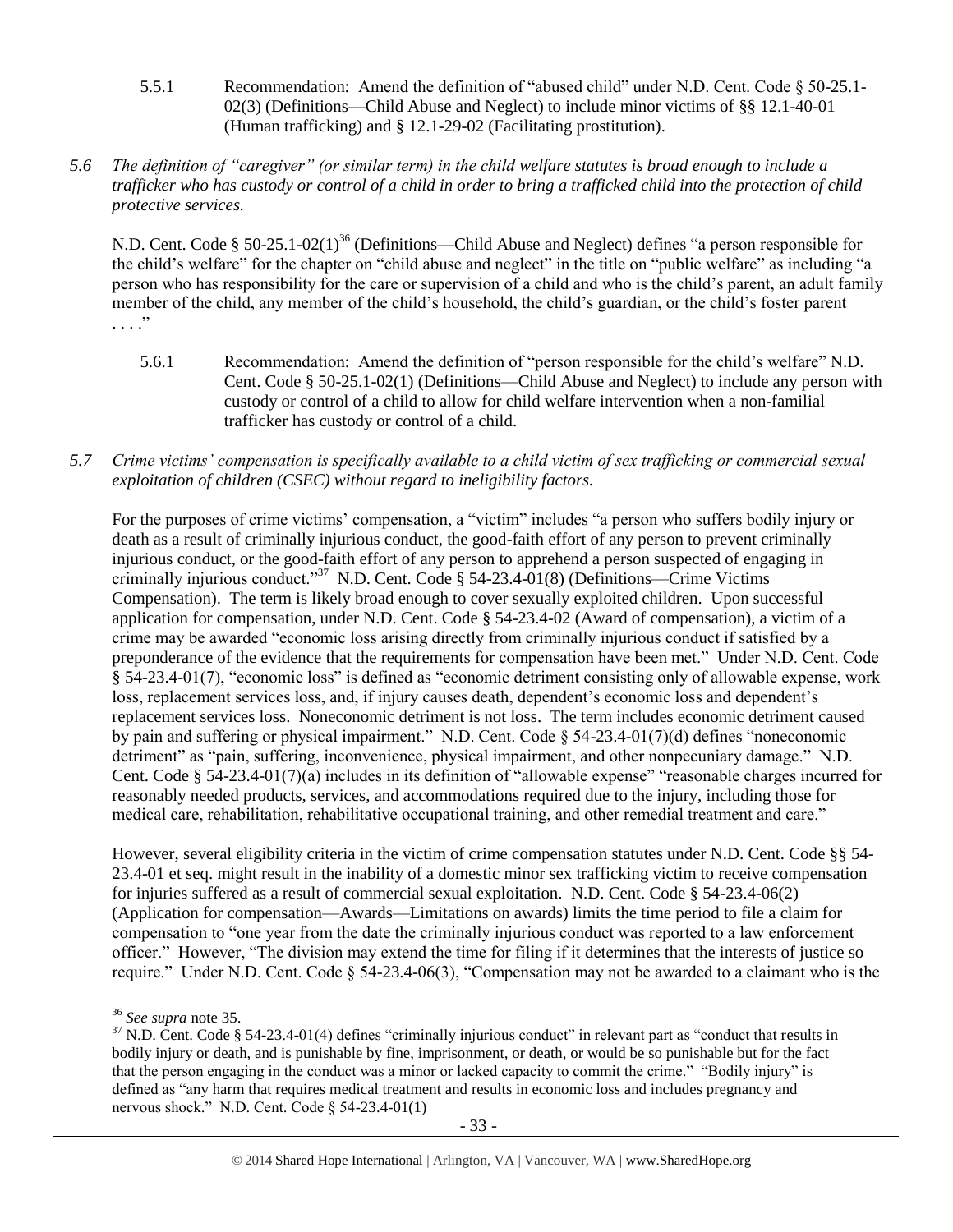5.5.1 Recommendation: Amend the definition of "abused child" under N.D. Cent. Code § 50-25.1-02(3) (Definitions—Child Abuse and Neglect) to include minor victims of §§ 12.1-40-01 (Human trafficking) and § 12.1-29-02 (Facilitating prostitution).

*5.6 The definition of "caregiver" (or similar term) in the child welfare statutes is broad enough to include a trafficker who has custody or control of a child in order to bring a trafficked child into the protection of child protective services.*

N.D. Cent. Code § 50-25.1-02(1)[36] (Definitions—Child Abuse and Neglect) defines "a person responsible for the child's welfare" for the chapter on "child abuse and neglect" in the title on "public welfare" as including "a person who has responsibility for the care or supervision of a child and who is the child's parent, an adult family member of the child, any member of the child's household, the child's guardian, or the child's foster parent . . . ."

5.6.1 Recommendation: Amend the definition of "person responsible for the child's welfare" N.D. Cent. Code § 50-25.1-02(1) (Definitions—Child Abuse and Neglect) to include any person with custody or control of a child to allow for child welfare intervention when a non-familial trafficker has custody or control of a child.

*5.7 Crime victims' compensation is specifically available to a child victim of sex trafficking or commercial sexual exploitation of children (CSEC) without regard to ineligibility factors.*

For the purposes of crime victims' compensation, a "victim" includes "a person who suffers bodily injury or death as a result of criminally injurious conduct, the good-faith effort of any person to prevent criminally injurious conduct, or the good-faith effort of any person to apprehend a person suspected of engaging in criminally injurious conduct."[37] N.D. Cent. Code § 54-23.4-01(8) (Definitions—Crime Victims Compensation). The term is likely broad enough to cover sexually exploited children. Upon successful application for compensation, under N.D. Cent. Code § 54-23.4-02 (Award of compensation), a victim of a crime may be awarded "economic loss arising directly from criminally injurious conduct if satisfied by a preponderance of the evidence that the requirements for compensation have been met." Under N.D. Cent. Code § 54-23.4-01(7), "economic loss" is defined as "economic detriment consisting only of allowable expense, work loss, replacement services loss, and, if injury causes death, dependent's economic loss and dependent's replacement services loss. Noneconomic detriment is not loss. The term includes economic detriment caused by pain and suffering or physical impairment." N.D. Cent. Code § 54-23.4-01(7)(d) defines "noneconomic detriment" as "pain, suffering, inconvenience, physical impairment, and other nonpecuniary damage." N.D. Cent. Code § 54-23.4-01(7)(a) includes in its definition of "allowable expense" "reasonable charges incurred for reasonably needed products, services, and accommodations required due to the injury, including those for medical care, rehabilitation, rehabilitative occupational training, and other remedial treatment and care."

However, several eligibility criteria in the victim of crime compensation statutes under N.D. Cent. Code §§ 54-23.4-01 et seq. might result in the inability of a domestic minor sex trafficking victim to receive compensation for injuries suffered as a result of commercial sexual exploitation. N.D. Cent. Code § 54-23.4-06(2) (Application for compensation—Awards—Limitations on awards) limits the time period to file a claim for compensation to "one year from the date the criminally injurious conduct was reported to a law enforcement officer." However, "The division may extend the time for filing if it determines that the interests of justice so require." Under N.D. Cent. Code § 54-23.4-06(3), "Compensation may not be awarded to a claimant who is the

---

[36] *See supra* note 35.

[37] N.D. Cent. Code § 54-23.4-01(4) defines "criminally injurious conduct" in relevant part as "conduct that results in bodily injury or death, and is punishable by fine, imprisonment, or death, or would be so punishable but for the fact that the person engaging in the conduct was a minor or lacked capacity to commit the crime." "Bodily injury" is defined as "any harm that requires medical treatment and results in economic loss and includes pregnancy and nervous shock." N.D. Cent. Code § 54-23.4-01(1)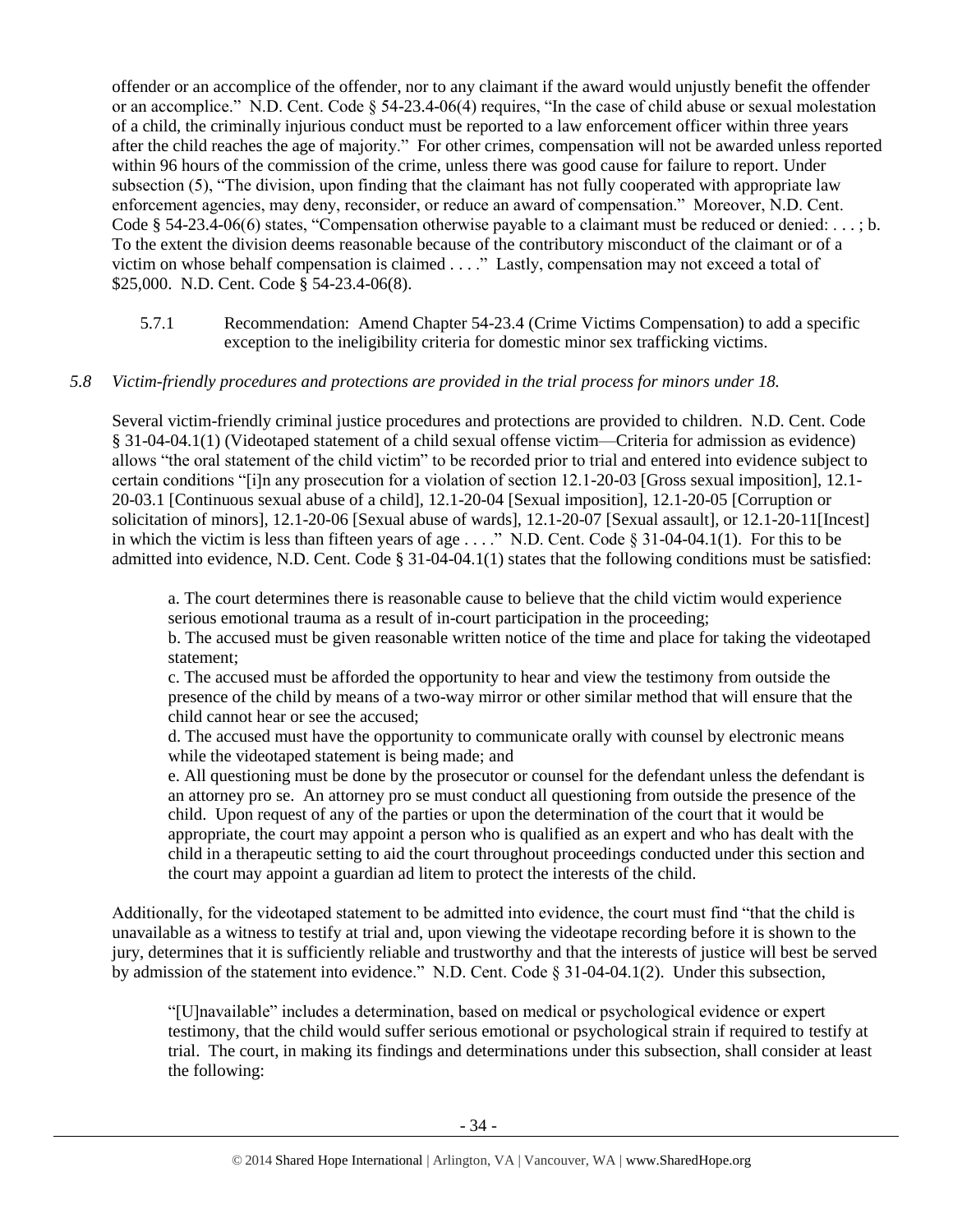offender or an accomplice of the offender, nor to any claimant if the award would unjustly benefit the offender or an accomplice." N.D. Cent. Code § 54-23.4-06(4) requires, "In the case of child abuse or sexual molestation of a child, the criminally injurious conduct must be reported to a law enforcement officer within three years after the child reaches the age of majority." For other crimes, compensation will not be awarded unless reported within 96 hours of the commission of the crime, unless there was good cause for failure to report. Under subsection (5), "The division, upon finding that the claimant has not fully cooperated with appropriate law enforcement agencies, may deny, reconsider, or reduce an award of compensation." Moreover, N.D. Cent. Code § 54-23.4-06(6) states, "Compensation otherwise payable to a claimant must be reduced or denied: . . . ; b. To the extent the division deems reasonable because of the contributory misconduct of the claimant or of a victim on whose behalf compensation is claimed . . . ." Lastly, compensation may not exceed a total of $25,000. N.D. Cent. Code § 54-23.4-06(8).

5.7.1 Recommendation: Amend Chapter 54-23.4 (Crime Victims Compensation) to add a specific exception to the ineligibility criteria for domestic minor sex trafficking victims.

*5.8 Victim-friendly procedures and protections are provided in the trial process for minors under 18.*

Several victim-friendly criminal justice procedures and protections are provided to children. N.D. Cent. Code § 31-04-04.1(1) (Videotaped statement of a child sexual offense victim—Criteria for admission as evidence) allows "the oral statement of the child victim" to be recorded prior to trial and entered into evidence subject to certain conditions "[i]n any prosecution for a violation of section 12.1-20-03 [Gross sexual imposition], 12.1-20-03.1 [Continuous sexual abuse of a child], 12.1-20-04 [Sexual imposition], 12.1-20-05 [Corruption or solicitation of minors], 12.1-20-06 [Sexual abuse of wards], 12.1-20-07 [Sexual assault], or 12.1-20-11[Incest] in which the victim is less than fifteen years of age . . . ." N.D. Cent. Code § 31-04-04.1(1). For this to be admitted into evidence, N.D. Cent. Code § 31-04-04.1(1) states that the following conditions must be satisfied:

> a. The court determines there is reasonable cause to believe that the child victim would experience serious emotional trauma as a result of in-court participation in the proceeding;
>
> b. The accused must be given reasonable written notice of the time and place for taking the videotaped statement;
>
> c. The accused must be afforded the opportunity to hear and view the testimony from outside the presence of the child by means of a two-way mirror or other similar method that will ensure that the child cannot hear or see the accused;
>
> d. The accused must have the opportunity to communicate orally with counsel by electronic means while the videotaped statement is being made; and
>
> e. All questioning must be done by the prosecutor or counsel for the defendant unless the defendant is an attorney pro se. An attorney pro se must conduct all questioning from outside the presence of the child. Upon request of any of the parties or upon the determination of the court that it would be appropriate, the court may appoint a person who is qualified as an expert and who has dealt with the child in a therapeutic setting to aid the court throughout proceedings conducted under this section and the court may appoint a guardian ad litem to protect the interests of the child.

Additionally, for the videotaped statement to be admitted into evidence, the court must find "that the child is unavailable as a witness to testify at trial and, upon viewing the videotape recording before it is shown to the jury, determines that it is sufficiently reliable and trustworthy and that the interests of justice will best be served by admission of the statement into evidence." N.D. Cent. Code § 31-04-04.1(2). Under this subsection,

> "[U]navailable" includes a determination, based on medical or psychological evidence or expert testimony, that the child would suffer serious emotional or psychological strain if required to testify at trial. The court, in making its findings and determinations under this subsection, shall consider at least the following: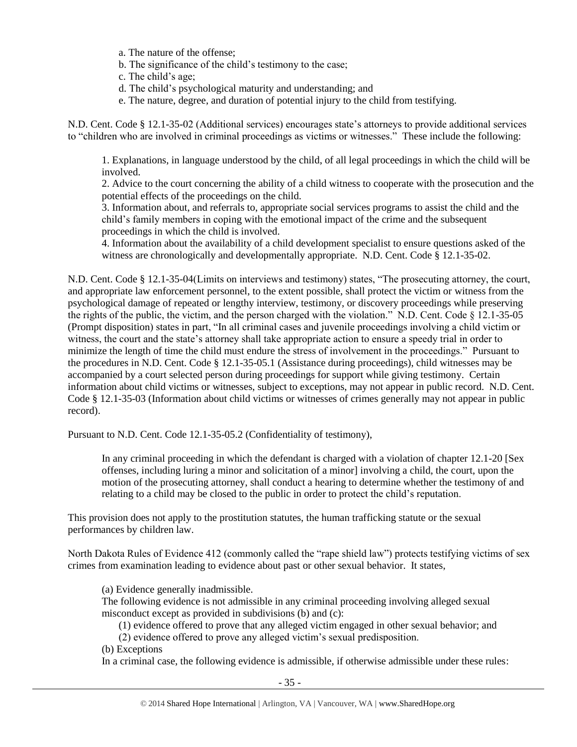a. The nature of the offense;
b. The significance of the child's testimony to the case;
c. The child's age;
d. The child's psychological maturity and understanding; and
e. The nature, degree, and duration of potential injury to the child from testifying.

N.D. Cent. Code § 12.1-35-02 (Additional services) encourages state's attorneys to provide additional services to "children who are involved in criminal proceedings as victims or witnesses." These include the following:

> 1. Explanations, in language understood by the child, of all legal proceedings in which the child will be involved.
> 2. Advice to the court concerning the ability of a child witness to cooperate with the prosecution and the potential effects of the proceedings on the child.
> 3. Information about, and referrals to, appropriate social services programs to assist the child and the child's family members in coping with the emotional impact of the crime and the subsequent proceedings in which the child is involved.
> 4. Information about the availability of a child development specialist to ensure questions asked of the witness are chronologically and developmentally appropriate. N.D. Cent. Code § 12.1-35-02.

N.D. Cent. Code § 12.1-35-04(Limits on interviews and testimony) states, "The prosecuting attorney, the court, and appropriate law enforcement personnel, to the extent possible, shall protect the victim or witness from the psychological damage of repeated or lengthy interview, testimony, or discovery proceedings while preserving the rights of the public, the victim, and the person charged with the violation." N.D. Cent. Code § 12.1-35-05 (Prompt disposition) states in part, "In all criminal cases and juvenile proceedings involving a child victim or witness, the court and the state's attorney shall take appropriate action to ensure a speedy trial in order to minimize the length of time the child must endure the stress of involvement in the proceedings." Pursuant to the procedures in N.D. Cent. Code § 12.1-35-05.1 (Assistance during proceedings), child witnesses may be accompanied by a court selected person during proceedings for support while giving testimony. Certain information about child victims or witnesses, subject to exceptions, may not appear in public record. N.D. Cent. Code § 12.1-35-03 (Information about child victims or witnesses of crimes generally may not appear in public record).

Pursuant to N.D. Cent. Code 12.1-35-05.2 (Confidentiality of testimony),

> In any criminal proceeding in which the defendant is charged with a violation of chapter 12.1-20 [Sex offenses, including luring a minor and solicitation of a minor] involving a child, the court, upon the motion of the prosecuting attorney, shall conduct a hearing to determine whether the testimony of and relating to a child may be closed to the public in order to protect the child's reputation.

This provision does not apply to the prostitution statutes, the human trafficking statute or the sexual performances by children law.

North Dakota Rules of Evidence 412 (commonly called the "rape shield law") protects testifying victims of sex crimes from examination leading to evidence about past or other sexual behavior. It states,

> (a) Evidence generally inadmissible.
> The following evidence is not admissible in any criminal proceeding involving alleged sexual misconduct except as provided in subdivisions (b) and (c):
> (1) evidence offered to prove that any alleged victim engaged in other sexual behavior; and
> (2) evidence offered to prove any alleged victim's sexual predisposition.
> (b) Exceptions
> In a criminal case, the following evidence is admissible, if otherwise admissible under these rules: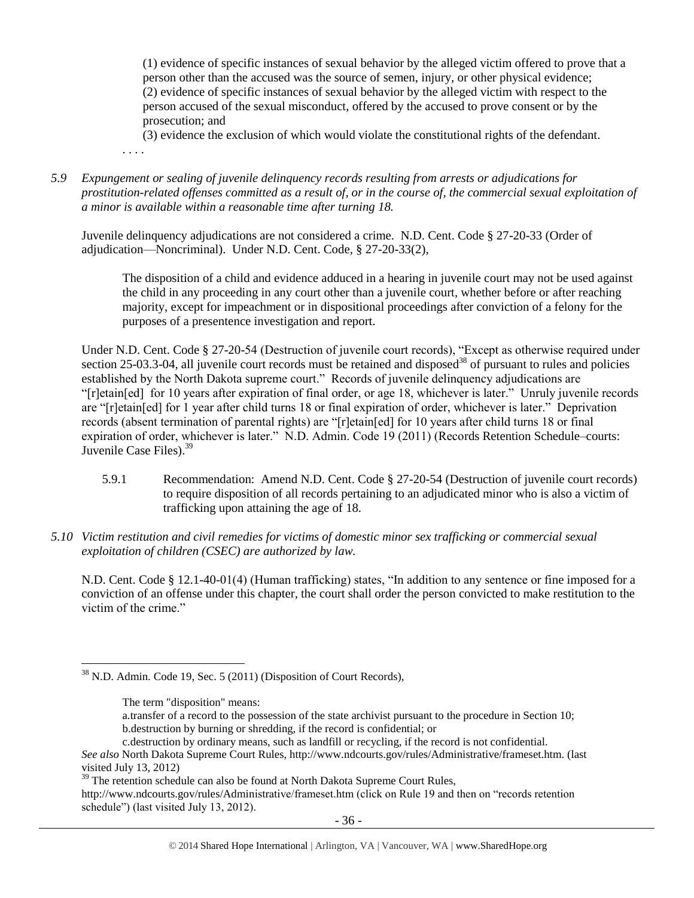(1) evidence of specific instances of sexual behavior by the alleged victim offered to prove that a person other than the accused was the source of semen, injury, or other physical evidence;
(2) evidence of specific instances of sexual behavior by the alleged victim with respect to the person accused of the sexual misconduct, offered by the accused to prove consent or by the prosecution; and
(3) evidence the exclusion of which would violate the constitutional rights of the defendant.

. . . .

*5.9 Expungement or sealing of juvenile delinquency records resulting from arrests or adjudications for prostitution-related offenses committed as a result of, or in the course of, the commercial sexual exploitation of a minor is available within a reasonable time after turning 18.*

Juvenile delinquency adjudications are not considered a crime. N.D. Cent. Code § 27-20-33 (Order of adjudication—Noncriminal). Under N.D. Cent. Code, § 27-20-33(2),

> The disposition of a child and evidence adduced in a hearing in juvenile court may not be used against the child in any proceeding in any court other than a juvenile court, whether before or after reaching majority, except for impeachment or in dispositional proceedings after conviction of a felony for the purposes of a presentence investigation and report.

Under N.D. Cent. Code § 27-20-54 (Destruction of juvenile court records), "Except as otherwise required under section 25-03.3-04, all juvenile court records must be retained and disposed[38] of pursuant to rules and policies established by the North Dakota supreme court." Records of juvenile delinquency adjudications are "[r]etain[ed] for 10 years after expiration of final order, or age 18, whichever is later." Unruly juvenile records are "[r]etain[ed] for 1 year after child turns 18 or final expiration of order, whichever is later." Deprivation records (absent termination of parental rights) are "[r]etain[ed] for 10 years after child turns 18 or final expiration of order, whichever is later." N.D. Admin. Code 19 (2011) (Records Retention Schedule–courts: Juvenile Case Files).[39]

5.9.1 Recommendation: Amend N.D. Cent. Code § 27-20-54 (Destruction of juvenile court records) to require disposition of all records pertaining to an adjudicated minor who is also a victim of trafficking upon attaining the age of 18.

*5.10 Victim restitution and civil remedies for victims of domestic minor sex trafficking or commercial sexual exploitation of children (CSEC) are authorized by law.*

N.D. Cent. Code § 12.1-40-01(4) (Human trafficking) states, "In addition to any sentence or fine imposed for a conviction of an offense under this chapter, the court shall order the person convicted to make restitution to the victim of the crime."

---

[38] N.D. Admin. Code 19, Sec. 5 (2011) (Disposition of Court Records),

> The term "disposition" means:
> a.transfer of a record to the possession of the state archivist pursuant to the procedure in Section 10;
> b.destruction by burning or shredding, if the record is confidential; or
> c.destruction by ordinary means, such as landfill or recycling, if the record is not confidential.

*See also* North Dakota Supreme Court Rules, http://www.ndcourts.gov/rules/Administrative/frameset.htm. (last visited July 13, 2012)

[39] The retention schedule can also be found at North Dakota Supreme Court Rules, http://www.ndcourts.gov/rules/Administrative/frameset.htm (click on Rule 19 and then on "records retention schedule") (last visited July 13, 2012).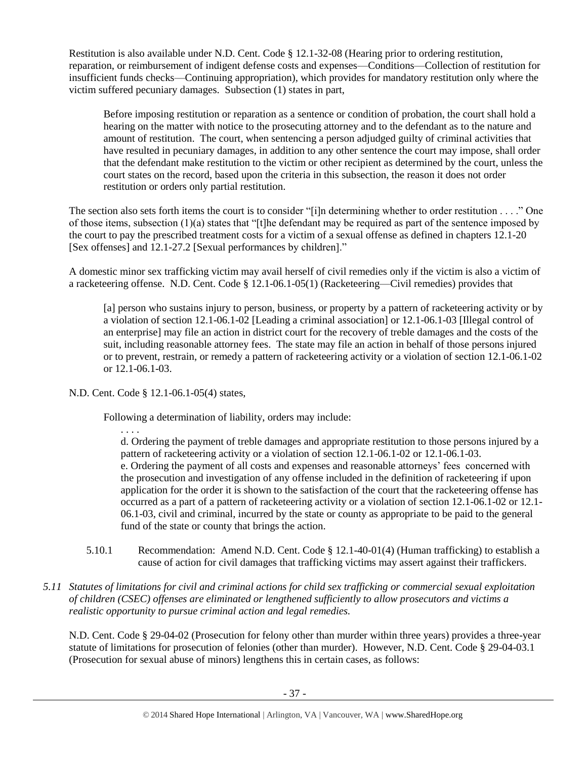Restitution is also available under N.D. Cent. Code § 12.1-32-08 (Hearing prior to ordering restitution, reparation, or reimbursement of indigent defense costs and expenses—Conditions—Collection of restitution for insufficient funds checks—Continuing appropriation), which provides for mandatory restitution only where the victim suffered pecuniary damages. Subsection (1) states in part,

> Before imposing restitution or reparation as a sentence or condition of probation, the court shall hold a hearing on the matter with notice to the prosecuting attorney and to the defendant as to the nature and amount of restitution. The court, when sentencing a person adjudged guilty of criminal activities that have resulted in pecuniary damages, in addition to any other sentence the court may impose, shall order that the defendant make restitution to the victim or other recipient as determined by the court, unless the court states on the record, based upon the criteria in this subsection, the reason it does not order restitution or orders only partial restitution.

The section also sets forth items the court is to consider "[i]n determining whether to order restitution . . . ." One of those items, subsection (1)(a) states that "[t]he defendant may be required as part of the sentence imposed by the court to pay the prescribed treatment costs for a victim of a sexual offense as defined in chapters 12.1-20 [Sex offenses] and 12.1-27.2 [Sexual performances by children]."

A domestic minor sex trafficking victim may avail herself of civil remedies only if the victim is also a victim of a racketeering offense. N.D. Cent. Code § 12.1-06.1-05(1) (Racketeering—Civil remedies) provides that

> [a] person who sustains injury to person, business, or property by a pattern of racketeering activity or by a violation of section 12.1-06.1-02 [Leading a criminal association] or 12.1-06.1-03 [Illegal control of an enterprise] may file an action in district court for the recovery of treble damages and the costs of the suit, including reasonable attorney fees. The state may file an action in behalf of those persons injured or to prevent, restrain, or remedy a pattern of racketeering activity or a violation of section 12.1-06.1-02 or 12.1-06.1-03.

N.D. Cent. Code § 12.1-06.1-05(4) states,

> Following a determination of liability, orders may include:
>
> > . . . .
> >
> > d. Ordering the payment of treble damages and appropriate restitution to those persons injured by a pattern of racketeering activity or a violation of section 12.1-06.1-02 or 12.1-06.1-03.
> >
> > e. Ordering the payment of all costs and expenses and reasonable attorneys' fees concerned with the prosecution and investigation of any offense included in the definition of racketeering if upon application for the order it is shown to the satisfaction of the court that the racketeering offense has occurred as a part of a pattern of racketeering activity or a violation of section 12.1-06.1-02 or 12.1-06.1-03, civil and criminal, incurred by the state or county as appropriate to be paid to the general fund of the state or county that brings the action.

5.10.1 Recommendation: Amend N.D. Cent. Code § 12.1-40-01(4) (Human trafficking) to establish a cause of action for civil damages that trafficking victims may assert against their traffickers.

*5.11 Statutes of limitations for civil and criminal actions for child sex trafficking or commercial sexual exploitation of children (CSEC) offenses are eliminated or lengthened sufficiently to allow prosecutors and victims a realistic opportunity to pursue criminal action and legal remedies.*

N.D. Cent. Code § 29-04-02 (Prosecution for felony other than murder within three years) provides a three-year statute of limitations for prosecution of felonies (other than murder). However, N.D. Cent. Code § 29-04-03.1 (Prosecution for sexual abuse of minors) lengthens this in certain cases, as follows: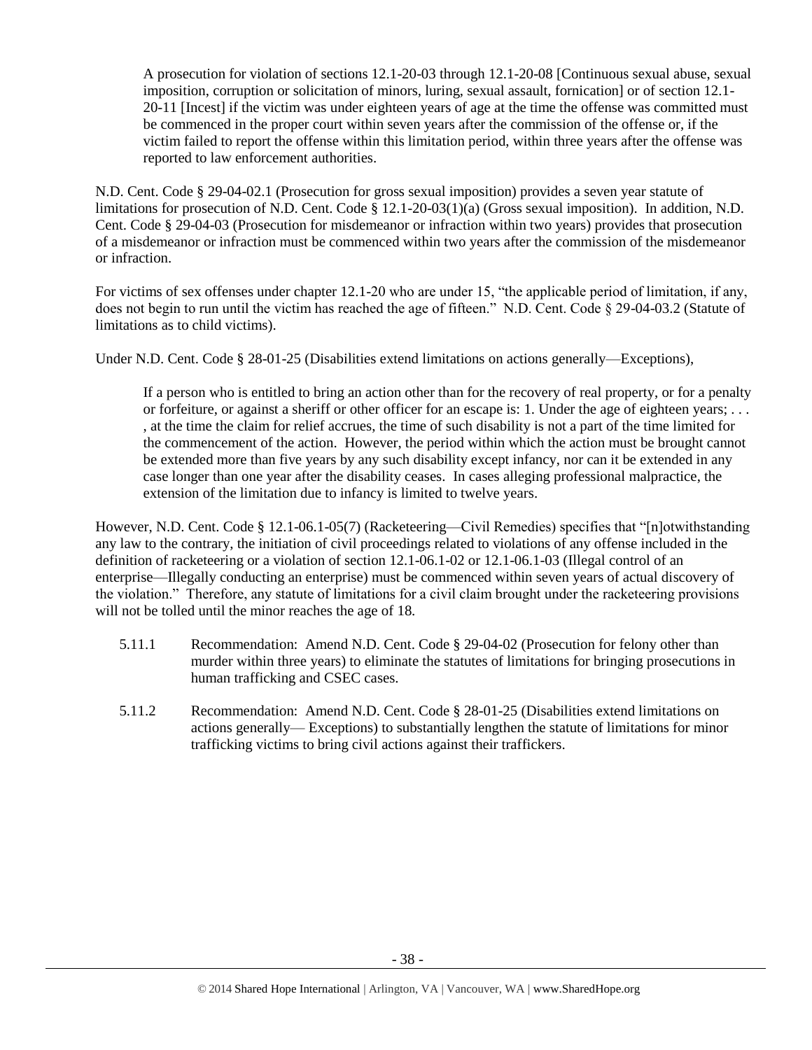> A prosecution for violation of sections 12.1-20-03 through 12.1-20-08 [Continuous sexual abuse, sexual imposition, corruption or solicitation of minors, luring, sexual assault, fornication] or of section 12.1-20-11 [Incest] if the victim was under eighteen years of age at the time the offense was committed must be commenced in the proper court within seven years after the commission of the offense or, if the victim failed to report the offense within this limitation period, within three years after the offense was reported to law enforcement authorities.

N.D. Cent. Code § 29-04-02.1 (Prosecution for gross sexual imposition) provides a seven year statute of limitations for prosecution of N.D. Cent. Code § 12.1-20-03(1)(a) (Gross sexual imposition). In addition, N.D. Cent. Code § 29-04-03 (Prosecution for misdemeanor or infraction within two years) provides that prosecution of a misdemeanor or infraction must be commenced within two years after the commission of the misdemeanor or infraction.

For victims of sex offenses under chapter 12.1-20 who are under 15, "the applicable period of limitation, if any, does not begin to run until the victim has reached the age of fifteen." N.D. Cent. Code § 29-04-03.2 (Statute of limitations as to child victims).

Under N.D. Cent. Code § 28-01-25 (Disabilities extend limitations on actions generally—Exceptions),

> If a person who is entitled to bring an action other than for the recovery of real property, or for a penalty or forfeiture, or against a sheriff or other officer for an escape is: 1. Under the age of eighteen years; . . . , at the time the claim for relief accrues, the time of such disability is not a part of the time limited for the commencement of the action. However, the period within which the action must be brought cannot be extended more than five years by any such disability except infancy, nor can it be extended in any case longer than one year after the disability ceases. In cases alleging professional malpractice, the extension of the limitation due to infancy is limited to twelve years.

However, N.D. Cent. Code § 12.1-06.1-05(7) (Racketeering—Civil Remedies) specifies that "[n]otwithstanding any law to the contrary, the initiation of civil proceedings related to violations of any offense included in the definition of racketeering or a violation of section 12.1-06.1-02 or 12.1-06.1-03 (Illegal control of an enterprise—Illegally conducting an enterprise) must be commenced within seven years of actual discovery of the violation." Therefore, any statute of limitations for a civil claim brought under the racketeering provisions will not be tolled until the minor reaches the age of 18.

- 5.11.1 Recommendation: Amend N.D. Cent. Code § 29-04-02 (Prosecution for felony other than murder within three years) to eliminate the statutes of limitations for bringing prosecutions in human trafficking and CSEC cases.
- 5.11.2 Recommendation: Amend N.D. Cent. Code § 28-01-25 (Disabilities extend limitations on actions generally— Exceptions) to substantially lengthen the statute of limitations for minor trafficking victims to bring civil actions against their traffickers.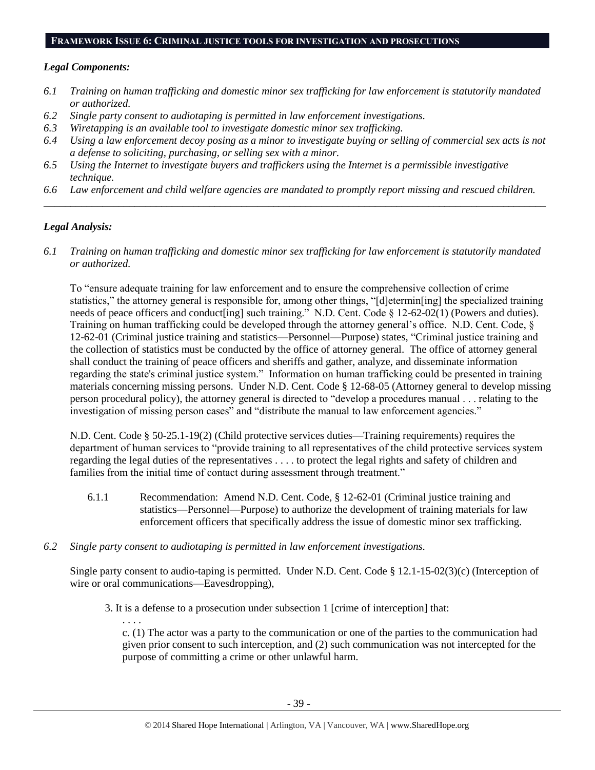## FRAMEWORK ISSUE 6: CRIMINAL JUSTICE TOOLS FOR INVESTIGATION AND PROSECUTIONS

### *Legal Components:*

*6.1 Training on human trafficking and domestic minor sex trafficking for law enforcement is statutorily mandated or authorized.*

*6.2 Single party consent to audiotaping is permitted in law enforcement investigations.*

*6.3 Wiretapping is an available tool to investigate domestic minor sex trafficking.*

*6.4 Using a law enforcement decoy posing as a minor to investigate buying or selling of commercial sex acts is not a defense to soliciting, purchasing, or selling sex with a minor.*

*6.5 Using the Internet to investigate buyers and traffickers using the Internet is a permissible investigative technique.*

*6.6 Law enforcement and child welfare agencies are mandated to promptly report missing and rescued children.*

---

### *Legal Analysis:*

*6.1 Training on human trafficking and domestic minor sex trafficking for law enforcement is statutorily mandated or authorized.*

To "ensure adequate training for law enforcement and to ensure the comprehensive collection of crime statistics," the attorney general is responsible for, among other things, "[d]etermin[ing] the specialized training needs of peace officers and conduct[ing] such training." N.D. Cent. Code § 12-62-02(1) (Powers and duties). Training on human trafficking could be developed through the attorney general's office. N.D. Cent. Code, § 12-62-01 (Criminal justice training and statistics—Personnel—Purpose) states, "Criminal justice training and the collection of statistics must be conducted by the office of attorney general. The office of attorney general shall conduct the training of peace officers and sheriffs and gather, analyze, and disseminate information regarding the state's criminal justice system." Information on human trafficking could be presented in training materials concerning missing persons. Under N.D. Cent. Code § 12-68-05 (Attorney general to develop missing person procedural policy), the attorney general is directed to "develop a procedures manual . . . relating to the investigation of missing person cases" and "distribute the manual to law enforcement agencies."

N.D. Cent. Code § 50-25.1-19(2) (Child protective services duties—Training requirements) requires the department of human services to "provide training to all representatives of the child protective services system regarding the legal duties of the representatives . . . . to protect the legal rights and safety of children and families from the initial time of contact during assessment through treatment."

6.1.1 Recommendation: Amend N.D. Cent. Code, § 12-62-01 (Criminal justice training and statistics—Personnel—Purpose) to authorize the development of training materials for law enforcement officers that specifically address the issue of domestic minor sex trafficking.

*6.2 Single party consent to audiotaping is permitted in law enforcement investigations.*

Single party consent to audio-taping is permitted. Under N.D. Cent. Code § 12.1-15-02(3)(c) (Interception of wire or oral communications—Eavesdropping),

> 3. It is a defense to a prosecution under subsection 1 [crime of interception] that:
>
> . . . .
>
> c. (1) The actor was a party to the communication or one of the parties to the communication had given prior consent to such interception, and (2) such communication was not intercepted for the purpose of committing a crime or other unlawful harm.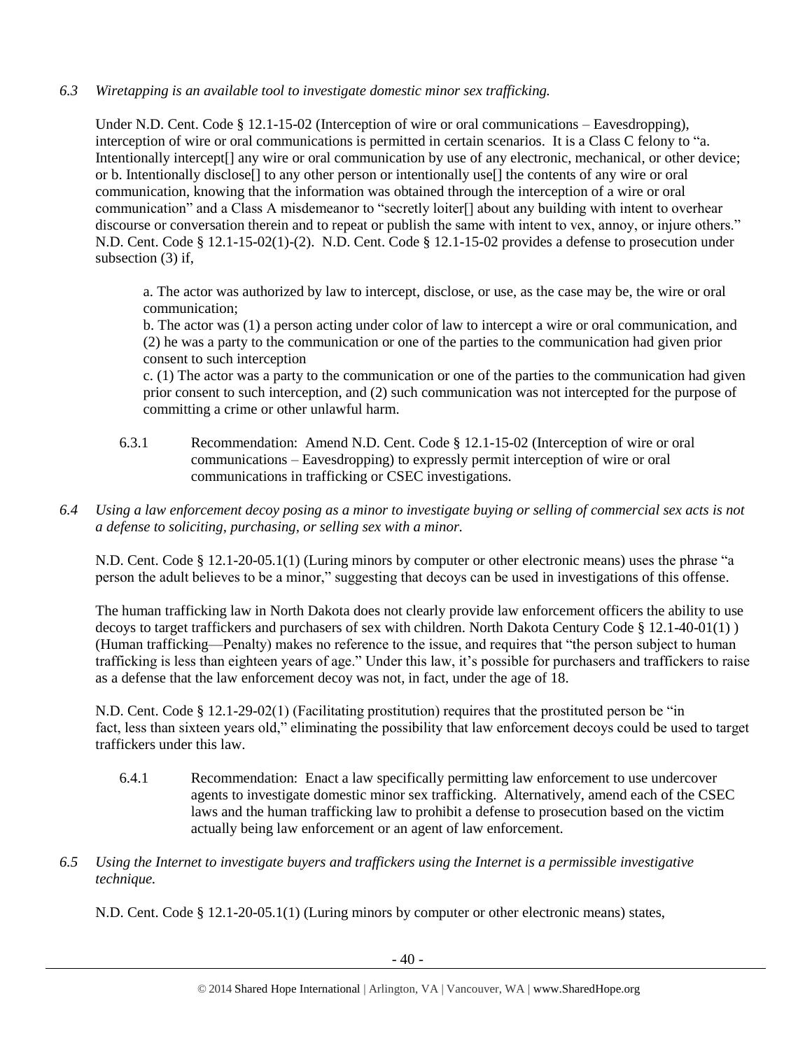*6.3 Wiretapping is an available tool to investigate domestic minor sex trafficking.*

Under N.D. Cent. Code § 12.1-15-02 (Interception of wire or oral communications – Eavesdropping), interception of wire or oral communications is permitted in certain scenarios. It is a Class C felony to "a. Intentionally intercept[] any wire or oral communication by use of any electronic, mechanical, or other device; or b. Intentionally disclose[] to any other person or intentionally use[] the contents of any wire or oral communication, knowing that the information was obtained through the interception of a wire or oral communication" and a Class A misdemeanor to "secretly loiter[] about any building with intent to overhear discourse or conversation therein and to repeat or publish the same with intent to vex, annoy, or injure others." N.D. Cent. Code § 12.1-15-02(1)-(2). N.D. Cent. Code § 12.1-15-02 provides a defense to prosecution under subsection (3) if,

> a. The actor was authorized by law to intercept, disclose, or use, as the case may be, the wire or oral communication;
>
> b. The actor was (1) a person acting under color of law to intercept a wire or oral communication, and (2) he was a party to the communication or one of the parties to the communication had given prior consent to such interception
>
> c. (1) The actor was a party to the communication or one of the parties to the communication had given prior consent to such interception, and (2) such communication was not intercepted for the purpose of committing a crime or other unlawful harm.

6.3.1 Recommendation: Amend N.D. Cent. Code § 12.1-15-02 (Interception of wire or oral communications – Eavesdropping) to expressly permit interception of wire or oral communications in trafficking or CSEC investigations.

*6.4 Using a law enforcement decoy posing as a minor to investigate buying or selling of commercial sex acts is not a defense to soliciting, purchasing, or selling sex with a minor.*

N.D. Cent. Code § 12.1-20-05.1(1) (Luring minors by computer or other electronic means) uses the phrase "a person the adult believes to be a minor," suggesting that decoys can be used in investigations of this offense.

The human trafficking law in North Dakota does not clearly provide law enforcement officers the ability to use decoys to target traffickers and purchasers of sex with children. North Dakota Century Code § 12.1-40-01(1) ) (Human trafficking—Penalty) makes no reference to the issue, and requires that "the person subject to human trafficking is less than eighteen years of age." Under this law, it's possible for purchasers and traffickers to raise as a defense that the law enforcement decoy was not, in fact, under the age of 18.

N.D. Cent. Code § 12.1-29-02(1) (Facilitating prostitution) requires that the prostituted person be "in fact, less than sixteen years old," eliminating the possibility that law enforcement decoys could be used to target traffickers under this law.

6.4.1 Recommendation: Enact a law specifically permitting law enforcement to use undercover agents to investigate domestic minor sex trafficking. Alternatively, amend each of the CSEC laws and the human trafficking law to prohibit a defense to prosecution based on the victim actually being law enforcement or an agent of law enforcement.

*6.5 Using the Internet to investigate buyers and traffickers using the Internet is a permissible investigative technique.*

N.D. Cent. Code § 12.1-20-05.1(1) (Luring minors by computer or other electronic means) states,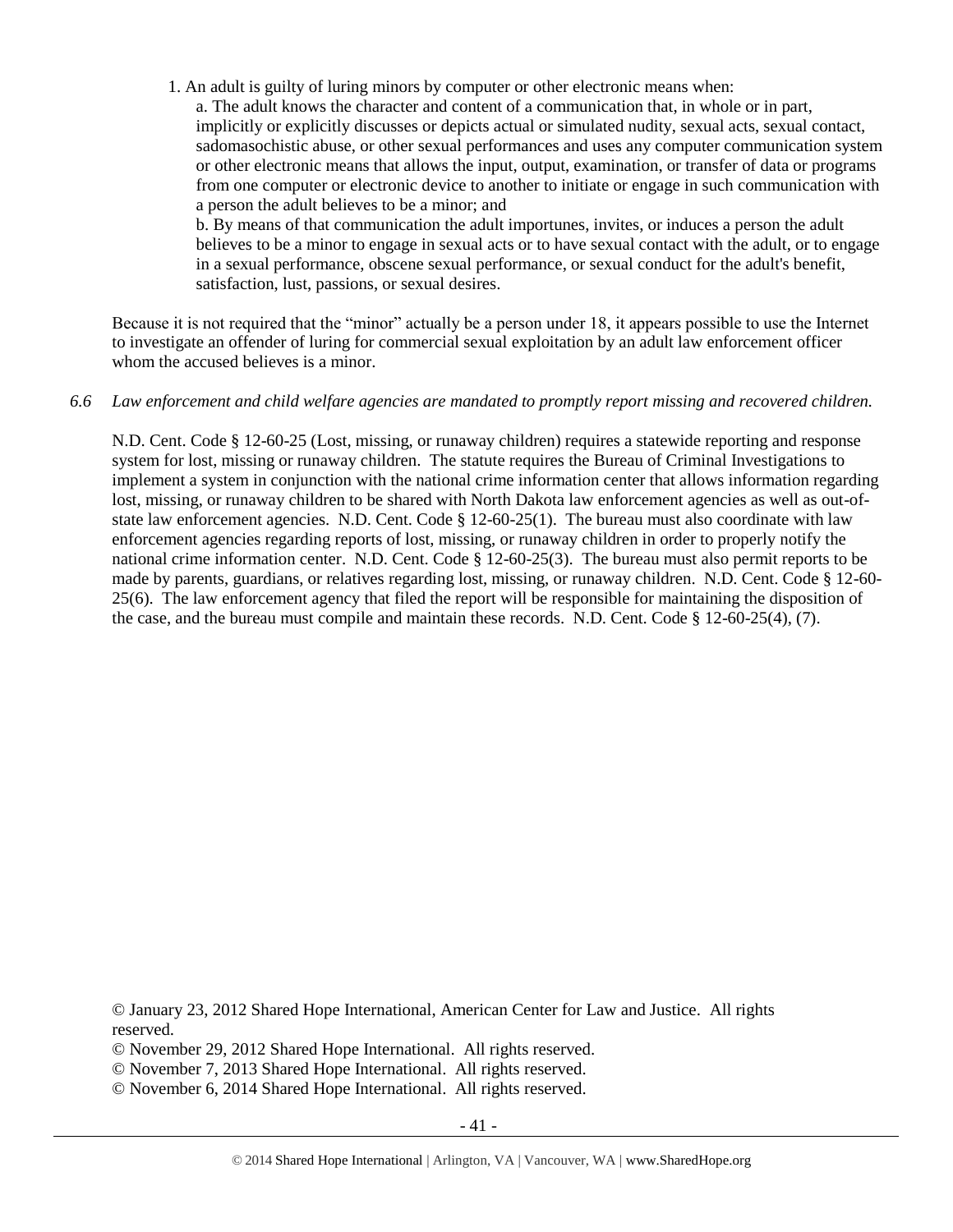1. An adult is guilty of luring minors by computer or other electronic means when:

   a. The adult knows the character and content of a communication that, in whole or in part, implicitly or explicitly discusses or depicts actual or simulated nudity, sexual acts, sexual contact, sadomasochistic abuse, or other sexual performances and uses any computer communication system or other electronic means that allows the input, output, examination, or transfer of data or programs from one computer or electronic device to another to initiate or engage in such communication with a person the adult believes to be a minor; and

   b. By means of that communication the adult importunes, invites, or induces a person the adult believes to be a minor to engage in sexual acts or to have sexual contact with the adult, or to engage in a sexual performance, obscene sexual performance, or sexual conduct for the adult's benefit, satisfaction, lust, passions, or sexual desires.

Because it is not required that the "minor" actually be a person under 18, it appears possible to use the Internet to investigate an offender of luring for commercial sexual exploitation by an adult law enforcement officer whom the accused believes is a minor.

*6.6 Law enforcement and child welfare agencies are mandated to promptly report missing and recovered children.*

N.D. Cent. Code § 12-60-25 (Lost, missing, or runaway children) requires a statewide reporting and response system for lost, missing or runaway children. The statute requires the Bureau of Criminal Investigations to implement a system in conjunction with the national crime information center that allows information regarding lost, missing, or runaway children to be shared with North Dakota law enforcement agencies as well as out-of-state law enforcement agencies. N.D. Cent. Code § 12-60-25(1). The bureau must also coordinate with law enforcement agencies regarding reports of lost, missing, or runaway children in order to properly notify the national crime information center. N.D. Cent. Code § 12-60-25(3). The bureau must also permit reports to be made by parents, guardians, or relatives regarding lost, missing, or runaway children. N.D. Cent. Code § 12-60-25(6). The law enforcement agency that filed the report will be responsible for maintaining the disposition of the case, and the bureau must compile and maintain these records. N.D. Cent. Code § 12-60-25(4), (7).

© January 23, 2012 Shared Hope International, American Center for Law and Justice. All rights reserved.
© November 29, 2012 Shared Hope International. All rights reserved.
© November 7, 2013 Shared Hope International. All rights reserved.
© November 6, 2014 Shared Hope International. All rights reserved.